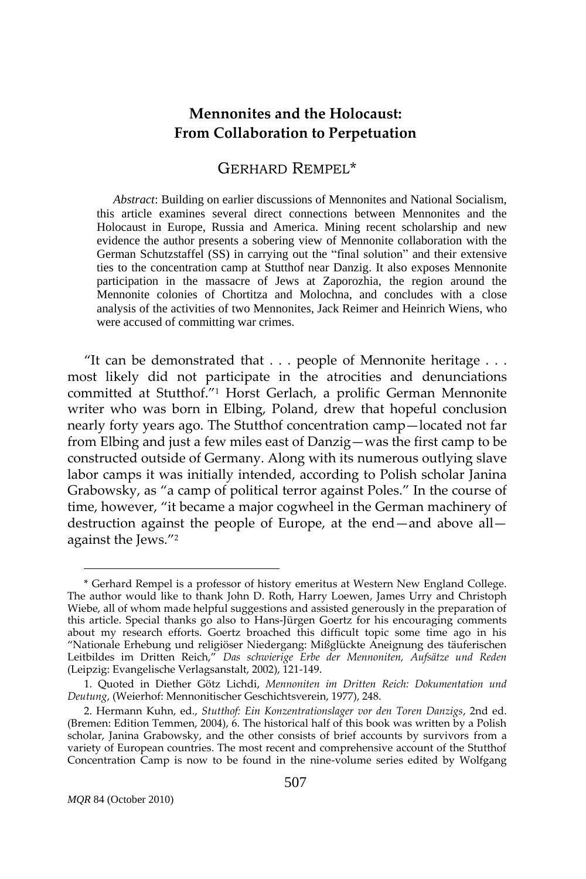# Mennonites and the Holocaust: From Collaboration to Perpetuation

GERHARD REMPEL*

*Abstract*: Building on earlier discussions of Mennonites and National Socialism, this article examines several direct connections between Mennonites and the Holocaust in Europe, Russia and America. Mining recent scholarship and new evidence the author presents a sobering view of Mennonite collaboration with the German Schutzstaffel (SS) in carrying out the "final solution" and their extensive ties to the concentration camp at Stutthof near Danzig. It also exposes Mennonite participation in the massacre of Jews at Zaporozhia, the region around the Mennonite colonies of Chortitza and Molochna, and concludes with a close analysis of the activities of two Mennonites, Jack Reimer and Heinrich Wiens, who were accused of committing war crimes.

"It can be demonstrated that . . . people of Mennonite heritage . . . most likely did not participate in the atrocities and denunciations committed at Stutthof."[1] Horst Gerlach, a prolific German Mennonite writer who was born in Elbing, Poland, drew that hopeful conclusion nearly forty years ago. The Stutthof concentration camp—located not far from Elbing and just a few miles east of Danzig—was the first camp to be constructed outside of Germany. Along with its numerous outlying slave labor camps it was initially intended, according to Polish scholar Janina Grabowsky, as "a camp of political terror against Poles." In the course of time, however, "it became a major cogwheel in the German machinery of destruction against the people of Europe, at the end—and above all—against the Jews."[2]

---

\* Gerhard Rempel is a professor of history emeritus at Western New England College. The author would like to thank John D. Roth, Harry Loewen, James Urry and Christoph Wiebe, all of whom made helpful suggestions and assisted generously in the preparation of this article. Special thanks go also to Hans-Jürgen Goertz for his encouraging comments about my research efforts. Goertz broached this difficult topic some time ago in his "Nationale Erhebung und religiöser Niedergang: Mißglückte Aneignung des täuferischen Leitbildes im Dritten Reich," *Das schwierige Erbe der Mennoniten, Aufsätze und Reden* (Leipzig: Evangelische Verlagsanstalt, 2002), 121-149.

1. Quoted in Diether Götz Lichdi, *Mennoniten im Dritten Reich: Dokumentation und Deutung*, (Weierhof: Mennonitischer Geschichtsverein, 1977), 248.

2. Hermann Kuhn, ed., *Stutthof: Ein Konzentrationslager vor den Toren Danzigs*, 2nd ed. (Bremen: Edition Temmen, 2004), 6. The historical half of this book was written by a Polish scholar, Janina Grabowsky, and the other consists of brief accounts by survivors from a variety of European countries. The most recent and comprehensive account of the Stutthof Concentration Camp is now to be found in the nine-volume series edited by Wolfgang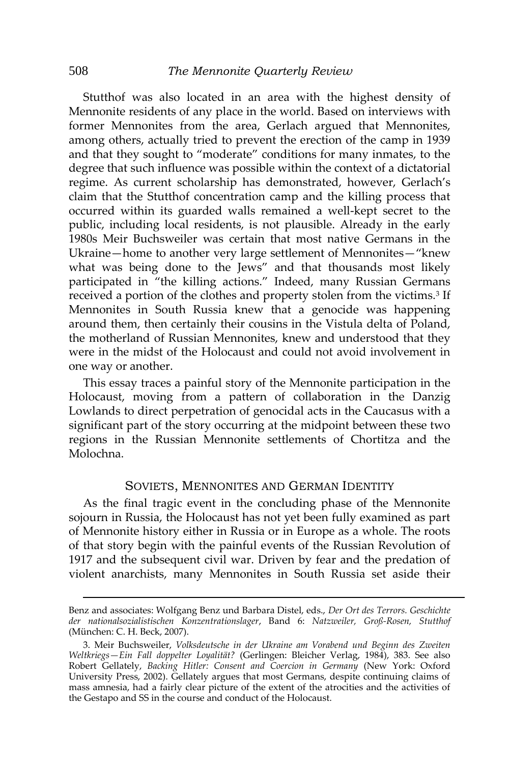Stutthof was also located in an area with the highest density of Mennonite residents of any place in the world. Based on interviews with former Mennonites from the area, Gerlach argued that Mennonites, among others, actually tried to prevent the erection of the camp in 1939 and that they sought to "moderate" conditions for many inmates, to the degree that such influence was possible within the context of a dictatorial regime. As current scholarship has demonstrated, however, Gerlach's claim that the Stutthof concentration camp and the killing process that occurred within its guarded walls remained a well-kept secret to the public, including local residents, is not plausible. Already in the early 1980s Meir Buchsweiler was certain that most native Germans in the Ukraine—home to another very large settlement of Mennonites—"knew what was being done to the Jews" and that thousands most likely participated in "the killing actions." Indeed, many Russian Germans received a portion of the clothes and property stolen from the victims.[3] If Mennonites in South Russia knew that a genocide was happening around them, then certainly their cousins in the Vistula delta of Poland, the motherland of Russian Mennonites, knew and understood that they were in the midst of the Holocaust and could not avoid involvement in one way or another.

This essay traces a painful story of the Mennonite participation in the Holocaust, moving from a pattern of collaboration in the Danzig Lowlands to direct perpetration of genocidal acts in the Caucasus with a significant part of the story occurring at the midpoint between these two regions in the Russian Mennonite settlements of Chortitza and the Molochna.

## SOVIETS, MENNONITES AND GERMAN IDENTITY

As the final tragic event in the concluding phase of the Mennonite sojourn in Russia, the Holocaust has not yet been fully examined as part of Mennonite history either in Russia or in Europe as a whole. The roots of that story begin with the painful events of the Russian Revolution of 1917 and the subsequent civil war. Driven by fear and the predation of violent anarchists, many Mennonites in South Russia set aside their

---

Benz and associates: Wolfgang Benz und Barbara Distel, eds., *Der Ort des Terrors. Geschichte der nationalsozialistischen Konzentrationslager*, Band 6: *Natzweiler, Groß-Rosen, Stutthof* (München: C. H. Beck, 2007).

3. Meir Buchsweiler, *Volksdeutsche in der Ukraine am Vorabend und Beginn des Zweiten Weltkriegs—Ein Fall doppelter Loyalität?* (Gerlingen: Bleicher Verlag, 1984), 383. See also Robert Gellately, *Backing Hitler: Consent and Coercion in Germany* (New York: Oxford University Press, 2002). Gellately argues that most Germans, despite continuing claims of mass amnesia, had a fairly clear picture of the extent of the atrocities and the activities of the Gestapo and SS in the course and conduct of the Holocaust.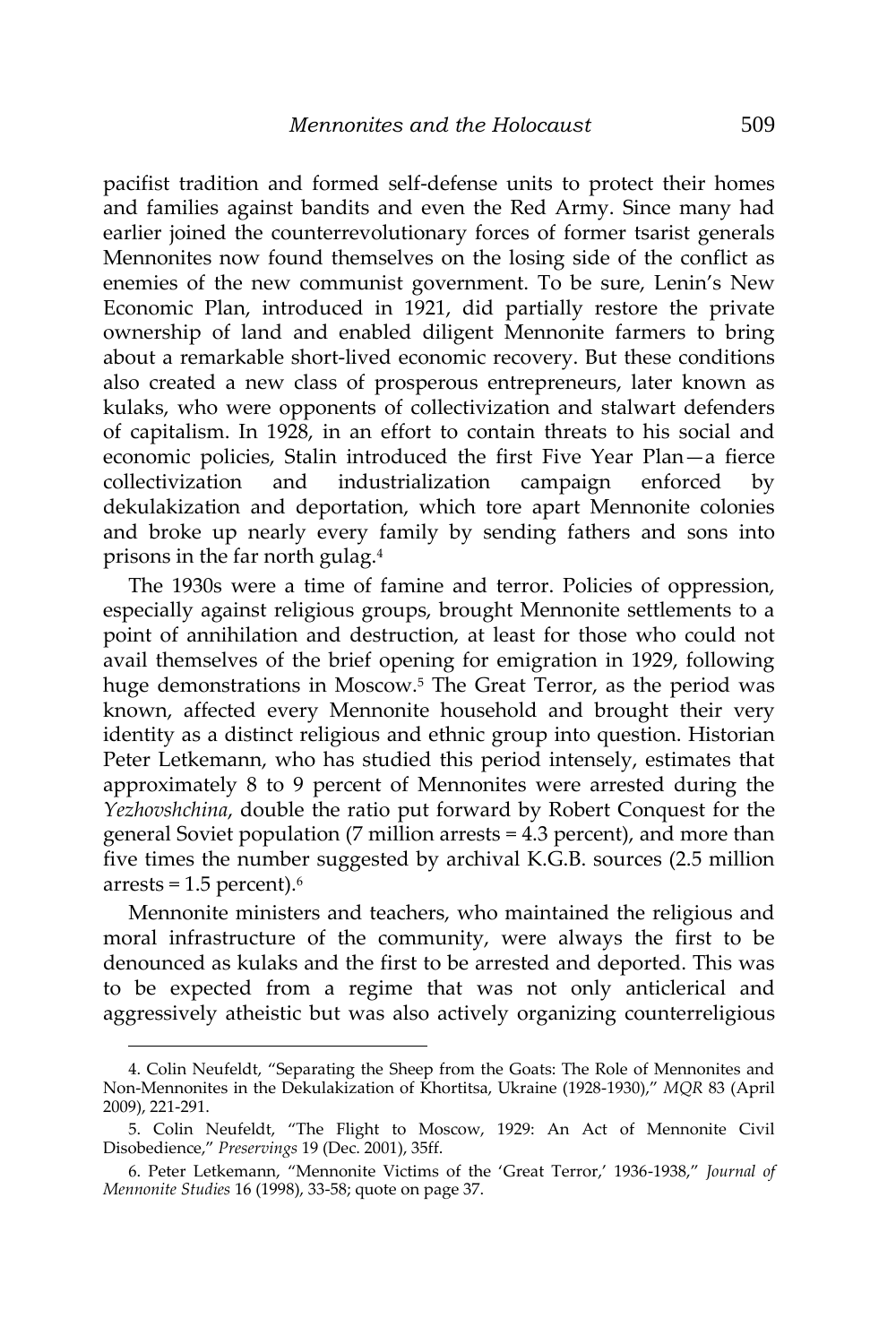pacifist tradition and formed self-defense units to protect their homes and families against bandits and even the Red Army. Since many had earlier joined the counterrevolutionary forces of former tsarist generals Mennonites now found themselves on the losing side of the conflict as enemies of the new communist government. To be sure, Lenin's New Economic Plan, introduced in 1921, did partially restore the private ownership of land and enabled diligent Mennonite farmers to bring about a remarkable short-lived economic recovery. But these conditions also created a new class of prosperous entrepreneurs, later known as kulaks, who were opponents of collectivization and stalwart defenders of capitalism. In 1928, in an effort to contain threats to his social and economic policies, Stalin introduced the first Five Year Plan—a fierce collectivization and industrialization campaign enforced by dekulakization and deportation, which tore apart Mennonite colonies and broke up nearly every family by sending fathers and sons into prisons in the far north gulag.[4]

The 1930s were a time of famine and terror. Policies of oppression, especially against religious groups, brought Mennonite settlements to a point of annihilation and destruction, at least for those who could not avail themselves of the brief opening for emigration in 1929, following huge demonstrations in Moscow.[5] The Great Terror, as the period was known, affected every Mennonite household and brought their very identity as a distinct religious and ethnic group into question. Historian Peter Letkemann, who has studied this period intensely, estimates that approximately 8 to 9 percent of Mennonites were arrested during the *Yezhovshchina*, double the ratio put forward by Robert Conquest for the general Soviet population (7 million arrests = 4.3 percent), and more than five times the number suggested by archival K.G.B. sources (2.5 million arrests = 1.5 percent).[6]

Mennonite ministers and teachers, who maintained the religious and moral infrastructure of the community, were always the first to be denounced as kulaks and the first to be arrested and deported. This was to be expected from a regime that was not only anticlerical and aggressively atheistic but was also actively organizing counterreligious

4. Colin Neufeldt, "Separating the Sheep from the Goats: The Role of Mennonites and Non-Mennonites in the Dekulakization of Khortitsa, Ukraine (1928-1930)," *MQR* 83 (April 2009), 221-291.

5. Colin Neufeldt, "The Flight to Moscow, 1929: An Act of Mennonite Civil Disobedience," *Preservings* 19 (Dec. 2001), 35ff.

6. Peter Letkemann, "Mennonite Victims of the 'Great Terror,' 1936-1938," *Journal of Mennonite Studies* 16 (1998), 33-58; quote on page 37.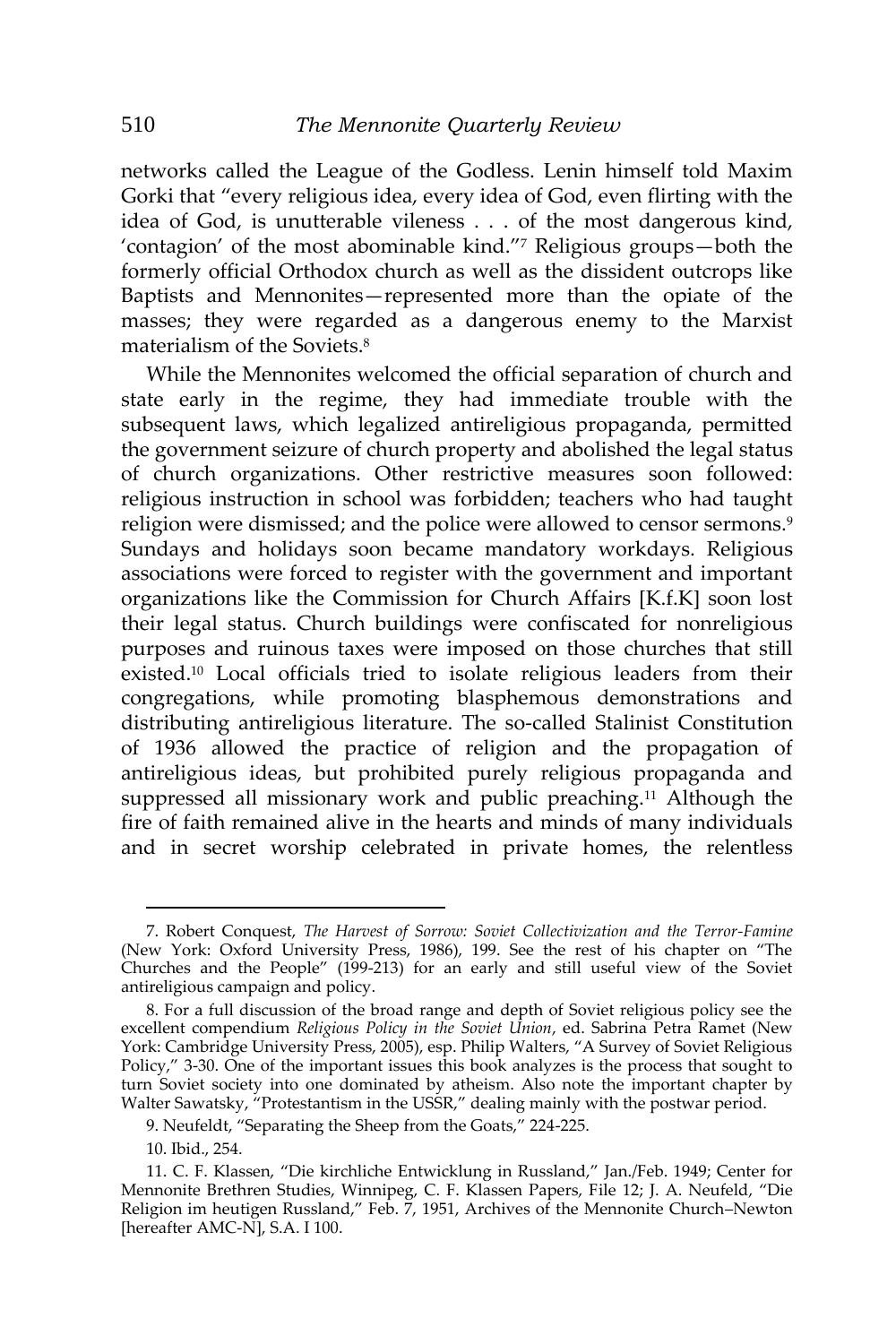networks called the League of the Godless. Lenin himself told Maxim Gorki that "every religious idea, every idea of God, even flirting with the idea of God, is unutterable vileness . . . of the most dangerous kind, 'contagion' of the most abominable kind."[7] Religious groups—both the formerly official Orthodox church as well as the dissident outcrops like Baptists and Mennonites—represented more than the opiate of the masses; they were regarded as a dangerous enemy to the Marxist materialism of the Soviets.[8]

While the Mennonites welcomed the official separation of church and state early in the regime, they had immediate trouble with the subsequent laws, which legalized antireligious propaganda, permitted the government seizure of church property and abolished the legal status of church organizations. Other restrictive measures soon followed: religious instruction in school was forbidden; teachers who had taught religion were dismissed; and the police were allowed to censor sermons.[9] Sundays and holidays soon became mandatory workdays. Religious associations were forced to register with the government and important organizations like the Commission for Church Affairs [K.f.K] soon lost their legal status. Church buildings were confiscated for nonreligious purposes and ruinous taxes were imposed on those churches that still existed.[10] Local officials tried to isolate religious leaders from their congregations, while promoting blasphemous demonstrations and distributing antireligious literature. The so-called Stalinist Constitution of 1936 allowed the practice of religion and the propagation of antireligious ideas, but prohibited purely religious propaganda and suppressed all missionary work and public preaching.[11] Although the fire of faith remained alive in the hearts and minds of many individuals and in secret worship celebrated in private homes, the relentless

---

7. Robert Conquest, *The Harvest of Sorrow: Soviet Collectivization and the Terror-Famine* (New York: Oxford University Press, 1986), 199. See the rest of his chapter on "The Churches and the People" (199-213) for an early and still useful view of the Soviet antireligious campaign and policy.

8. For a full discussion of the broad range and depth of Soviet religious policy see the excellent compendium *Religious Policy in the Soviet Union*, ed. Sabrina Petra Ramet (New York: Cambridge University Press, 2005), esp. Philip Walters, "A Survey of Soviet Religious Policy," 3-30. One of the important issues this book analyzes is the process that sought to turn Soviet society into one dominated by atheism. Also note the important chapter by Walter Sawatsky, "Protestantism in the USSR," dealing mainly with the postwar period.

9. Neufeldt, "Separating the Sheep from the Goats," 224-225.

10. Ibid., 254.

11. C. F. Klassen, "Die kirchliche Entwicklung in Russland," Jan./Feb. 1949; Center for Mennonite Brethren Studies, Winnipeg, C. F. Klassen Papers, File 12; J. A. Neufeld, "Die Religion im heutigen Russland," Feb. 7, 1951, Archives of the Mennonite Church–Newton [hereafter AMC-N], S.A. I 100.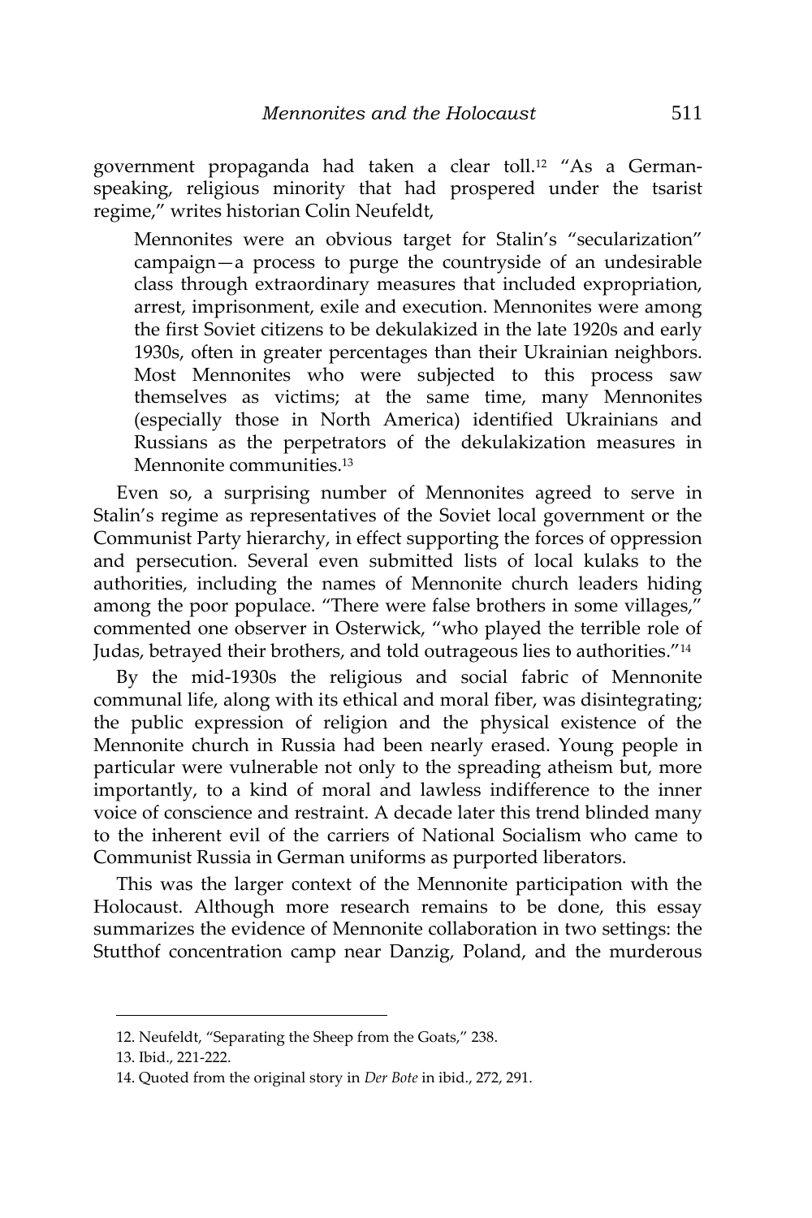government propaganda had taken a clear toll.[12] "As a German-speaking, religious minority that had prospered under the tsarist regime," writes historian Colin Neufeldt,

> Mennonites were an obvious target for Stalin's "secularization" campaign—a process to purge the countryside of an undesirable class through extraordinary measures that included expropriation, arrest, imprisonment, exile and execution. Mennonites were among the first Soviet citizens to be dekulakized in the late 1920s and early 1930s, often in greater percentages than their Ukrainian neighbors. Most Mennonites who were subjected to this process saw themselves as victims; at the same time, many Mennonites (especially those in North America) identified Ukrainians and Russians as the perpetrators of the dekulakization measures in Mennonite communities.[13]

Even so, a surprising number of Mennonites agreed to serve in Stalin's regime as representatives of the Soviet local government or the Communist Party hierarchy, in effect supporting the forces of oppression and persecution. Several even submitted lists of local kulaks to the authorities, including the names of Mennonite church leaders hiding among the poor populace. "There were false brothers in some villages," commented one observer in Osterwick, "who played the terrible role of Judas, betrayed their brothers, and told outrageous lies to authorities."[14]

By the mid-1930s the religious and social fabric of Mennonite communal life, along with its ethical and moral fiber, was disintegrating; the public expression of religion and the physical existence of the Mennonite church in Russia had been nearly erased. Young people in particular were vulnerable not only to the spreading atheism but, more importantly, to a kind of moral and lawless indifference to the inner voice of conscience and restraint. A decade later this trend blinded many to the inherent evil of the carriers of National Socialism who came to Communist Russia in German uniforms as purported liberators.

This was the larger context of the Mennonite participation with the Holocaust. Although more research remains to be done, this essay summarizes the evidence of Mennonite collaboration in two settings: the Stutthof concentration camp near Danzig, Poland, and the murderous

---

12. Neufeldt, "Separating the Sheep from the Goats," 238.

13. Ibid., 221-222.

14. Quoted from the original story in *Der Bote* in ibid., 272, 291.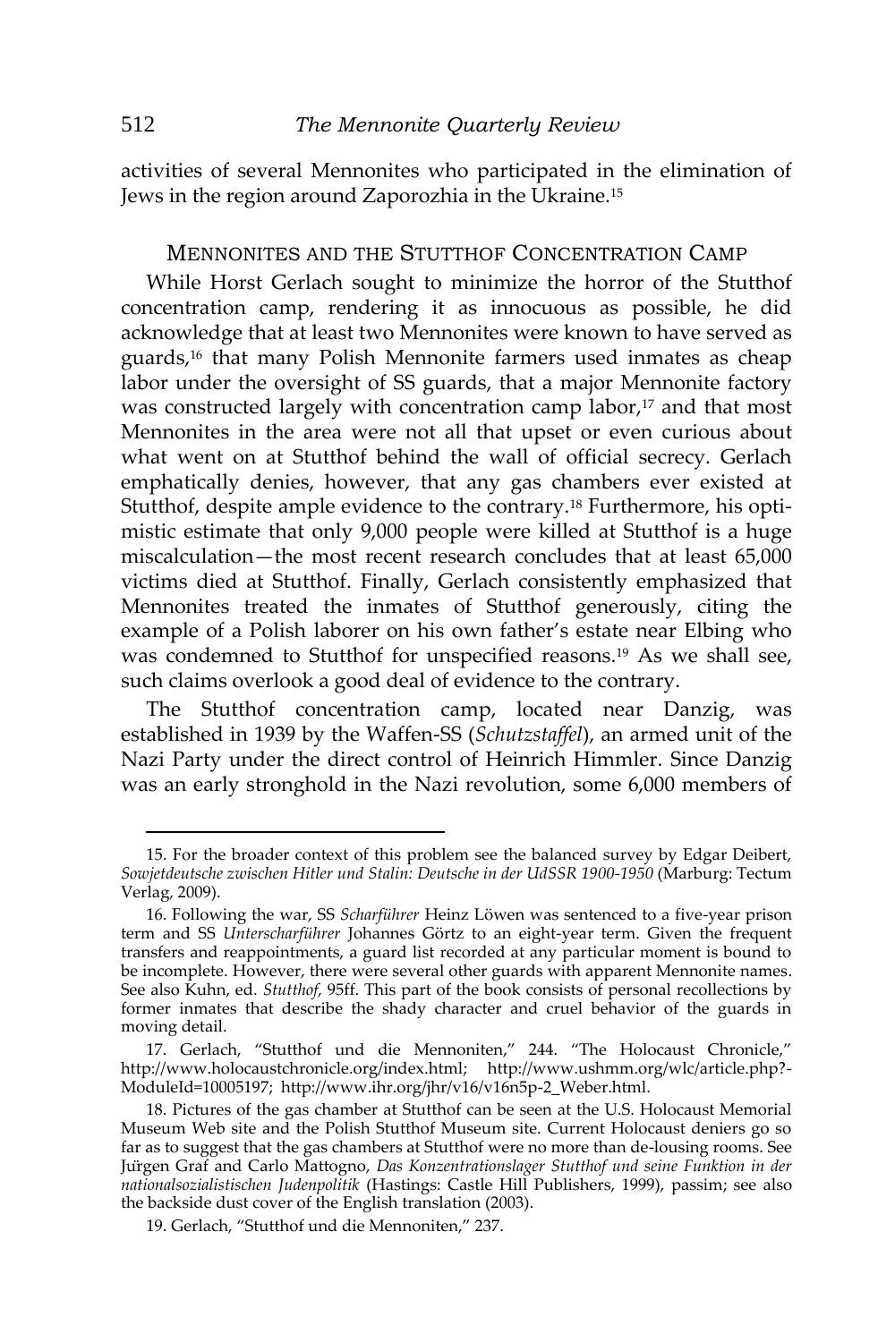activities of several Mennonites who participated in the elimination of Jews in the region around Zaporozhia in the Ukraine.[15]

## MENNONITES AND THE STUTTHOF CONCENTRATION CAMP

While Horst Gerlach sought to minimize the horror of the Stutthof concentration camp, rendering it as innocuous as possible, he did acknowledge that at least two Mennonites were known to have served as guards,[16] that many Polish Mennonite farmers used inmates as cheap labor under the oversight of SS guards, that a major Mennonite factory was constructed largely with concentration camp labor,[17] and that most Mennonites in the area were not all that upset or even curious about what went on at Stutthof behind the wall of official secrecy. Gerlach emphatically denies, however, that any gas chambers ever existed at Stutthof, despite ample evidence to the contrary.[18] Furthermore, his optimistic estimate that only 9,000 people were killed at Stutthof is a huge miscalculation—the most recent research concludes that at least 65,000 victims died at Stutthof. Finally, Gerlach consistently emphasized that Mennonites treated the inmates of Stutthof generously, citing the example of a Polish laborer on his own father's estate near Elbing who was condemned to Stutthof for unspecified reasons.[19] As we shall see, such claims overlook a good deal of evidence to the contrary.

The Stutthof concentration camp, located near Danzig, was established in 1939 by the Waffen-SS (*Schutzstaffel*), an armed unit of the Nazi Party under the direct control of Heinrich Himmler. Since Danzig was an early stronghold in the Nazi revolution, some 6,000 members of

---

15. For the broader context of this problem see the balanced survey by Edgar Deibert, *Sowjetdeutsche zwischen Hitler und Stalin: Deutsche in der UdSSR 1900-1950* (Marburg: Tectum Verlag, 2009).

16. Following the war, SS *Scharführer* Heinz Löwen was sentenced to a five-year prison term and SS *Unterscharführer* Johannes Görtz to an eight-year term. Given the frequent transfers and reappointments, a guard list recorded at any particular moment is bound to be incomplete. However, there were several other guards with apparent Mennonite names. See also Kuhn, ed. *Stutthof,* 95ff. This part of the book consists of personal recollections by former inmates that describe the shady character and cruel behavior of the guards in moving detail.

17. Gerlach, "Stutthof und die Mennoniten," 244. "The Holocaust Chronicle," http://www.holocaustchronicle.org/index.html; http://www.ushmm.org/wlc/article.php?-ModuleId=10005197; http://www.ihr.org/jhr/v16/v16n5p-2_Weber.html.

18. Pictures of the gas chamber at Stutthof can be seen at the U.S. Holocaust Memorial Museum Web site and the Polish Stutthof Museum site. Current Holocaust deniers go so far as to suggest that the gas chambers at Stutthof were no more than de-lousing rooms. See Jürgen Graf and Carlo Mattogno, *Das Konzentrationslager Stutthof und seine Funktion in der nationalsozialistischen Judenpolitik* (Hastings: Castle Hill Publishers, 1999), passim; see also the backside dust cover of the English translation (2003).

19. Gerlach, "Stutthof und die Mennoniten," 237.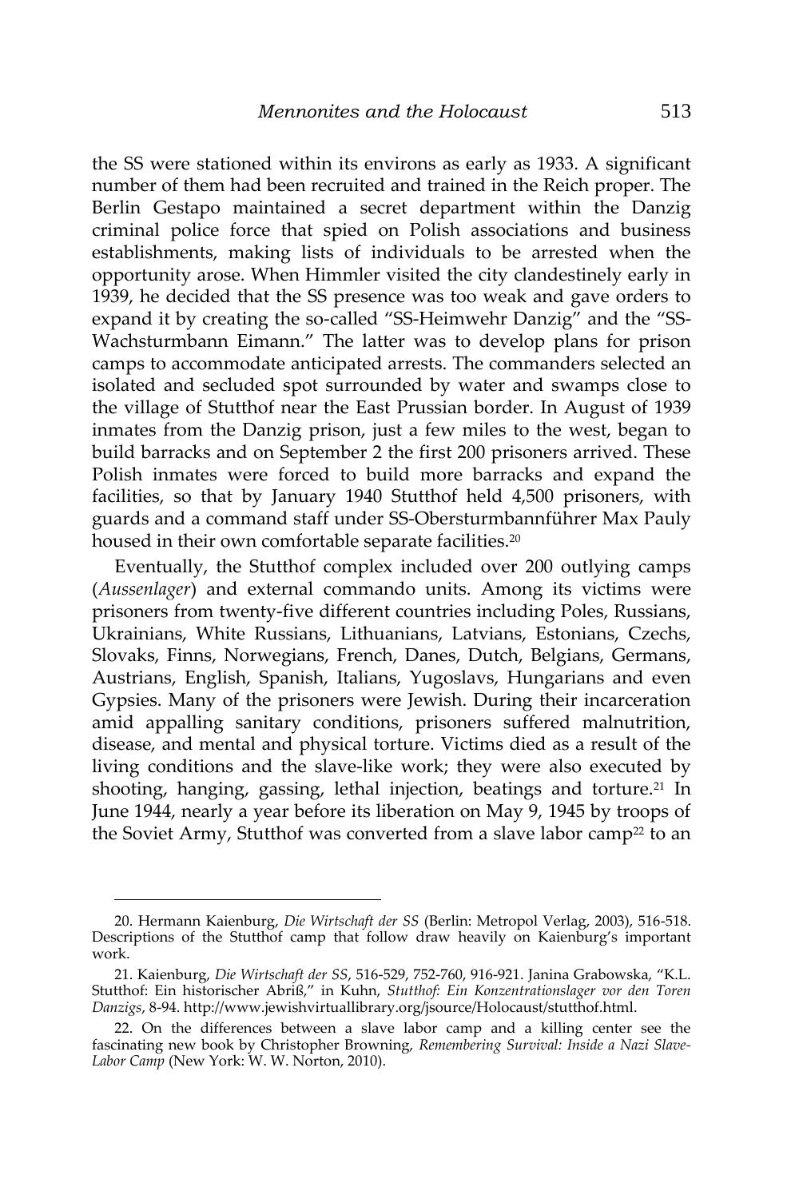the SS were stationed within its environs as early as 1933. A significant number of them had been recruited and trained in the Reich proper. The Berlin Gestapo maintained a secret department within the Danzig criminal police force that spied on Polish associations and business establishments, making lists of individuals to be arrested when the opportunity arose. When Himmler visited the city clandestinely early in 1939, he decided that the SS presence was too weak and gave orders to expand it by creating the so-called "SS-Heimwehr Danzig" and the "SS-Wachsturmbann Eimann." The latter was to develop plans for prison camps to accommodate anticipated arrests. The commanders selected an isolated and secluded spot surrounded by water and swamps close to the village of Stutthof near the East Prussian border. In August of 1939 inmates from the Danzig prison, just a few miles to the west, began to build barracks and on September 2 the first 200 prisoners arrived. These Polish inmates were forced to build more barracks and expand the facilities, so that by January 1940 Stutthof held 4,500 prisoners, with guards and a command staff under SS-Obersturmbannführer Max Pauly housed in their own comfortable separate facilities.[20]

Eventually, the Stutthof complex included over 200 outlying camps (*Aussenlager*) and external commando units. Among its victims were prisoners from twenty-five different countries including Poles, Russians, Ukrainians, White Russians, Lithuanians, Latvians, Estonians, Czechs, Slovaks, Finns, Norwegians, French, Danes, Dutch, Belgians, Germans, Austrians, English, Spanish, Italians, Yugoslavs, Hungarians and even Gypsies. Many of the prisoners were Jewish. During their incarceration amid appalling sanitary conditions, prisoners suffered malnutrition, disease, and mental and physical torture. Victims died as a result of the living conditions and the slave-like work; they were also executed by shooting, hanging, gassing, lethal injection, beatings and torture.[21] In June 1944, nearly a year before its liberation on May 9, 1945 by troops of the Soviet Army, Stutthof was converted from a slave labor camp[22] to an

---

20. Hermann Kaienburg, *Die Wirtschaft der SS* (Berlin: Metropol Verlag, 2003), 516-518. Descriptions of the Stutthof camp that follow draw heavily on Kaienburg's important work.

21. Kaienburg, *Die Wirtschaft der SS*, 516-529, 752-760, 916-921. Janina Grabowska, "K.L. Stutthof: Ein historischer Abriß," in Kuhn, *Stutthof: Ein Konzentrationslager vor den Toren Danzigs*, 8-94. http://www.jewishvirtuallibrary.org/jsource/Holocaust/stutthof.html.

22. On the differences between a slave labor camp and a killing center see the fascinating new book by Christopher Browning, *Remembering Survival: Inside a Nazi Slave-Labor Camp* (New York: W. W. Norton, 2010).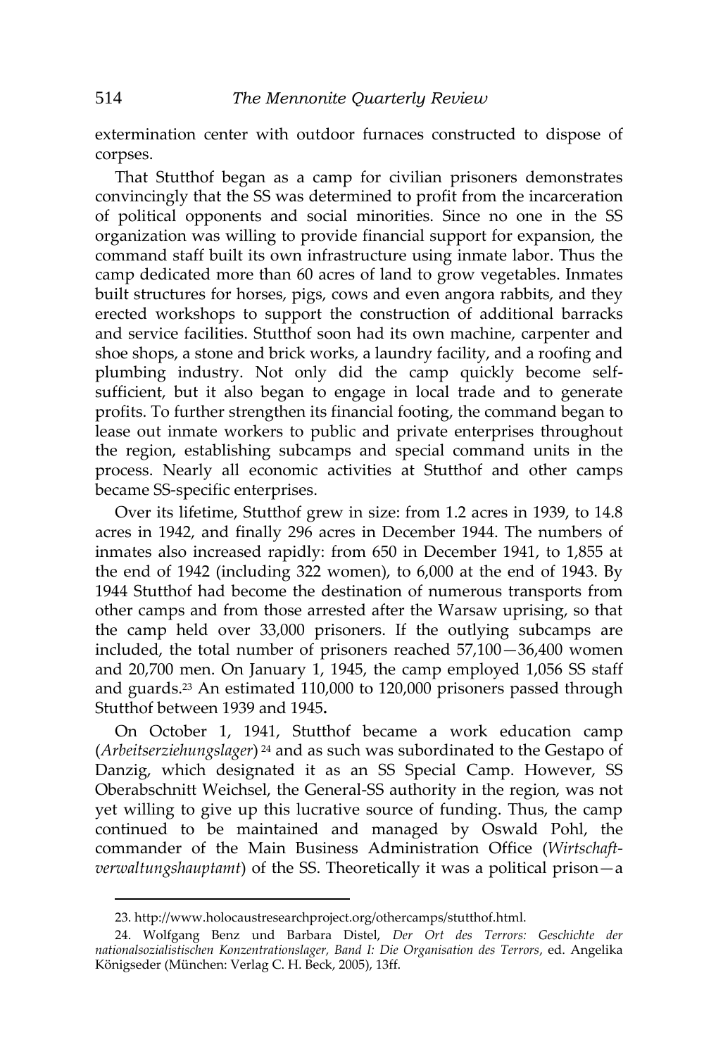extermination center with outdoor furnaces constructed to dispose of corpses.

That Stutthof began as a camp for civilian prisoners demonstrates convincingly that the SS was determined to profit from the incarceration of political opponents and social minorities. Since no one in the SS organization was willing to provide financial support for expansion, the command staff built its own infrastructure using inmate labor. Thus the camp dedicated more than 60 acres of land to grow vegetables. Inmates built structures for horses, pigs, cows and even angora rabbits, and they erected workshops to support the construction of additional barracks and service facilities. Stutthof soon had its own machine, carpenter and shoe shops, a stone and brick works, a laundry facility, and a roofing and plumbing industry. Not only did the camp quickly become self-sufficient, but it also began to engage in local trade and to generate profits. To further strengthen its financial footing, the command began to lease out inmate workers to public and private enterprises throughout the region, establishing subcamps and special command units in the process. Nearly all economic activities at Stutthof and other camps became SS-specific enterprises.

Over its lifetime, Stutthof grew in size: from 1.2 acres in 1939, to 14.8 acres in 1942, and finally 296 acres in December 1944. The numbers of inmates also increased rapidly: from 650 in December 1941, to 1,855 at the end of 1942 (including 322 women), to 6,000 at the end of 1943. By 1944 Stutthof had become the destination of numerous transports from other camps and from those arrested after the Warsaw uprising, so that the camp held over 33,000 prisoners. If the outlying subcamps are included, the total number of prisoners reached 57,100—36,400 women and 20,700 men. On January 1, 1945, the camp employed 1,056 SS staff and guards.[23] An estimated 110,000 to 120,000 prisoners passed through Stutthof between 1939 and 1945.

On October 1, 1941, Stutthof became a work education camp (*Arbeitserziehungslager*)[24] and as such was subordinated to the Gestapo of Danzig, which designated it as an SS Special Camp. However, SS Oberabschnitt Weichsel, the General-SS authority in the region, was not yet willing to give up this lucrative source of funding. Thus, the camp continued to be maintained and managed by Oswald Pohl, the commander of the Main Business Administration Office (*Wirtschaft-verwaltungshauptamt*) of the SS. Theoretically it was a political prison—a

23. http://www.holocaustresearchproject.org/othercamps/stutthof.html.

24. Wolfgang Benz und Barbara Distel, *Der Ort des Terrors: Geschichte der nationalsozialistischen Konzentrationslager, Band I: Die Organisation des Terrors*, ed. Angelika Königseder (München: Verlag C. H. Beck, 2005), 13ff.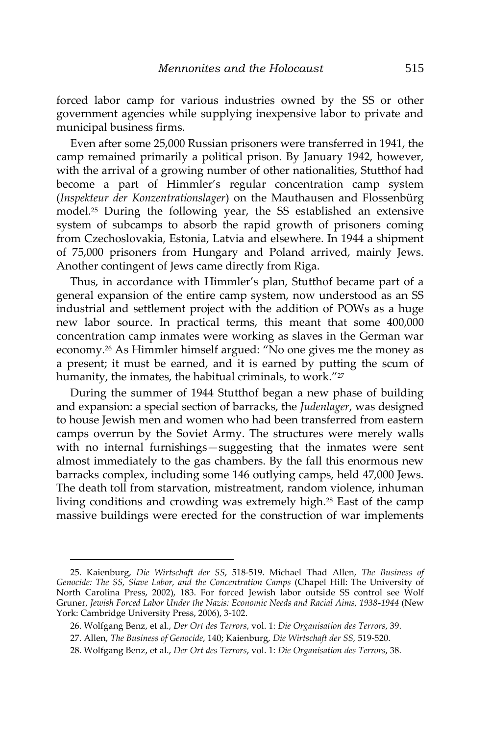forced labor camp for various industries owned by the SS or other government agencies while supplying inexpensive labor to private and municipal business firms.

Even after some 25,000 Russian prisoners were transferred in 1941, the camp remained primarily a political prison. By January 1942, however, with the arrival of a growing number of other nationalities, Stutthof had become a part of Himmler's regular concentration camp system (*Inspekteur der Konzentrationslager*) on the Mauthausen and Flossenbürg model.[25] During the following year, the SS established an extensive system of subcamps to absorb the rapid growth of prisoners coming from Czechoslovakia, Estonia, Latvia and elsewhere. In 1944 a shipment of 75,000 prisoners from Hungary and Poland arrived, mainly Jews. Another contingent of Jews came directly from Riga.

Thus, in accordance with Himmler's plan, Stutthof became part of a general expansion of the entire camp system, now understood as an SS industrial and settlement project with the addition of POWs as a huge new labor source. In practical terms, this meant that some 400,000 concentration camp inmates were working as slaves in the German war economy.[26] As Himmler himself argued: "No one gives me the money as a present; it must be earned, and it is earned by putting the scum of humanity, the inmates, the habitual criminals, to work."[27]

During the summer of 1944 Stutthof began a new phase of building and expansion: a special section of barracks, the *Judenlager*, was designed to house Jewish men and women who had been transferred from eastern camps overrun by the Soviet Army. The structures were merely walls with no internal furnishings—suggesting that the inmates were sent almost immediately to the gas chambers. By the fall this enormous new barracks complex, including some 146 outlying camps, held 47,000 Jews. The death toll from starvation, mistreatment, random violence, inhuman living conditions and crowding was extremely high.[28] East of the camp massive buildings were erected for the construction of war implements

---

25. Kaienburg, *Die Wirtschaft der SS*, 518-519. Michael Thad Allen, *The Business of Genocide: The SS, Slave Labor, and the Concentration Camps* (Chapel Hill: The University of North Carolina Press, 2002), 183. For forced Jewish labor outside SS control see Wolf Gruner, *Jewish Forced Labor Under the Nazis: Economic Needs and Racial Aims, 1938-1944* (New York: Cambridge University Press, 2006), 3-102.

26. Wolfgang Benz, et al., *Der Ort des Terrors*, vol. 1: *Die Organisation des Terrors*, 39.

27. Allen, *The Business of Genocide*, 140; Kaienburg, *Die Wirtschaft der SS,* 519-520.

28. Wolfgang Benz, et al., *Der Ort des Terrors*, vol. 1: *Die Organisation des Terrors*, 38.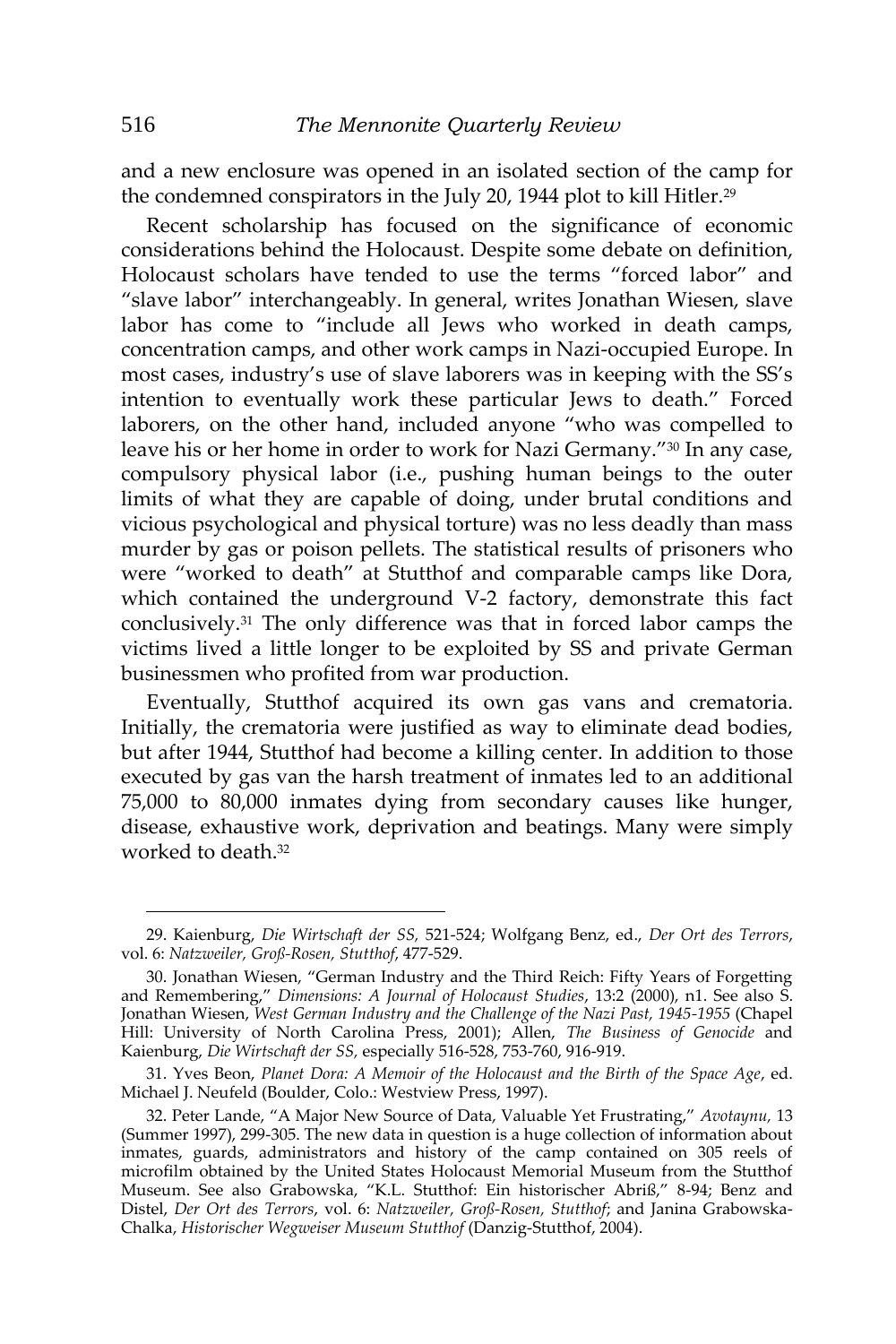and a new enclosure was opened in an isolated section of the camp for the condemned conspirators in the July 20, 1944 plot to kill Hitler.[29]

Recent scholarship has focused on the significance of economic considerations behind the Holocaust. Despite some debate on definition, Holocaust scholars have tended to use the terms "forced labor" and "slave labor" interchangeably. In general, writes Jonathan Wiesen, slave labor has come to "include all Jews who worked in death camps, concentration camps, and other work camps in Nazi-occupied Europe. In most cases, industry's use of slave laborers was in keeping with the SS's intention to eventually work these particular Jews to death." Forced laborers, on the other hand, included anyone "who was compelled to leave his or her home in order to work for Nazi Germany."[30] In any case, compulsory physical labor (i.e., pushing human beings to the outer limits of what they are capable of doing, under brutal conditions and vicious psychological and physical torture) was no less deadly than mass murder by gas or poison pellets. The statistical results of prisoners who were "worked to death" at Stutthof and comparable camps like Dora, which contained the underground V-2 factory, demonstrate this fact conclusively.[31] The only difference was that in forced labor camps the victims lived a little longer to be exploited by SS and private German businessmen who profited from war production.

Eventually, Stutthof acquired its own gas vans and crematoria. Initially, the crematoria were justified as way to eliminate dead bodies, but after 1944, Stutthof had become a killing center. In addition to those executed by gas van the harsh treatment of inmates led to an additional 75,000 to 80,000 inmates dying from secondary causes like hunger, disease, exhaustive work, deprivation and beatings. Many were simply worked to death.[32]

---

29. Kaienburg, *Die Wirtschaft der SS,* 521-524; Wolfgang Benz, ed., *Der Ort des Terrors*, vol. 6: *Natzweiler, Groß-Rosen, Stutthof*, 477-529.

30. Jonathan Wiesen, "German Industry and the Third Reich: Fifty Years of Forgetting and Remembering," *Dimensions: A Journal of Holocaust Studies*, 13:2 (2000), n1. See also S. Jonathan Wiesen, *West German Industry and the Challenge of the Nazi Past, 1945-1955* (Chapel Hill: University of North Carolina Press, 2001); Allen, *The Business of Genocide* and Kaienburg, *Die Wirtschaft der SS,* especially 516-528, 753-760, 916-919.

31. Yves Beon, *Planet Dora: A Memoir of the Holocaust and the Birth of the Space Age*, ed. Michael J. Neufeld (Boulder, Colo.: Westview Press, 1997).

32. Peter Lande, "A Major New Source of Data, Valuable Yet Frustrating," *Avotaynu,* 13 (Summer 1997), 299-305. The new data in question is a huge collection of information about inmates, guards, administrators and history of the camp contained on 305 reels of microfilm obtained by the United States Holocaust Memorial Museum from the Stutthof Museum. See also Grabowska, "K.L. Stutthof: Ein historischer Abriß," 8-94; Benz and Distel, *Der Ort des Terrors*, vol. 6: *Natzweiler, Groß-Rosen, Stutthof*; and Janina Grabowska-Chalka, *Historischer Wegweiser Museum Stutthof* (Danzig-Stutthof, 2004).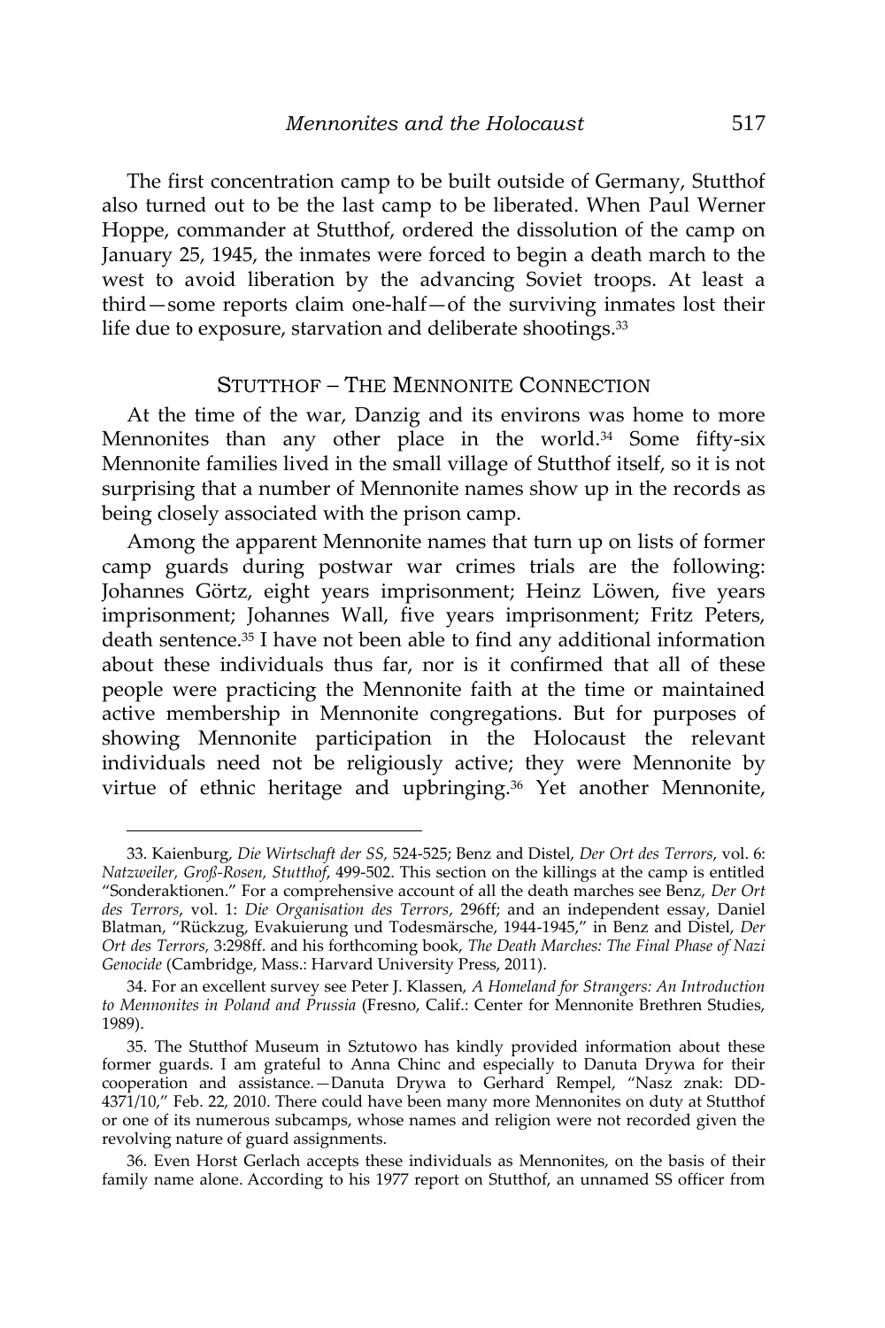The first concentration camp to be built outside of Germany, Stutthof also turned out to be the last camp to be liberated. When Paul Werner Hoppe, commander at Stutthof, ordered the dissolution of the camp on January 25, 1945, the inmates were forced to begin a death march to the west to avoid liberation by the advancing Soviet troops. At least a third—some reports claim one-half—of the surviving inmates lost their life due to exposure, starvation and deliberate shootings.[33]

## STUTTHOF – THE MENNONITE CONNECTION

At the time of the war, Danzig and its environs was home to more Mennonites than any other place in the world.[34] Some fifty-six Mennonite families lived in the small village of Stutthof itself, so it is not surprising that a number of Mennonite names show up in the records as being closely associated with the prison camp.

Among the apparent Mennonite names that turn up on lists of former camp guards during postwar war crimes trials are the following: Johannes Görtz, eight years imprisonment; Heinz Löwen, five years imprisonment; Johannes Wall, five years imprisonment; Fritz Peters, death sentence.[35] I have not been able to find any additional information about these individuals thus far, nor is it confirmed that all of these people were practicing the Mennonite faith at the time or maintained active membership in Mennonite congregations. But for purposes of showing Mennonite participation in the Holocaust the relevant individuals need not be religiously active; they were Mennonite by virtue of ethnic heritage and upbringing.[36] Yet another Mennonite,

---

33. Kaienburg, *Die Wirtschaft der SS,* 524-525; Benz and Distel, *Der Ort des Terrors*, vol. 6: *Natzweiler, Groß-Rosen, Stutthof*, 499-502. This section on the killings at the camp is entitled "Sonderaktionen." For a comprehensive account of all the death marches see Benz, *Der Ort des Terrors*, vol. 1: *Die Organisation des Terrors*, 296ff; and an independent essay, Daniel Blatman, "Rückzug, Evakuierung und Todesmärsche, 1944-1945," in Benz and Distel, *Der Ort des Terrors,* 3:298ff. and his forthcoming book, *The Death Marches: The Final Phase of Nazi Genocide* (Cambridge, Mass.: Harvard University Press, 2011).

34. For an excellent survey see Peter J. Klassen, *A Homeland for Strangers: An Introduction to Mennonites in Poland and Prussia* (Fresno, Calif.: Center for Mennonite Brethren Studies, 1989).

35. The Stutthof Museum in Sztutowo has kindly provided information about these former guards. I am grateful to Anna Chinc and especially to Danuta Drywa for their cooperation and assistance.—Danuta Drywa to Gerhard Rempel, "Nasz znak: DD-4371/10," Feb. 22, 2010. There could have been many more Mennonites on duty at Stutthof or one of its numerous subcamps, whose names and religion were not recorded given the revolving nature of guard assignments.

36. Even Horst Gerlach accepts these individuals as Mennonites, on the basis of their family name alone. According to his 1977 report on Stutthof, an unnamed SS officer from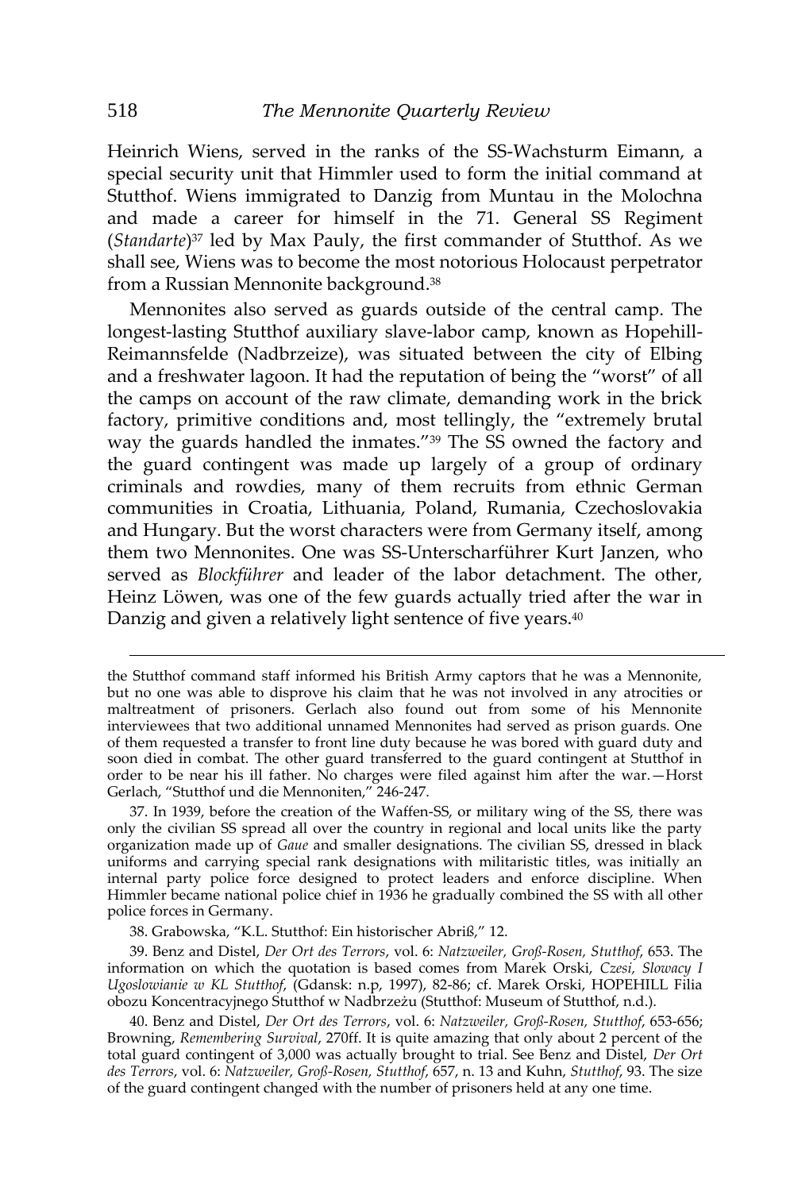Heinrich Wiens, served in the ranks of the SS-Wachsturm Eimann, a special security unit that Himmler used to form the initial command at Stutthof. Wiens immigrated to Danzig from Muntau in the Molochna and made a career for himself in the 71. General SS Regiment (*Standarte*)[37] led by Max Pauly, the first commander of Stutthof. As we shall see, Wiens was to become the most notorious Holocaust perpetrator from a Russian Mennonite background.[38]

Mennonites also served as guards outside of the central camp. The longest-lasting Stutthof auxiliary slave-labor camp, known as Hopehill-Reimannsfelde (Nadbrzeize), was situated between the city of Elbing and a freshwater lagoon. It had the reputation of being the "worst" of all the camps on account of the raw climate, demanding work in the brick factory, primitive conditions and, most tellingly, the "extremely brutal way the guards handled the inmates."[39] The SS owned the factory and the guard contingent was made up largely of a group of ordinary criminals and rowdies, many of them recruits from ethnic German communities in Croatia, Lithuania, Poland, Rumania, Czechoslovakia and Hungary. But the worst characters were from Germany itself, among them two Mennonites. One was SS-Unterscharführer Kurt Janzen, who served as *Blockführer* and leader of the labor detachment. The other, Heinz Löwen, was one of the few guards actually tried after the war in Danzig and given a relatively light sentence of five years.[40]

---

the Stutthof command staff informed his British Army captors that he was a Mennonite, but no one was able to disprove his claim that he was not involved in any atrocities or maltreatment of prisoners. Gerlach also found out from some of his Mennonite interviewees that two additional unnamed Mennonites had served as prison guards. One of them requested a transfer to front line duty because he was bored with guard duty and soon died in combat. The other guard transferred to the guard contingent at Stutthof in order to be near his ill father. No charges were filed against him after the war.—Horst Gerlach, "Stutthof und die Mennoniten," 246-247.

37. In 1939, before the creation of the Waffen-SS, or military wing of the SS, there was only the civilian SS spread all over the country in regional and local units like the party organization made up of *Gaue* and smaller designations. The civilian SS, dressed in black uniforms and carrying special rank designations with militaristic titles, was initially an internal party police force designed to protect leaders and enforce discipline. When Himmler became national police chief in 1936 he gradually combined the SS with all other police forces in Germany.

38. Grabowska, "K.L. Stutthof: Ein historischer Abriß," 12.

39. Benz and Distel, *Der Ort des Terrors*, vol. 6: *Natzweiler, Groß-Rosen, Stutthof*, 653. The information on which the quotation is based comes from Marek Orski, *Czesi, Slowacy I Ugoslowianie w KL Stutthof*, (Gdansk: n.p, 1997), 82-86; cf. Marek Orski, HOPEHILL Filia obozu Koncentracyjnego Stutthof w Nadbrzeżu (Stutthof: Museum of Stutthof, n.d.).

40. Benz and Distel, *Der Ort des Terrors*, vol. 6: *Natzweiler, Groß-Rosen, Stutthof*, 653-656; Browning, *Remembering Survival*, 270ff. It is quite amazing that only about 2 percent of the total guard contingent of 3,000 was actually brought to trial. See Benz and Distel, *Der Ort des Terrors*, vol. 6: *Natzweiler, Groß-Rosen, Stutthof*, 657, n. 13 and Kuhn, *Stutthof*, 93. The size of the guard contingent changed with the number of prisoners held at any one time.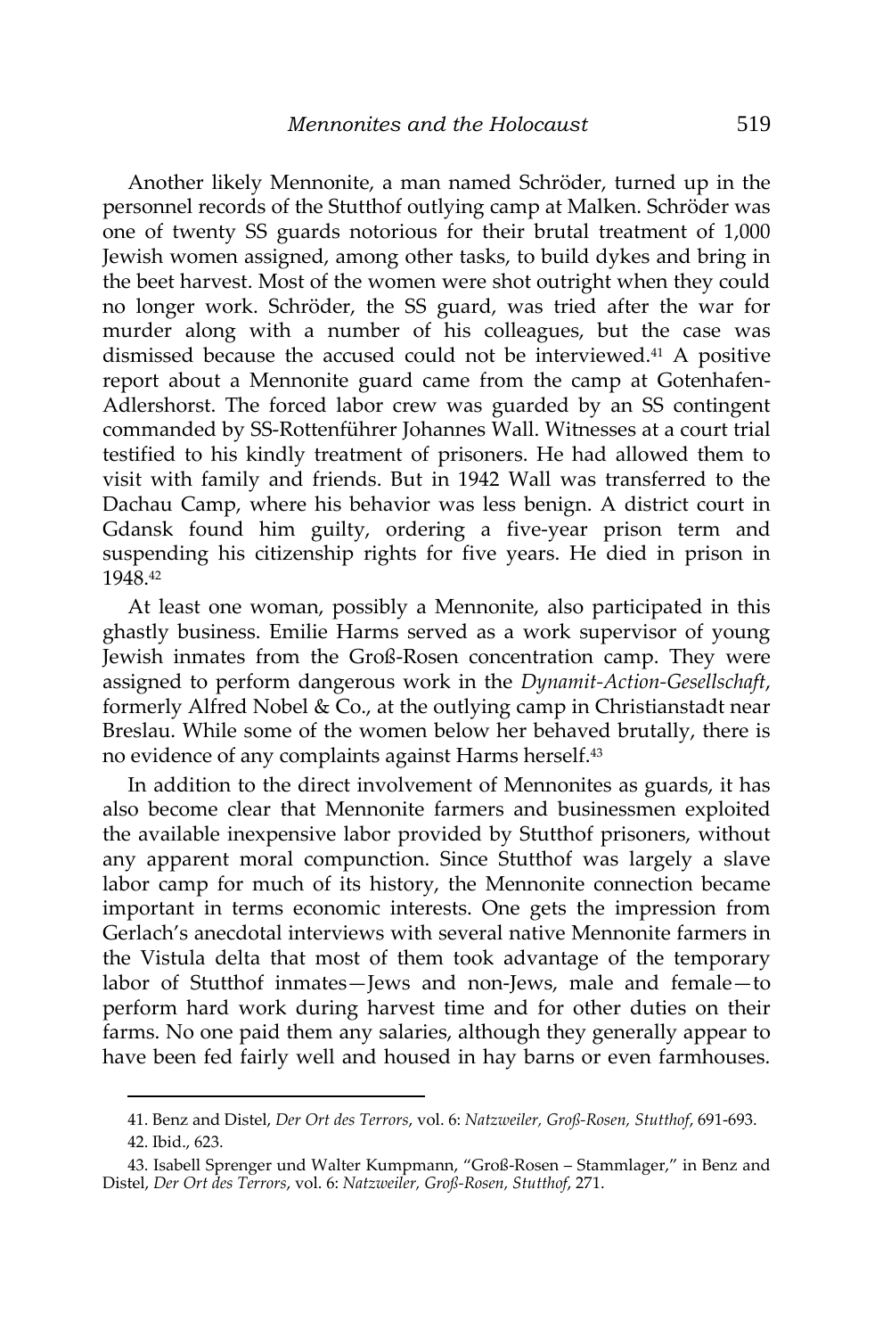Another likely Mennonite, a man named Schröder, turned up in the personnel records of the Stutthof outlying camp at Malken. Schröder was one of twenty SS guards notorious for their brutal treatment of 1,000 Jewish women assigned, among other tasks, to build dykes and bring in the beet harvest. Most of the women were shot outright when they could no longer work. Schröder, the SS guard, was tried after the war for murder along with a number of his colleagues, but the case was dismissed because the accused could not be interviewed.[41] A positive report about a Mennonite guard came from the camp at Gotenhafen-Adlershorst. The forced labor crew was guarded by an SS contingent commanded by SS-Rottenführer Johannes Wall. Witnesses at a court trial testified to his kindly treatment of prisoners. He had allowed them to visit with family and friends. But in 1942 Wall was transferred to the Dachau Camp, where his behavior was less benign. A district court in Gdansk found him guilty, ordering a five-year prison term and suspending his citizenship rights for five years. He died in prison in 1948.[42]

At least one woman, possibly a Mennonite, also participated in this ghastly business. Emilie Harms served as a work supervisor of young Jewish inmates from the Groß-Rosen concentration camp. They were assigned to perform dangerous work in the *Dynamit-Action-Gesellschaft*, formerly Alfred Nobel & Co., at the outlying camp in Christianstadt near Breslau. While some of the women below her behaved brutally, there is no evidence of any complaints against Harms herself.[43]

In addition to the direct involvement of Mennonites as guards, it has also become clear that Mennonite farmers and businessmen exploited the available inexpensive labor provided by Stutthof prisoners, without any apparent moral compunction. Since Stutthof was largely a slave labor camp for much of its history, the Mennonite connection became important in terms economic interests. One gets the impression from Gerlach's anecdotal interviews with several native Mennonite farmers in the Vistula delta that most of them took advantage of the temporary labor of Stutthof inmates—Jews and non-Jews, male and female—to perform hard work during harvest time and for other duties on their farms. No one paid them any salaries, although they generally appear to have been fed fairly well and housed in hay barns or even farmhouses.

---

41. Benz and Distel, *Der Ort des Terrors*, vol. 6: *Natzweiler, Groß-Rosen, Stutthof*, 691-693.

42. Ibid., 623.

43. Isabell Sprenger und Walter Kumpmann, "Groß-Rosen – Stammlager," in Benz and Distel, *Der Ort des Terrors*, vol. 6: *Natzweiler, Groß-Rosen, Stutthof*, 271.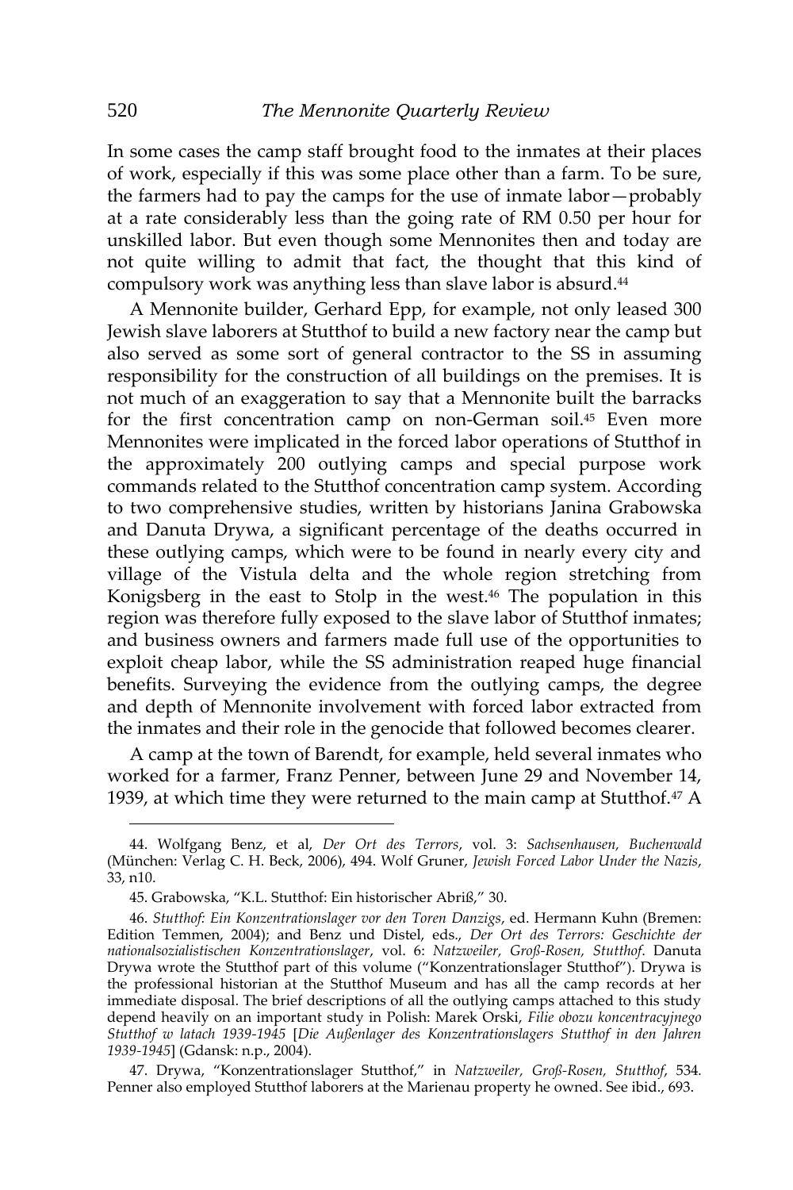In some cases the camp staff brought food to the inmates at their places of work, especially if this was some place other than a farm. To be sure, the farmers had to pay the camps for the use of inmate labor—probably at a rate considerably less than the going rate of RM 0.50 per hour for unskilled labor. But even though some Mennonites then and today are not quite willing to admit that fact, the thought that this kind of compulsory work was anything less than slave labor is absurd.[44]

A Mennonite builder, Gerhard Epp, for example, not only leased 300 Jewish slave laborers at Stutthof to build a new factory near the camp but also served as some sort of general contractor to the SS in assuming responsibility for the construction of all buildings on the premises. It is not much of an exaggeration to say that a Mennonite built the barracks for the first concentration camp on non-German soil.[45] Even more Mennonites were implicated in the forced labor operations of Stutthof in the approximately 200 outlying camps and special purpose work commands related to the Stutthof concentration camp system. According to two comprehensive studies, written by historians Janina Grabowska and Danuta Drywa, a significant percentage of the deaths occurred in these outlying camps, which were to be found in nearly every city and village of the Vistula delta and the whole region stretching from Konigsberg in the east to Stolp in the west.[46] The population in this region was therefore fully exposed to the slave labor of Stutthof inmates; and business owners and farmers made full use of the opportunities to exploit cheap labor, while the SS administration reaped huge financial benefits. Surveying the evidence from the outlying camps, the degree and depth of Mennonite involvement with forced labor extracted from the inmates and their role in the genocide that followed becomes clearer.

A camp at the town of Barendt, for example, held several inmates who worked for a farmer, Franz Penner, between June 29 and November 14, 1939, at which time they were returned to the main camp at Stutthof.[47] A

---

44. Wolfgang Benz, et al, *Der Ort des Terrors*, vol. 3: *Sachsenhausen, Buchenwald* (München: Verlag C. H. Beck, 2006), 494. Wolf Gruner, *Jewish Forced Labor Under the Nazis*, 33, n10.

45. Grabowska, "K.L. Stutthof: Ein historischer Abriß," 30.

46. *Stutthof: Ein Konzentrationslager vor den Toren Danzigs*, ed. Hermann Kuhn (Bremen: Edition Temmen, 2004); and Benz und Distel, eds., *Der Ort des Terrors: Geschichte der nationalsozialistischen Konzentrationslager*, vol. 6: *Natzweiler, Groß-Rosen, Stutthof*. Danuta Drywa wrote the Stutthof part of this volume ("Konzentrationslager Stutthof"). Drywa is the professional historian at the Stutthof Museum and has all the camp records at her immediate disposal. The brief descriptions of all the outlying camps attached to this study depend heavily on an important study in Polish: Marek Orski, *Filie obozu koncentracyjnego Stutthof w latach 1939-1945* [*Die Außenlager des Konzentrationslagers Stutthof in den Jahren 1939-1945*] (Gdansk: n.p., 2004).

47. Drywa, "Konzentrationslager Stutthof," in *Natzweiler, Groß-Rosen, Stutthof*, 534. Penner also employed Stutthof laborers at the Marienau property he owned. See ibid., 693.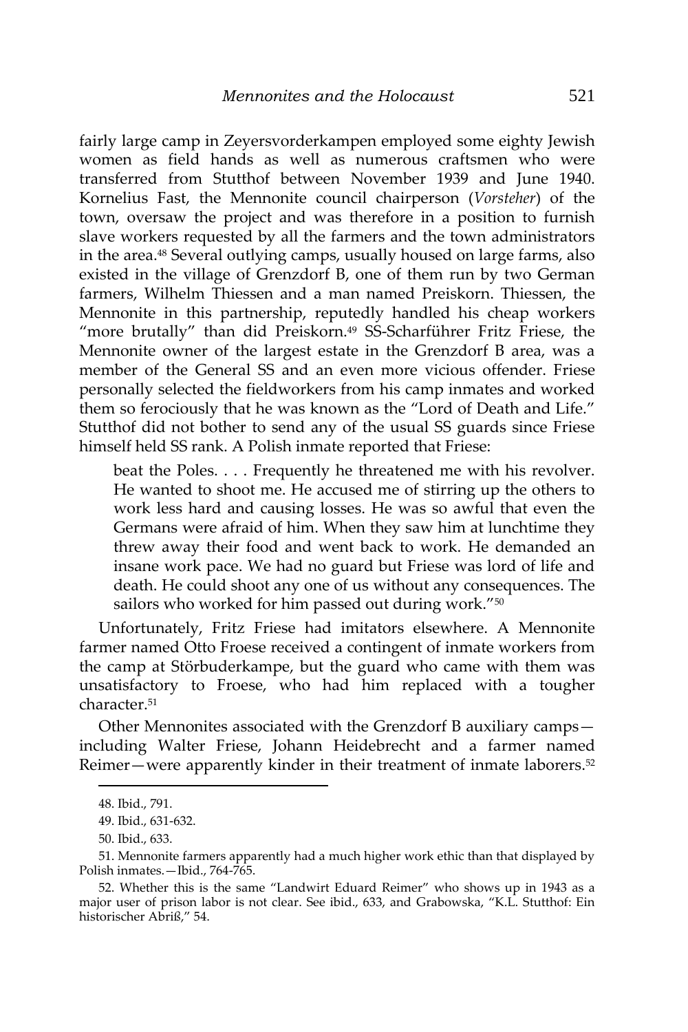fairly large camp in Zeyersvorderkampen employed some eighty Jewish women as field hands as well as numerous craftsmen who were transferred from Stutthof between November 1939 and June 1940. Kornelius Fast, the Mennonite council chairperson (*Vorsteher*) of the town, oversaw the project and was therefore in a position to furnish slave workers requested by all the farmers and the town administrators in the area.[48] Several outlying camps, usually housed on large farms, also existed in the village of Grenzdorf B, one of them run by two German farmers, Wilhelm Thiessen and a man named Preiskorn. Thiessen, the Mennonite in this partnership, reputedly handled his cheap workers "more brutally" than did Preiskorn.[49] SS-Scharführer Fritz Friese, the Mennonite owner of the largest estate in the Grenzdorf B area, was a member of the General SS and an even more vicious offender. Friese personally selected the fieldworkers from his camp inmates and worked them so ferociously that he was known as the "Lord of Death and Life." Stutthof did not bother to send any of the usual SS guards since Friese himself held SS rank. A Polish inmate reported that Friese:

> beat the Poles. . . . Frequently he threatened me with his revolver. He wanted to shoot me. He accused me of stirring up the others to work less hard and causing losses. He was so awful that even the Germans were afraid of him. When they saw him at lunchtime they threw away their food and went back to work. He demanded an insane work pace. We had no guard but Friese was lord of life and death. He could shoot any one of us without any consequences. The sailors who worked for him passed out during work."[50]

Unfortunately, Fritz Friese had imitators elsewhere. A Mennonite farmer named Otto Froese received a contingent of inmate workers from the camp at Störbuderkampe, but the guard who came with them was unsatisfactory to Froese, who had him replaced with a tougher character.[51]

Other Mennonites associated with the Grenzdorf B auxiliary camps—including Walter Friese, Johann Heidebrecht and a farmer named Reimer—were apparently kinder in their treatment of inmate laborers.[52]

48. Ibid., 791.

49. Ibid., 631-632.

50. Ibid., 633.

51. Mennonite farmers apparently had a much higher work ethic than that displayed by Polish inmates.—Ibid., 764-765.

52. Whether this is the same "Landwirt Eduard Reimer" who shows up in 1943 as a major user of prison labor is not clear. See ibid., 633, and Grabowska, "K.L. Stutthof: Ein historischer Abriß," 54.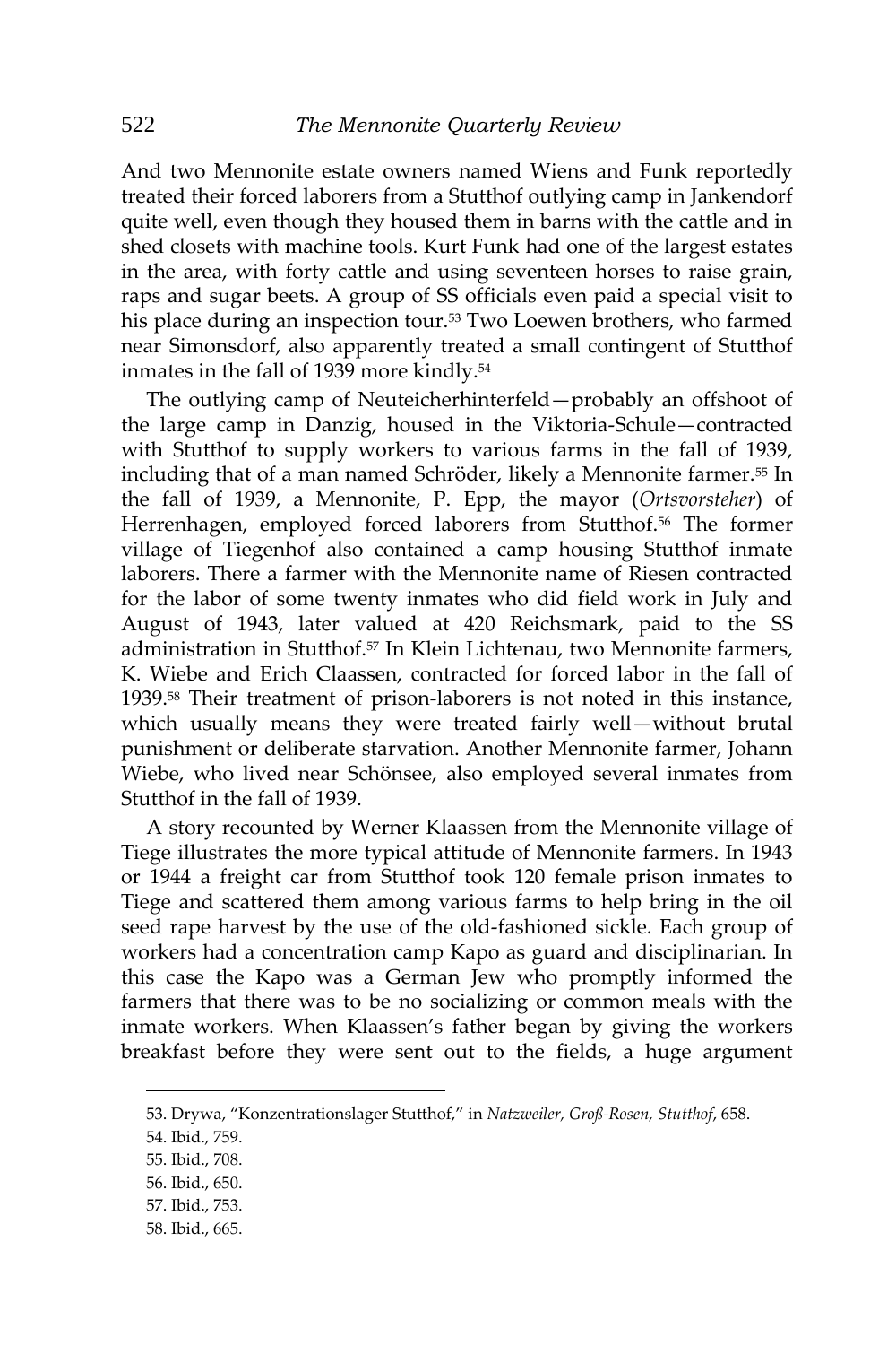And two Mennonite estate owners named Wiens and Funk reportedly treated their forced laborers from a Stutthof outlying camp in Jankendorf quite well, even though they housed them in barns with the cattle and in shed closets with machine tools. Kurt Funk had one of the largest estates in the area, with forty cattle and using seventeen horses to raise grain, raps and sugar beets. A group of SS officials even paid a special visit to his place during an inspection tour.[53] Two Loewen brothers, who farmed near Simonsdorf, also apparently treated a small contingent of Stutthof inmates in the fall of 1939 more kindly.[54]

The outlying camp of Neuteicherhinterfeld—probably an offshoot of the large camp in Danzig, housed in the Viktoria-Schule—contracted with Stutthof to supply workers to various farms in the fall of 1939, including that of a man named Schröder, likely a Mennonite farmer.[55] In the fall of 1939, a Mennonite, P. Epp, the mayor (*Ortsvorsteher*) of Herrenhagen, employed forced laborers from Stutthof.[56] The former village of Tiegenhof also contained a camp housing Stutthof inmate laborers. There a farmer with the Mennonite name of Riesen contracted for the labor of some twenty inmates who did field work in July and August of 1943, later valued at 420 Reichsmark, paid to the SS administration in Stutthof.[57] In Klein Lichtenau, two Mennonite farmers, K. Wiebe and Erich Claassen, contracted for forced labor in the fall of 1939.[58] Their treatment of prison-laborers is not noted in this instance, which usually means they were treated fairly well—without brutal punishment or deliberate starvation. Another Mennonite farmer, Johann Wiebe, who lived near Schönsee, also employed several inmates from Stutthof in the fall of 1939.

A story recounted by Werner Klaassen from the Mennonite village of Tiege illustrates the more typical attitude of Mennonite farmers. In 1943 or 1944 a freight car from Stutthof took 120 female prison inmates to Tiege and scattered them among various farms to help bring in the oil seed rape harvest by the use of the old-fashioned sickle. Each group of workers had a concentration camp Kapo as guard and disciplinarian. In this case the Kapo was a German Jew who promptly informed the farmers that there was to be no socializing or common meals with the inmate workers. When Klaassen's father began by giving the workers breakfast before they were sent out to the fields, a huge argument

---

53. Drywa, "Konzentrationslager Stutthof," in *Natzweiler, Groß-Rosen, Stutthof*, 658.

54. Ibid., 759.

55. Ibid., 708.

56. Ibid., 650.

57. Ibid., 753.

58. Ibid., 665.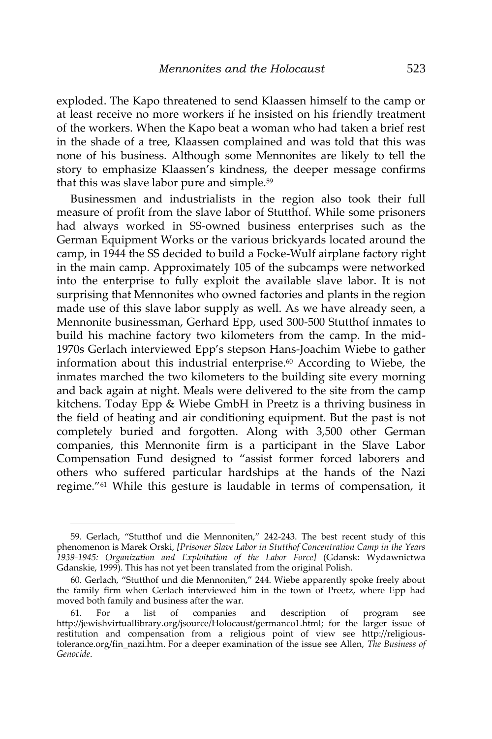exploded. The Kapo threatened to send Klaassen himself to the camp or at least receive no more workers if he insisted on his friendly treatment of the workers. When the Kapo beat a woman who had taken a brief rest in the shade of a tree, Klaassen complained and was told that this was none of his business. Although some Mennonites are likely to tell the story to emphasize Klaassen's kindness, the deeper message confirms that this was slave labor pure and simple.[59]

Businessmen and industrialists in the region also took their full measure of profit from the slave labor of Stutthof. While some prisoners had always worked in SS-owned business enterprises such as the German Equipment Works or the various brickyards located around the camp, in 1944 the SS decided to build a Focke-Wulf airplane factory right in the main camp. Approximately 105 of the subcamps were networked into the enterprise to fully exploit the available slave labor. It is not surprising that Mennonites who owned factories and plants in the region made use of this slave labor supply as well. As we have already seen, a Mennonite businessman, Gerhard Epp, used 300-500 Stutthof inmates to build his machine factory two kilometers from the camp. In the mid-1970s Gerlach interviewed Epp's stepson Hans-Joachim Wiebe to gather information about this industrial enterprise.[60] According to Wiebe, the inmates marched the two kilometers to the building site every morning and back again at night. Meals were delivered to the site from the camp kitchens. Today Epp & Wiebe GmbH in Preetz is a thriving business in the field of heating and air conditioning equipment. But the past is not completely buried and forgotten. Along with 3,500 other German companies, this Mennonite firm is a participant in the Slave Labor Compensation Fund designed to "assist former forced laborers and others who suffered particular hardships at the hands of the Nazi regime."[61] While this gesture is laudable in terms of compensation, it

---

59. Gerlach, "Stutthof und die Mennoniten," 242-243. The best recent study of this phenomenon is Marek Orski, *[Prisoner Slave Labor in Stutthof Concentration Camp in the Years 1939-1945: Organization and Exploitation of the Labor Force]* (Gdansk: Wydawnictwa Gdanskie, 1999). This has not yet been translated from the original Polish.

60. Gerlach, "Stutthof und die Mennoniten," 244. Wiebe apparently spoke freely about the family firm when Gerlach interviewed him in the town of Preetz, where Epp had moved both family and business after the war.

61. For a list of companies and description of program see http://jewishvirtuallibrary.org/jsource/Holocaust/germanco1.html; for the larger issue of restitution and compensation from a religious point of view see http://religioustolerance.org/fin_nazi.htm. For a deeper examination of the issue see Allen, *The Business of Genocide*.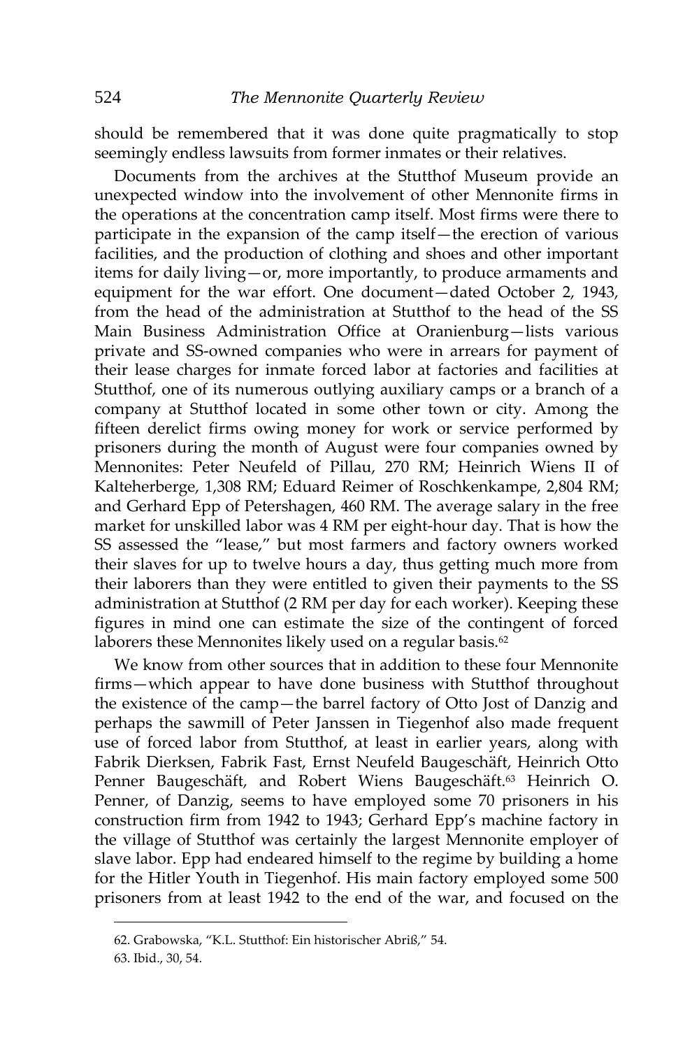should be remembered that it was done quite pragmatically to stop seemingly endless lawsuits from former inmates or their relatives.

Documents from the archives at the Stutthof Museum provide an unexpected window into the involvement of other Mennonite firms in the operations at the concentration camp itself. Most firms were there to participate in the expansion of the camp itself—the erection of various facilities, and the production of clothing and shoes and other important items for daily living—or, more importantly, to produce armaments and equipment for the war effort. One document—dated October 2, 1943, from the head of the administration at Stutthof to the head of the SS Main Business Administration Office at Oranienburg—lists various private and SS-owned companies who were in arrears for payment of their lease charges for inmate forced labor at factories and facilities at Stutthof, one of its numerous outlying auxiliary camps or a branch of a company at Stutthof located in some other town or city. Among the fifteen derelict firms owing money for work or service performed by prisoners during the month of August were four companies owned by Mennonites: Peter Neufeld of Pillau, 270 RM; Heinrich Wiens II of Kalteherberge, 1,308 RM; Eduard Reimer of Roschkenkampe, 2,804 RM; and Gerhard Epp of Petershagen, 460 RM. The average salary in the free market for unskilled labor was 4 RM per eight-hour day. That is how the SS assessed the "lease," but most farmers and factory owners worked their slaves for up to twelve hours a day, thus getting much more from their laborers than they were entitled to given their payments to the SS administration at Stutthof (2 RM per day for each worker). Keeping these figures in mind one can estimate the size of the contingent of forced laborers these Mennonites likely used on a regular basis.[62]

We know from other sources that in addition to these four Mennonite firms—which appear to have done business with Stutthof throughout the existence of the camp—the barrel factory of Otto Jost of Danzig and perhaps the sawmill of Peter Janssen in Tiegenhof also made frequent use of forced labor from Stutthof, at least in earlier years, along with Fabrik Dierksen, Fabrik Fast, Ernst Neufeld Baugeschäft, Heinrich Otto Penner Baugeschäft, and Robert Wiens Baugeschäft.[63] Heinrich O. Penner, of Danzig, seems to have employed some 70 prisoners in his construction firm from 1942 to 1943; Gerhard Epp's machine factory in the village of Stutthof was certainly the largest Mennonite employer of slave labor. Epp had endeared himself to the regime by building a home for the Hitler Youth in Tiegenhof. His main factory employed some 500 prisoners from at least 1942 to the end of the war, and focused on the

62. Grabowska, "K.L. Stutthof: Ein historischer Abriß," 54.

63. Ibid., 30, 54.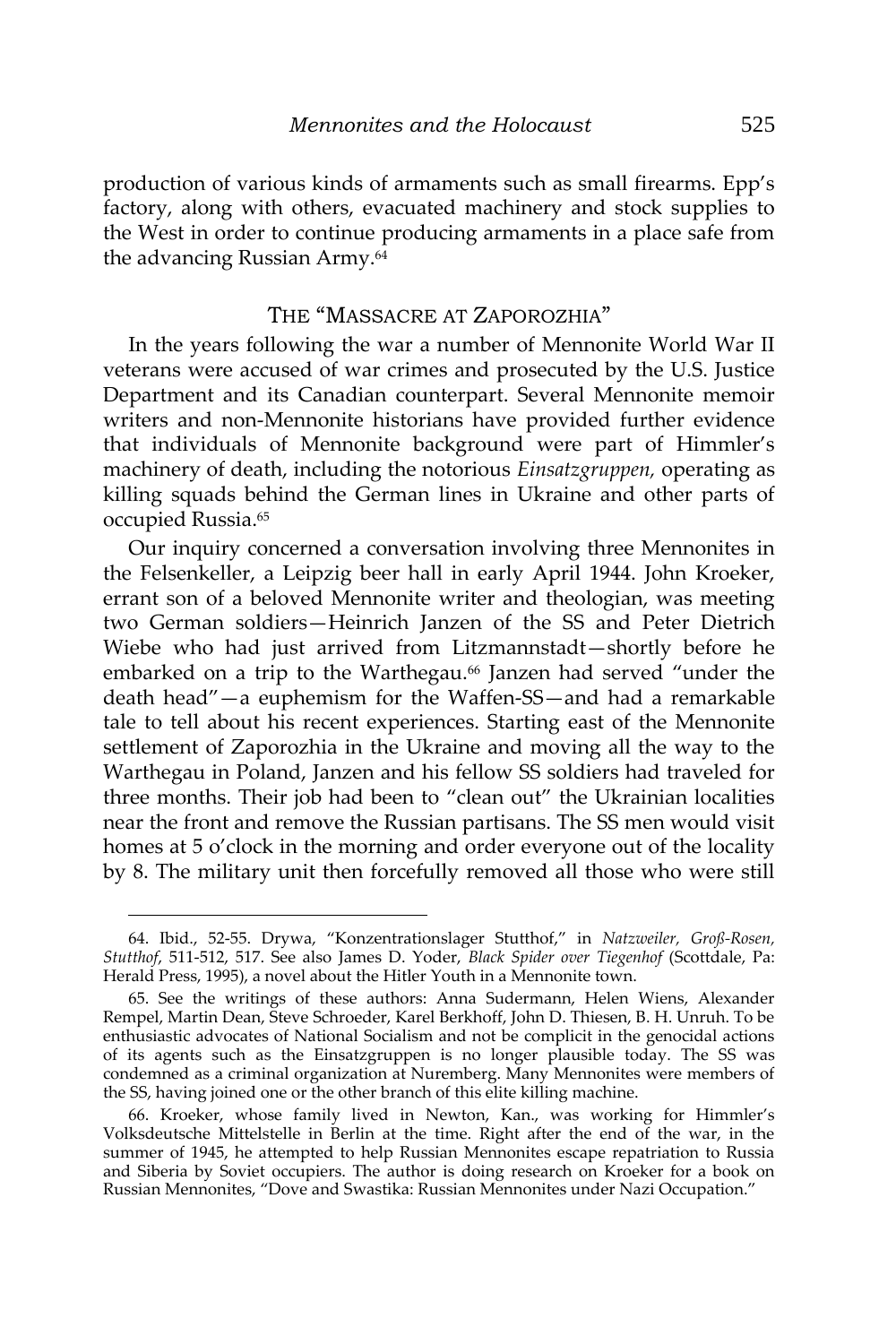production of various kinds of armaments such as small firearms. Epp's factory, along with others, evacuated machinery and stock supplies to the West in order to continue producing armaments in a place safe from the advancing Russian Army.[64]

## THE "MASSACRE AT ZAPOROZHIA"

In the years following the war a number of Mennonite World War II veterans were accused of war crimes and prosecuted by the U.S. Justice Department and its Canadian counterpart. Several Mennonite memoir writers and non-Mennonite historians have provided further evidence that individuals of Mennonite background were part of Himmler's machinery of death, including the notorious *Einsatzgruppen,* operating as killing squads behind the German lines in Ukraine and other parts of occupied Russia.[65]

Our inquiry concerned a conversation involving three Mennonites in the Felsenkeller, a Leipzig beer hall in early April 1944. John Kroeker, errant son of a beloved Mennonite writer and theologian, was meeting two German soldiers—Heinrich Janzen of the SS and Peter Dietrich Wiebe who had just arrived from Litzmannstadt—shortly before he embarked on a trip to the Warthegau.[66] Janzen had served "under the death head"—a euphemism for the Waffen-SS—and had a remarkable tale to tell about his recent experiences. Starting east of the Mennonite settlement of Zaporozhia in the Ukraine and moving all the way to the Warthegau in Poland, Janzen and his fellow SS soldiers had traveled for three months. Their job had been to "clean out" the Ukrainian localities near the front and remove the Russian partisans. The SS men would visit homes at 5 o'clock in the morning and order everyone out of the locality by 8. The military unit then forcefully removed all those who were still

---

64. Ibid., 52-55. Drywa, "Konzentrationslager Stutthof," in *Natzweiler, Groß-Rosen, Stutthof*, 511-512, 517. See also James D. Yoder, *Black Spider over Tiegenhof* (Scottdale, Pa: Herald Press, 1995), a novel about the Hitler Youth in a Mennonite town.

65. See the writings of these authors: Anna Sudermann, Helen Wiens, Alexander Rempel, Martin Dean, Steve Schroeder, Karel Berkhoff, John D. Thiesen, B. H. Unruh. To be enthusiastic advocates of National Socialism and not be complicit in the genocidal actions of its agents such as the Einsatzgruppen is no longer plausible today. The SS was condemned as a criminal organization at Nuremberg. Many Mennonites were members of the SS, having joined one or the other branch of this elite killing machine.

66. Kroeker, whose family lived in Newton, Kan., was working for Himmler's Volksdeutsche Mittelstelle in Berlin at the time. Right after the end of the war, in the summer of 1945, he attempted to help Russian Mennonites escape repatriation to Russia and Siberia by Soviet occupiers. The author is doing research on Kroeker for a book on Russian Mennonites, "Dove and Swastika: Russian Mennonites under Nazi Occupation."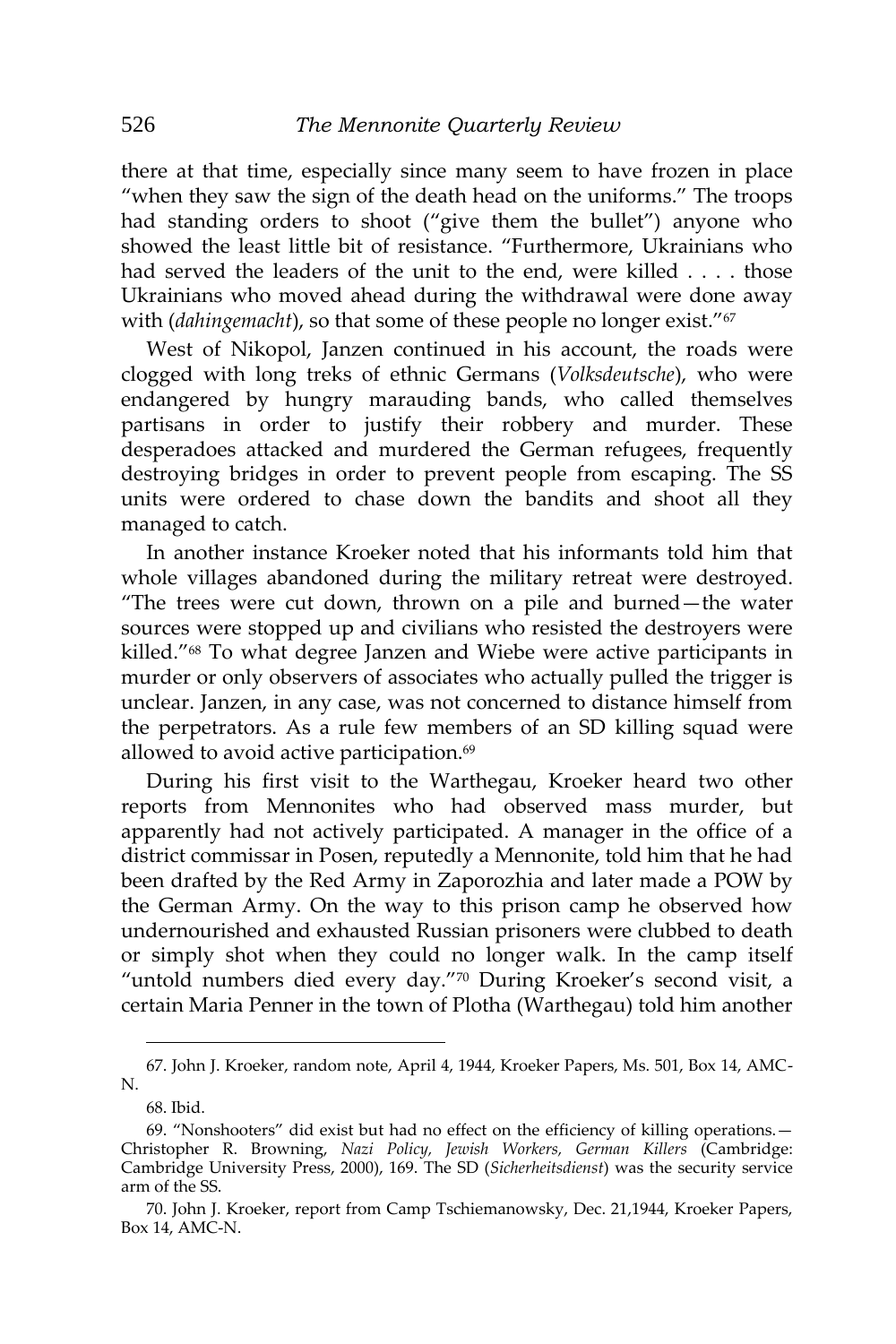there at that time, especially since many seem to have frozen in place "when they saw the sign of the death head on the uniforms." The troops had standing orders to shoot ("give them the bullet") anyone who showed the least little bit of resistance. "Furthermore, Ukrainians who had served the leaders of the unit to the end, were killed . . . . those Ukrainians who moved ahead during the withdrawal were done away with (*dahingemacht*), so that some of these people no longer exist."[67]

West of Nikopol, Janzen continued in his account, the roads were clogged with long treks of ethnic Germans (*Volksdeutsche*), who were endangered by hungry marauding bands, who called themselves partisans in order to justify their robbery and murder. These desperadoes attacked and murdered the German refugees, frequently destroying bridges in order to prevent people from escaping. The SS units were ordered to chase down the bandits and shoot all they managed to catch.

In another instance Kroeker noted that his informants told him that whole villages abandoned during the military retreat were destroyed. "The trees were cut down, thrown on a pile and burned—the water sources were stopped up and civilians who resisted the destroyers were killed."[68] To what degree Janzen and Wiebe were active participants in murder or only observers of associates who actually pulled the trigger is unclear. Janzen, in any case, was not concerned to distance himself from the perpetrators. As a rule few members of an SD killing squad were allowed to avoid active participation.[69]

During his first visit to the Warthegau, Kroeker heard two other reports from Mennonites who had observed mass murder, but apparently had not actively participated. A manager in the office of a district commissar in Posen, reputedly a Mennonite, told him that he had been drafted by the Red Army in Zaporozhia and later made a POW by the German Army. On the way to this prison camp he observed how undernourished and exhausted Russian prisoners were clubbed to death or simply shot when they could no longer walk. In the camp itself "untold numbers died every day."[70] During Kroeker's second visit, a certain Maria Penner in the town of Plotha (Warthegau) told him another

---

67. John J. Kroeker, random note, April 4, 1944, Kroeker Papers, Ms. 501, Box 14, AMC-N.

68. Ibid.

69. "Nonshooters" did exist but had no effect on the efficiency of killing operations.—Christopher R. Browning, *Nazi Policy, Jewish Workers, German Killers* (Cambridge: Cambridge University Press, 2000), 169. The SD (*Sicherheitsdienst*) was the security service arm of the SS.

70. John J. Kroeker, report from Camp Tschiemanowsky, Dec. 21,1944, Kroeker Papers, Box 14, AMC-N.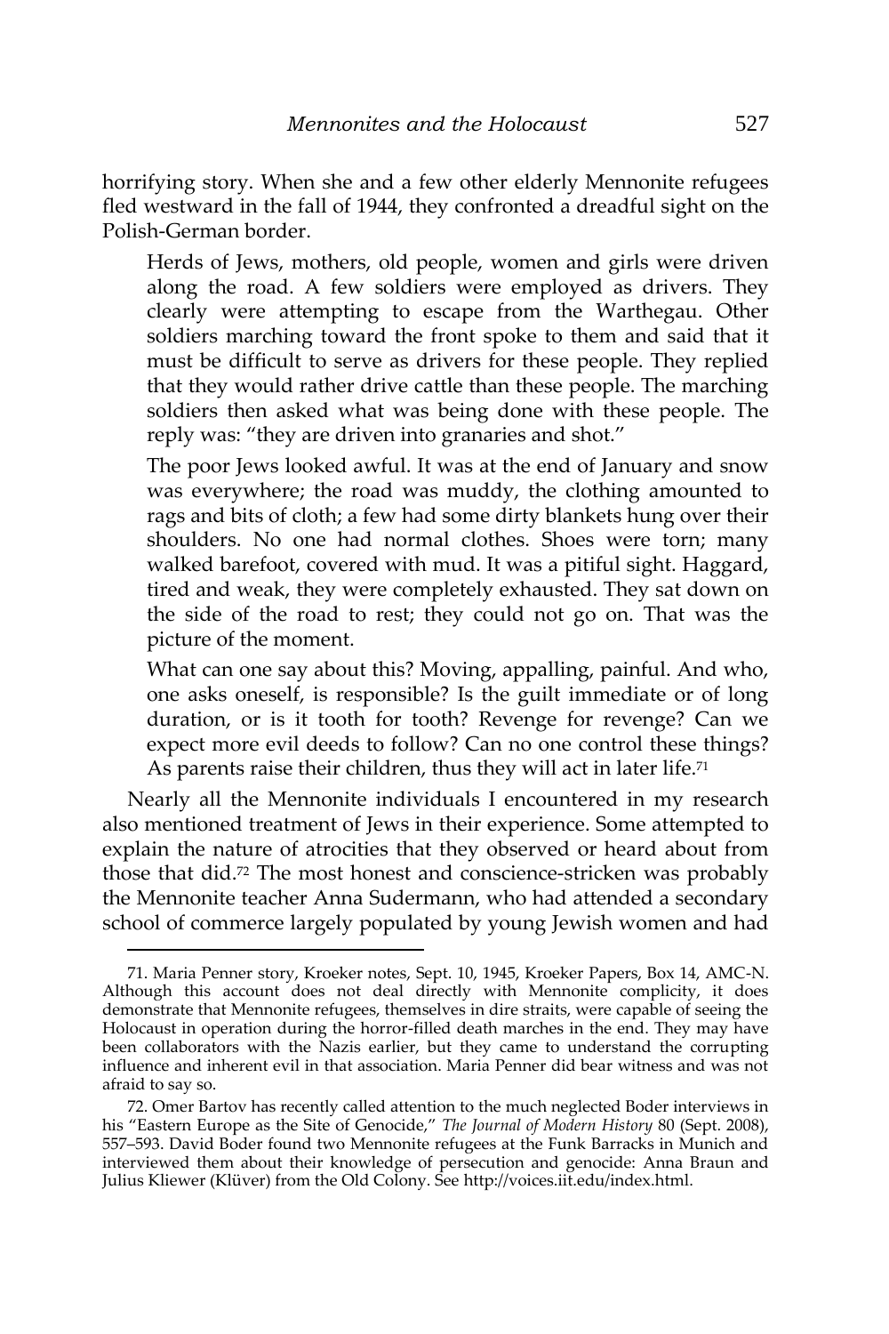horrifying story. When she and a few other elderly Mennonite refugees fled westward in the fall of 1944, they confronted a dreadful sight on the Polish-German border.

> Herds of Jews, mothers, old people, women and girls were driven along the road. A few soldiers were employed as drivers. They clearly were attempting to escape from the Warthegau. Other soldiers marching toward the front spoke to them and said that it must be difficult to serve as drivers for these people. They replied that they would rather drive cattle than these people. The marching soldiers then asked what was being done with these people. The reply was: "they are driven into granaries and shot."
>
> The poor Jews looked awful. It was at the end of January and snow was everywhere; the road was muddy, the clothing amounted to rags and bits of cloth; a few had some dirty blankets hung over their shoulders. No one had normal clothes. Shoes were torn; many walked barefoot, covered with mud. It was a pitiful sight. Haggard, tired and weak, they were completely exhausted. They sat down on the side of the road to rest; they could not go on. That was the picture of the moment.
>
> What can one say about this? Moving, appalling, painful. And who, one asks oneself, is responsible? Is the guilt immediate or of long duration, or is it tooth for tooth? Revenge for revenge? Can we expect more evil deeds to follow? Can no one control these things? As parents raise their children, thus they will act in later life.[71]

Nearly all the Mennonite individuals I encountered in my research also mentioned treatment of Jews in their experience. Some attempted to explain the nature of atrocities that they observed or heard about from those that did.[72] The most honest and conscience-stricken was probably the Mennonite teacher Anna Sudermann, who had attended a secondary school of commerce largely populated by young Jewish women and had

---

71. Maria Penner story, Kroeker notes, Sept. 10, 1945, Kroeker Papers, Box 14, AMC-N. Although this account does not deal directly with Mennonite complicity, it does demonstrate that Mennonite refugees, themselves in dire straits, were capable of seeing the Holocaust in operation during the horror-filled death marches in the end. They may have been collaborators with the Nazis earlier, but they came to understand the corrupting influence and inherent evil in that association. Maria Penner did bear witness and was not afraid to say so.

72. Omer Bartov has recently called attention to the much neglected Boder interviews in his "Eastern Europe as the Site of Genocide," *The Journal of Modern History* 80 (Sept. 2008), 557–593. David Boder found two Mennonite refugees at the Funk Barracks in Munich and interviewed them about their knowledge of persecution and genocide: Anna Braun and Julius Kliewer (Klüver) from the Old Colony. See http://voices.iit.edu/index.html.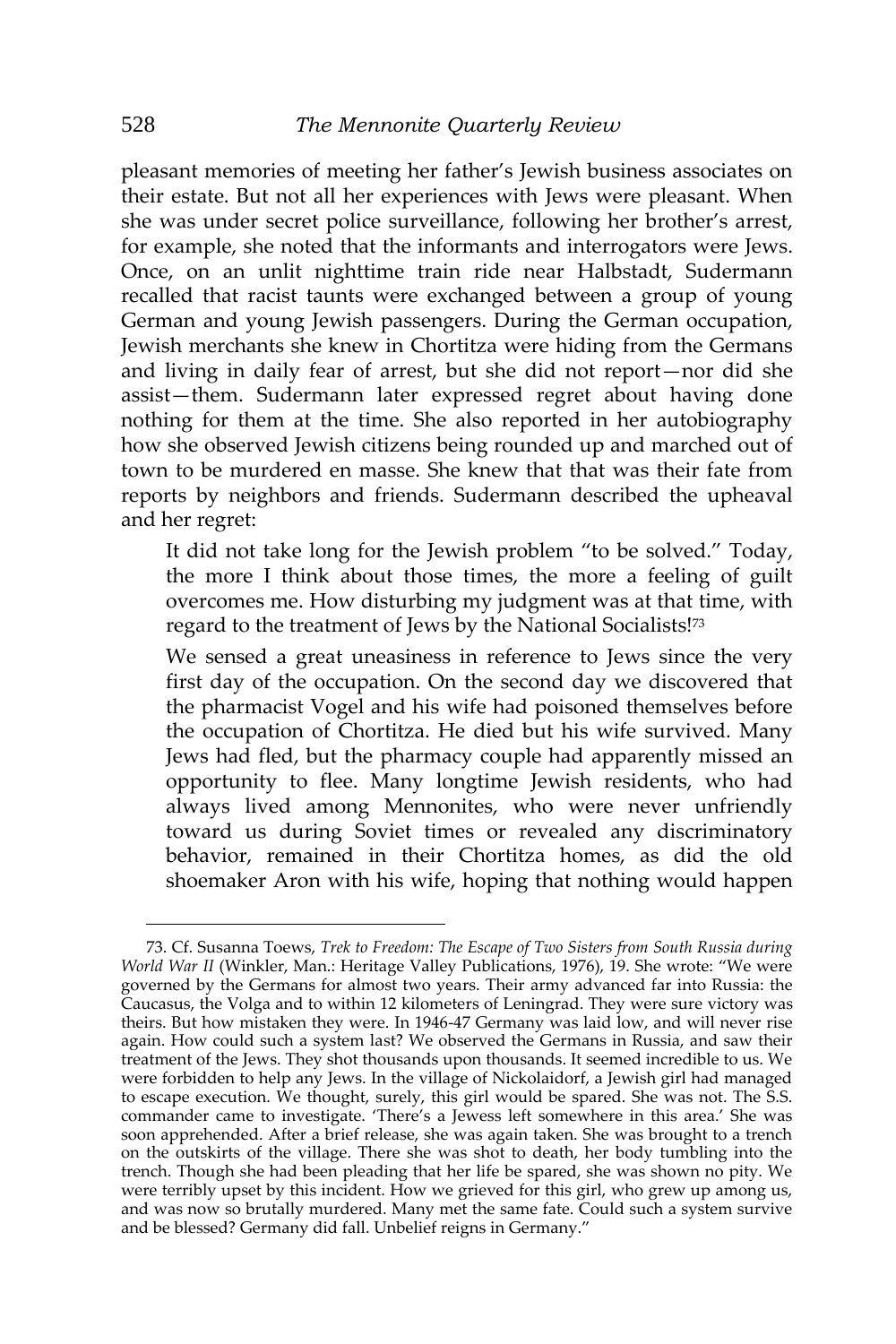pleasant memories of meeting her father's Jewish business associates on their estate. But not all her experiences with Jews were pleasant. When she was under secret police surveillance, following her brother's arrest, for example, she noted that the informants and interrogators were Jews. Once, on an unlit nighttime train ride near Halbstadt, Sudermann recalled that racist taunts were exchanged between a group of young German and young Jewish passengers. During the German occupation, Jewish merchants she knew in Chortitza were hiding from the Germans and living in daily fear of arrest, but she did not report—nor did she assist—them. Sudermann later expressed regret about having done nothing for them at the time. She also reported in her autobiography how she observed Jewish citizens being rounded up and marched out of town to be murdered en masse. She knew that that was their fate from reports by neighbors and friends. Sudermann described the upheaval and her regret:

> It did not take long for the Jewish problem "to be solved." Today, the more I think about those times, the more a feeling of guilt overcomes me. How disturbing my judgment was at that time, with regard to the treatment of Jews by the National Socialists![73]
>
> We sensed a great uneasiness in reference to Jews since the very first day of the occupation. On the second day we discovered that the pharmacist Vogel and his wife had poisoned themselves before the occupation of Chortitza. He died but his wife survived. Many Jews had fled, but the pharmacy couple had apparently missed an opportunity to flee. Many longtime Jewish residents, who had always lived among Mennonites, who were never unfriendly toward us during Soviet times or revealed any discriminatory behavior, remained in their Chortitza homes, as did the old shoemaker Aron with his wife, hoping that nothing would happen

---

73. Cf. Susanna Toews, *Trek to Freedom: The Escape of Two Sisters from South Russia during World War II* (Winkler, Man.: Heritage Valley Publications, 1976), 19. She wrote: "We were governed by the Germans for almost two years. Their army advanced far into Russia: the Caucasus, the Volga and to within 12 kilometers of Leningrad. They were sure victory was theirs. But how mistaken they were. In 1946-47 Germany was laid low, and will never rise again. How could such a system last? We observed the Germans in Russia, and saw their treatment of the Jews. They shot thousands upon thousands. It seemed incredible to us. We were forbidden to help any Jews. In the village of Nickolaidorf, a Jewish girl had managed to escape execution. We thought, surely, this girl would be spared. She was not. The S.S. commander came to investigate. 'There's a Jewess left somewhere in this area.' She was soon apprehended. After a brief release, she was again taken. She was brought to a trench on the outskirts of the village. There she was shot to death, her body tumbling into the trench. Though she had been pleading that her life be spared, she was shown no pity. We were terribly upset by this incident. How we grieved for this girl, who grew up among us, and was now so brutally murdered. Many met the same fate. Could such a system survive and be blessed? Germany did fall. Unbelief reigns in Germany."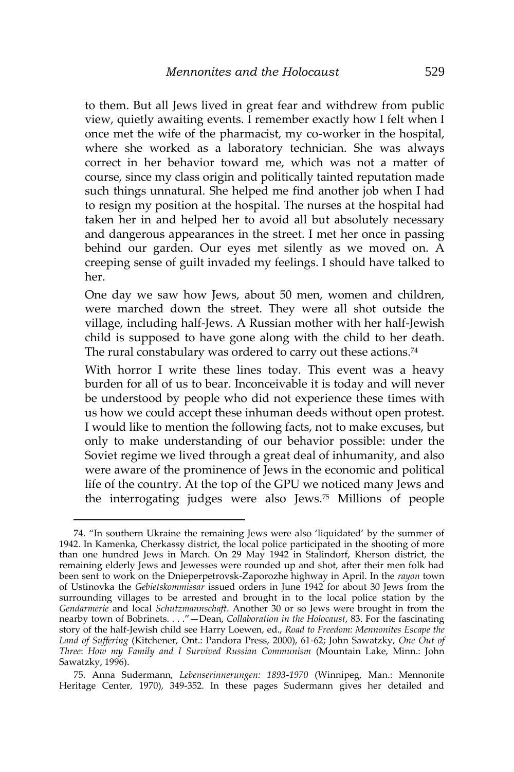to them. But all Jews lived in great fear and withdrew from public view, quietly awaiting events. I remember exactly how I felt when I once met the wife of the pharmacist, my co-worker in the hospital, where she worked as a laboratory technician. She was always correct in her behavior toward me, which was not a matter of course, since my class origin and politically tainted reputation made such things unnatural. She helped me find another job when I had to resign my position at the hospital. The nurses at the hospital had taken her in and helped her to avoid all but absolutely necessary and dangerous appearances in the street. I met her once in passing behind our garden. Our eyes met silently as we moved on. A creeping sense of guilt invaded my feelings. I should have talked to her.

One day we saw how Jews, about 50 men, women and children, were marched down the street. They were all shot outside the village, including half-Jews. A Russian mother with her half-Jewish child is supposed to have gone along with the child to her death. The rural constabulary was ordered to carry out these actions.[74]

With horror I write these lines today. This event was a heavy burden for all of us to bear. Inconceivable it is today and will never be understood by people who did not experience these times with us how we could accept these inhuman deeds without open protest. I would like to mention the following facts, not to make excuses, but only to make understanding of our behavior possible: under the Soviet regime we lived through a great deal of inhumanity, and also were aware of the prominence of Jews in the economic and political life of the country. At the top of the GPU we noticed many Jews and the interrogating judges were also Jews.[75] Millions of people

---

74. "In southern Ukraine the remaining Jews were also 'liquidated' by the summer of 1942. In Kamenka, Cherkassy district, the local police participated in the shooting of more than one hundred Jews in March. On 29 May 1942 in Stalindorf, Kherson district, the remaining elderly Jews and Jewesses were rounded up and shot, after their men folk had been sent to work on the Dnieperpetrovsk-Zaporozhe highway in April. In the *rayon* town of Ustinovka the *Gebietskommissar* issued orders in June 1942 for about 30 Jews from the surrounding villages to be arrested and brought in to the local police station by the *Gendarmerie* and local *Schutzmannschaft*. Another 30 or so Jews were brought in from the nearby town of Bobrinets. . . ."—Dean, *Collaboration in the Holocaust*, 83. For the fascinating story of the half-Jewish child see Harry Loewen, ed., *Road to Freedom: Mennonites Escape the Land of Suffering* (Kitchener, Ont.: Pandora Press, 2000), 61-62; John Sawatzky, *One Out of Three*: *How my Family and I Survived Russian Communism* (Mountain Lake, Minn.: John Sawatzky, 1996).

75. Anna Sudermann, *Lebenserinnerungen: 1893-1970* (Winnipeg, Man.: Mennonite Heritage Center, 1970), 349-352. In these pages Sudermann gives her detailed and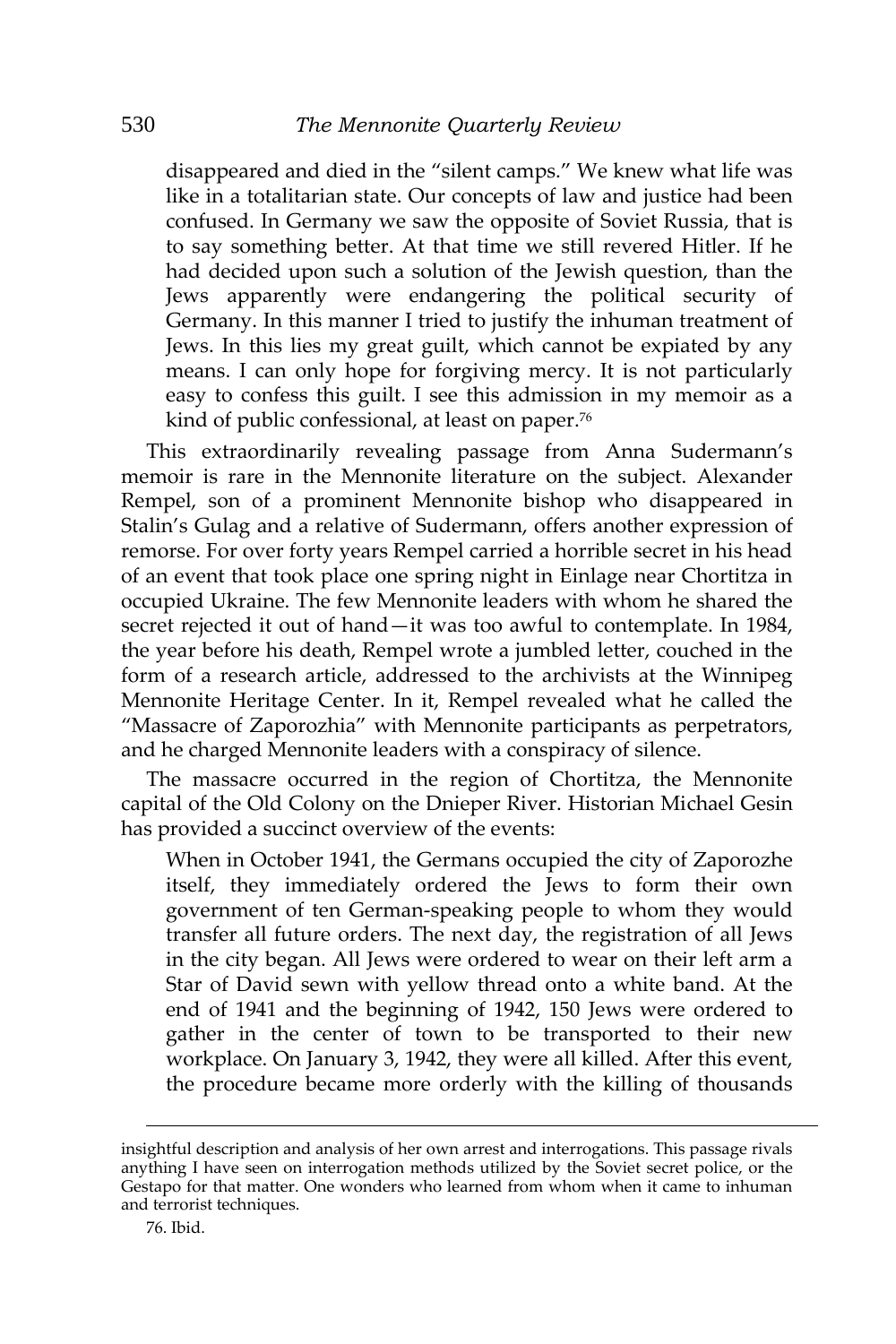> disappeared and died in the "silent camps." We knew what life was like in a totalitarian state. Our concepts of law and justice had been confused. In Germany we saw the opposite of Soviet Russia, that is to say something better. At that time we still revered Hitler. If he had decided upon such a solution of the Jewish question, than the Jews apparently were endangering the political security of Germany. In this manner I tried to justify the inhuman treatment of Jews. In this lies my great guilt, which cannot be expiated by any means. I can only hope for forgiving mercy. It is not particularly easy to confess this guilt. I see this admission in my memoir as a kind of public confessional, at least on paper.[76]

This extraordinarily revealing passage from Anna Sudermann's memoir is rare in the Mennonite literature on the subject. Alexander Rempel, son of a prominent Mennonite bishop who disappeared in Stalin's Gulag and a relative of Sudermann, offers another expression of remorse. For over forty years Rempel carried a horrible secret in his head of an event that took place one spring night in Einlage near Chortitza in occupied Ukraine. The few Mennonite leaders with whom he shared the secret rejected it out of hand—it was too awful to contemplate. In 1984, the year before his death, Rempel wrote a jumbled letter, couched in the form of a research article, addressed to the archivists at the Winnipeg Mennonite Heritage Center. In it, Rempel revealed what he called the "Massacre of Zaporozhia" with Mennonite participants as perpetrators, and he charged Mennonite leaders with a conspiracy of silence.

The massacre occurred in the region of Chortitza, the Mennonite capital of the Old Colony on the Dnieper River. Historian Michael Gesin has provided a succinct overview of the events:

> When in October 1941, the Germans occupied the city of Zaporozhe itself, they immediately ordered the Jews to form their own government of ten German-speaking people to whom they would transfer all future orders. The next day, the registration of all Jews in the city began. All Jews were ordered to wear on their left arm a Star of David sewn with yellow thread onto a white band. At the end of 1941 and the beginning of 1942, 150 Jews were ordered to gather in the center of town to be transported to their new workplace. On January 3, 1942, they were all killed. After this event, the procedure became more orderly with the killing of thousands

---

insightful description and analysis of her own arrest and interrogations. This passage rivals anything I have seen on interrogation methods utilized by the Soviet secret police, or the Gestapo for that matter. One wonders who learned from whom when it came to inhuman and terrorist techniques.

76. Ibid.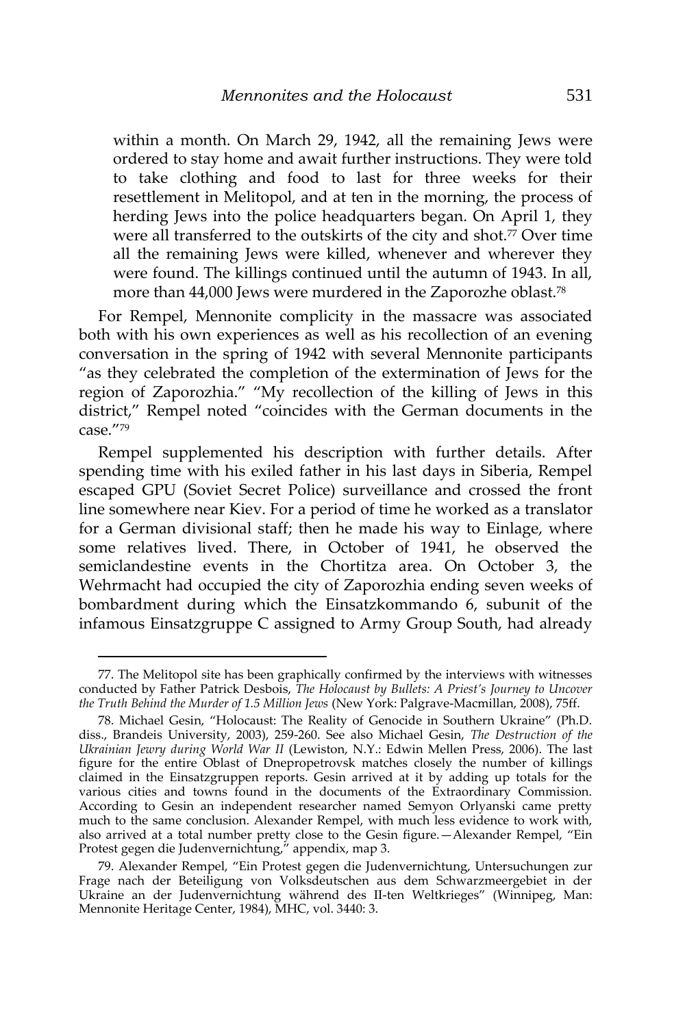within a month. On March 29, 1942, all the remaining Jews were ordered to stay home and await further instructions. They were told to take clothing and food to last for three weeks for their resettlement in Melitopol, and at ten in the morning, the process of herding Jews into the police headquarters began. On April 1, they were all transferred to the outskirts of the city and shot.[77] Over time all the remaining Jews were killed, whenever and wherever they were found. The killings continued until the autumn of 1943. In all, more than 44,000 Jews were murdered in the Zaporozhe oblast.[78]

For Rempel, Mennonite complicity in the massacre was associated both with his own experiences as well as his recollection of an evening conversation in the spring of 1942 with several Mennonite participants "as they celebrated the completion of the extermination of Jews for the region of Zaporozhia." "My recollection of the killing of Jews in this district," Rempel noted "coincides with the German documents in the case."[79]

Rempel supplemented his description with further details. After spending time with his exiled father in his last days in Siberia, Rempel escaped GPU (Soviet Secret Police) surveillance and crossed the front line somewhere near Kiev. For a period of time he worked as a translator for a German divisional staff; then he made his way to Einlage, where some relatives lived. There, in October of 1941, he observed the semiclandestine events in the Chortitza area. On October 3, the Wehrmacht had occupied the city of Zaporozhia ending seven weeks of bombardment during which the Einsatzkommando 6, subunit of the infamous Einsatzgruppe C assigned to Army Group South, had already

---

77. The Melitopol site has been graphically confirmed by the interviews with witnesses conducted by Father Patrick Desbois, *The Holocaust by Bullets: A Priest's Journey to Uncover the Truth Behind the Murder of 1.5 Million Jews* (New York: Palgrave-Macmillan, 2008), 75ff.

78. Michael Gesin, "Holocaust: The Reality of Genocide in Southern Ukraine" (Ph.D. diss., Brandeis University, 2003), 259-260. See also Michael Gesin, *The Destruction of the Ukrainian Jewry during World War II* (Lewiston, N.Y.: Edwin Mellen Press, 2006). The last figure for the entire Oblast of Dnepropetrovsk matches closely the number of killings claimed in the Einsatzgruppen reports. Gesin arrived at it by adding up totals for the various cities and towns found in the documents of the Extraordinary Commission. According to Gesin an independent researcher named Semyon Orlyanski came pretty much to the same conclusion. Alexander Rempel, with much less evidence to work with, also arrived at a total number pretty close to the Gesin figure.—Alexander Rempel, "Ein Protest gegen die Judenvernichtung," appendix, map 3.

79. Alexander Rempel, "Ein Protest gegen die Judenvernichtung, Untersuchungen zur Frage nach der Beteiligung von Volksdeutschen aus dem Schwarzmeergebiet in der Ukraine an der Judenvernichtung während des II-ten Weltkrieges" (Winnipeg, Man: Mennonite Heritage Center, 1984), MHC, vol. 3440: 3.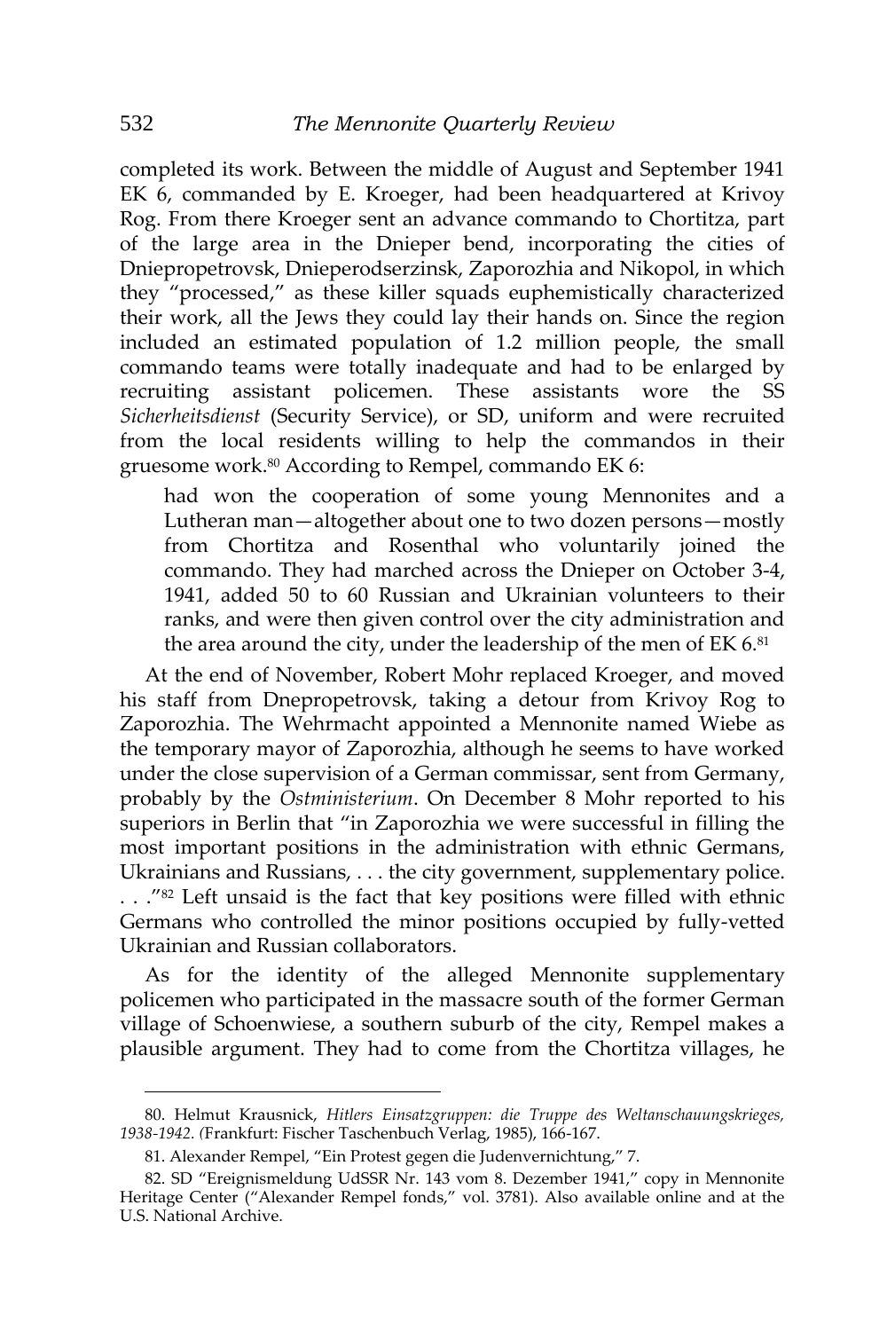completed its work. Between the middle of August and September 1941 EK 6, commanded by E. Kroeger, had been headquartered at Krivoy Rog. From there Kroeger sent an advance commando to Chortitza, part of the large area in the Dnieper bend, incorporating the cities of Dniepropetrovsk, Dnieperodserzinsk, Zaporozhia and Nikopol, in which they "processed," as these killer squads euphemistically characterized their work, all the Jews they could lay their hands on. Since the region included an estimated population of 1.2 million people, the small commando teams were totally inadequate and had to be enlarged by recruiting assistant policemen. These assistants wore the SS *Sicherheitsdienst* (Security Service), or SD, uniform and were recruited from the local residents willing to help the commandos in their gruesome work.[80] According to Rempel, commando EK 6:

> had won the cooperation of some young Mennonites and a Lutheran man—altogether about one to two dozen persons—mostly from Chortitza and Rosenthal who voluntarily joined the commando. They had marched across the Dnieper on October 3-4, 1941, added 50 to 60 Russian and Ukrainian volunteers to their ranks, and were then given control over the city administration and the area around the city, under the leadership of the men of EK 6.[81]

At the end of November, Robert Mohr replaced Kroeger, and moved his staff from Dnepropetrovsk, taking a detour from Krivoy Rog to Zaporozhia. The Wehrmacht appointed a Mennonite named Wiebe as the temporary mayor of Zaporozhia, although he seems to have worked under the close supervision of a German commissar, sent from Germany, probably by the *Ostministerium*. On December 8 Mohr reported to his superiors in Berlin that "in Zaporozhia we were successful in filling the most important positions in the administration with ethnic Germans, Ukrainians and Russians, . . . the city government, supplementary police. . . ."[82] Left unsaid is the fact that key positions were filled with ethnic Germans who controlled the minor positions occupied by fully-vetted Ukrainian and Russian collaborators.

As for the identity of the alleged Mennonite supplementary policemen who participated in the massacre south of the former German village of Schoenwiese, a southern suburb of the city, Rempel makes a plausible argument. They had to come from the Chortitza villages, he

---

80. Helmut Krausnick, *Hitlers Einsatzgruppen: die Truppe des Weltanschauungskrieges, 1938-1942. (*Frankfurt: Fischer Taschenbuch Verlag, 1985), 166-167.

81. Alexander Rempel, "Ein Protest gegen die Judenvernichtung," 7.

82. SD "Ereignismeldung UdSSR Nr. 143 vom 8. Dezember 1941," copy in Mennonite Heritage Center ("Alexander Rempel fonds," vol. 3781). Also available online and at the U.S. National Archive.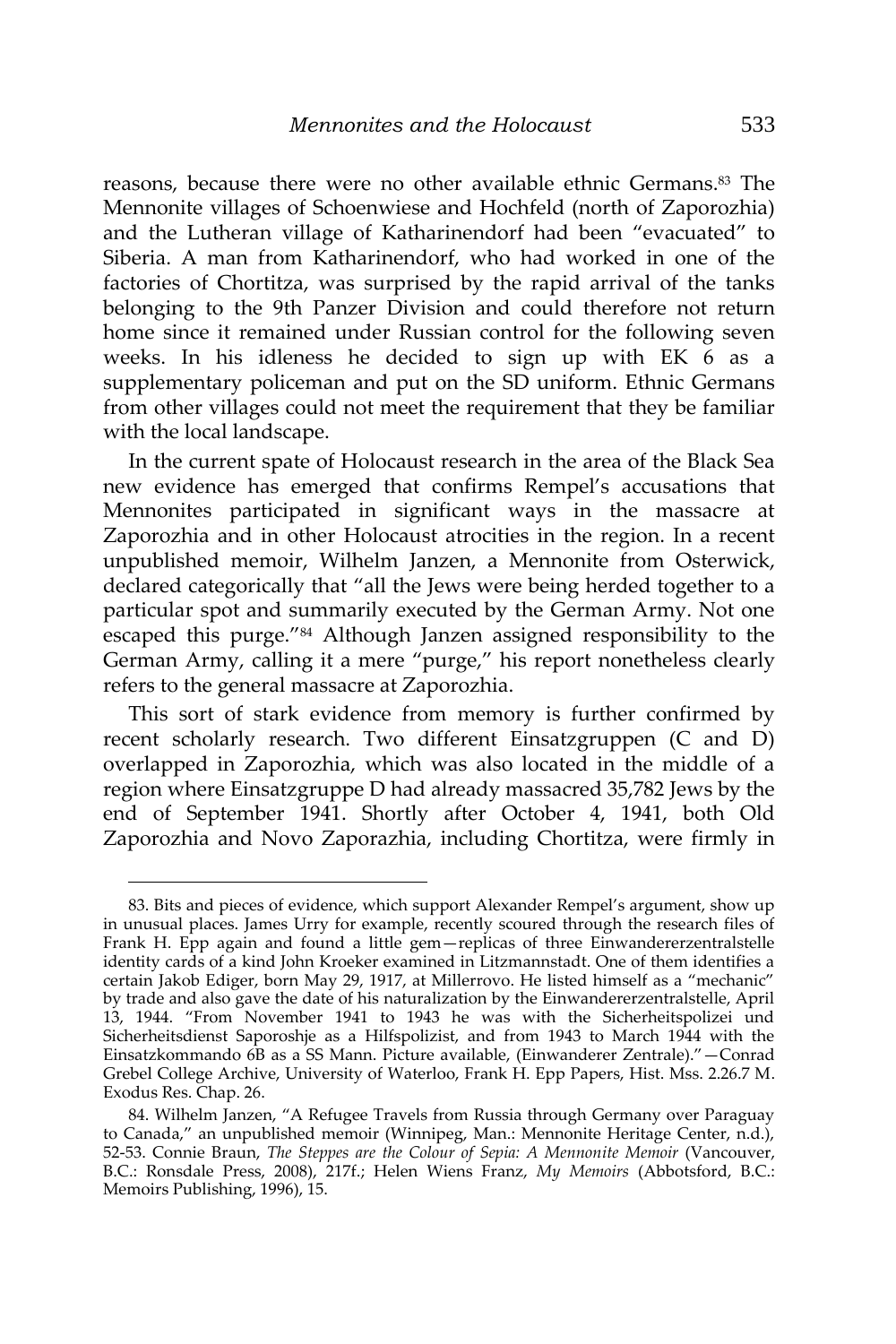reasons, because there were no other available ethnic Germans.[83] The Mennonite villages of Schoenwiese and Hochfeld (north of Zaporozhia) and the Lutheran village of Katharinendorf had been "evacuated" to Siberia. A man from Katharinendorf, who had worked in one of the factories of Chortitza, was surprised by the rapid arrival of the tanks belonging to the 9th Panzer Division and could therefore not return home since it remained under Russian control for the following seven weeks. In his idleness he decided to sign up with EK 6 as a supplementary policeman and put on the SD uniform. Ethnic Germans from other villages could not meet the requirement that they be familiar with the local landscape.

In the current spate of Holocaust research in the area of the Black Sea new evidence has emerged that confirms Rempel's accusations that Mennonites participated in significant ways in the massacre at Zaporozhia and in other Holocaust atrocities in the region. In a recent unpublished memoir, Wilhelm Janzen, a Mennonite from Osterwick, declared categorically that "all the Jews were being herded together to a particular spot and summarily executed by the German Army. Not one escaped this purge."[84] Although Janzen assigned responsibility to the German Army, calling it a mere "purge," his report nonetheless clearly refers to the general massacre at Zaporozhia.

This sort of stark evidence from memory is further confirmed by recent scholarly research. Two different Einsatzgruppen (C and D) overlapped in Zaporozhia, which was also located in the middle of a region where Einsatzgruppe D had already massacred 35,782 Jews by the end of September 1941. Shortly after October 4, 1941, both Old Zaporozhia and Novo Zaporazhia, including Chortitza, were firmly in

---

83. Bits and pieces of evidence, which support Alexander Rempel's argument, show up in unusual places. James Urry for example, recently scoured through the research files of Frank H. Epp again and found a little gem—replicas of three Einwandererzentralstelle identity cards of a kind John Kroeker examined in Litzmannstadt. One of them identifies a certain Jakob Ediger, born May 29, 1917, at Millerrovo. He listed himself as a "mechanic" by trade and also gave the date of his naturalization by the Einwandererzentralstelle, April 13, 1944. "From November 1941 to 1943 he was with the Sicherheitspolizei und Sicherheitsdienst Saporoshje as a Hilfspolizist, and from 1943 to March 1944 with the Einsatzkommando 6B as a SS Mann. Picture available, (Einwanderer Zentrale)."—Conrad Grebel College Archive, University of Waterloo, Frank H. Epp Papers, Hist. Mss. 2.26.7 M. Exodus Res. Chap. 26.

84. Wilhelm Janzen, "A Refugee Travels from Russia through Germany over Paraguay to Canada," an unpublished memoir (Winnipeg, Man.: Mennonite Heritage Center, n.d.), 52-53. Connie Braun, *The Steppes are the Colour of Sepia: A Mennonite Memoir* (Vancouver, B.C.: Ronsdale Press, 2008), 217f.; Helen Wiens Franz, *My Memoirs* (Abbotsford, B.C.: Memoirs Publishing, 1996), 15.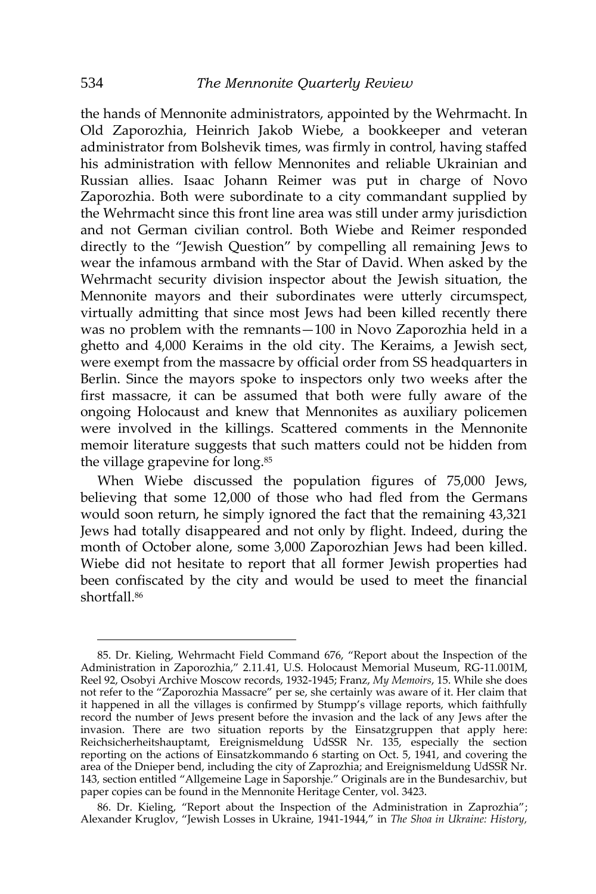the hands of Mennonite administrators, appointed by the Wehrmacht. In Old Zaporozhia, Heinrich Jakob Wiebe, a bookkeeper and veteran administrator from Bolshevik times, was firmly in control, having staffed his administration with fellow Mennonites and reliable Ukrainian and Russian allies. Isaac Johann Reimer was put in charge of Novo Zaporozhia. Both were subordinate to a city commandant supplied by the Wehrmacht since this front line area was still under army jurisdiction and not German civilian control. Both Wiebe and Reimer responded directly to the "Jewish Question" by compelling all remaining Jews to wear the infamous armband with the Star of David. When asked by the Wehrmacht security division inspector about the Jewish situation, the Mennonite mayors and their subordinates were utterly circumspect, virtually admitting that since most Jews had been killed recently there was no problem with the remnants—100 in Novo Zaporozhia held in a ghetto and 4,000 Keraims in the old city. The Keraims, a Jewish sect, were exempt from the massacre by official order from SS headquarters in Berlin. Since the mayors spoke to inspectors only two weeks after the first massacre, it can be assumed that both were fully aware of the ongoing Holocaust and knew that Mennonites as auxiliary policemen were involved in the killings. Scattered comments in the Mennonite memoir literature suggests that such matters could not be hidden from the village grapevine for long.[85]

When Wiebe discussed the population figures of 75,000 Jews, believing that some 12,000 of those who had fled from the Germans would soon return, he simply ignored the fact that the remaining 43,321 Jews had totally disappeared and not only by flight. Indeed, during the month of October alone, some 3,000 Zaporozhian Jews had been killed. Wiebe did not hesitate to report that all former Jewish properties had been confiscated by the city and would be used to meet the financial shortfall.[86]

---

85. Dr. Kieling, Wehrmacht Field Command 676, "Report about the Inspection of the Administration in Zaporozhia," 2.11.41, U.S. Holocaust Memorial Museum, RG-11.001M, Reel 92, Osobyi Archive Moscow records, 1932-1945; Franz, *My Memoirs*, 15. While she does not refer to the "Zaporozhia Massacre" per se, she certainly was aware of it. Her claim that it happened in all the villages is confirmed by Stumpp's village reports, which faithfully record the number of Jews present before the invasion and the lack of any Jews after the invasion. There are two situation reports by the Einsatzgruppen that apply here: Reichsicherheitshauptamt, Ereignismeldung UdSSR Nr. 135, especially the section reporting on the actions of Einsatzkommando 6 starting on Oct. 5, 1941, and covering the area of the Dnieper bend, including the city of Zaprozhia; and Ereignismeldung UdSSR Nr. 143, section entitled "Allgemeine Lage in Saporshje." Originals are in the Bundesarchiv, but paper copies can be found in the Mennonite Heritage Center, vol. 3423.

86. Dr. Kieling, "Report about the Inspection of the Administration in Zaprozhia"; Alexander Kruglov, "Jewish Losses in Ukraine, 1941-1944," in *The Shoa in Ukraine: History,*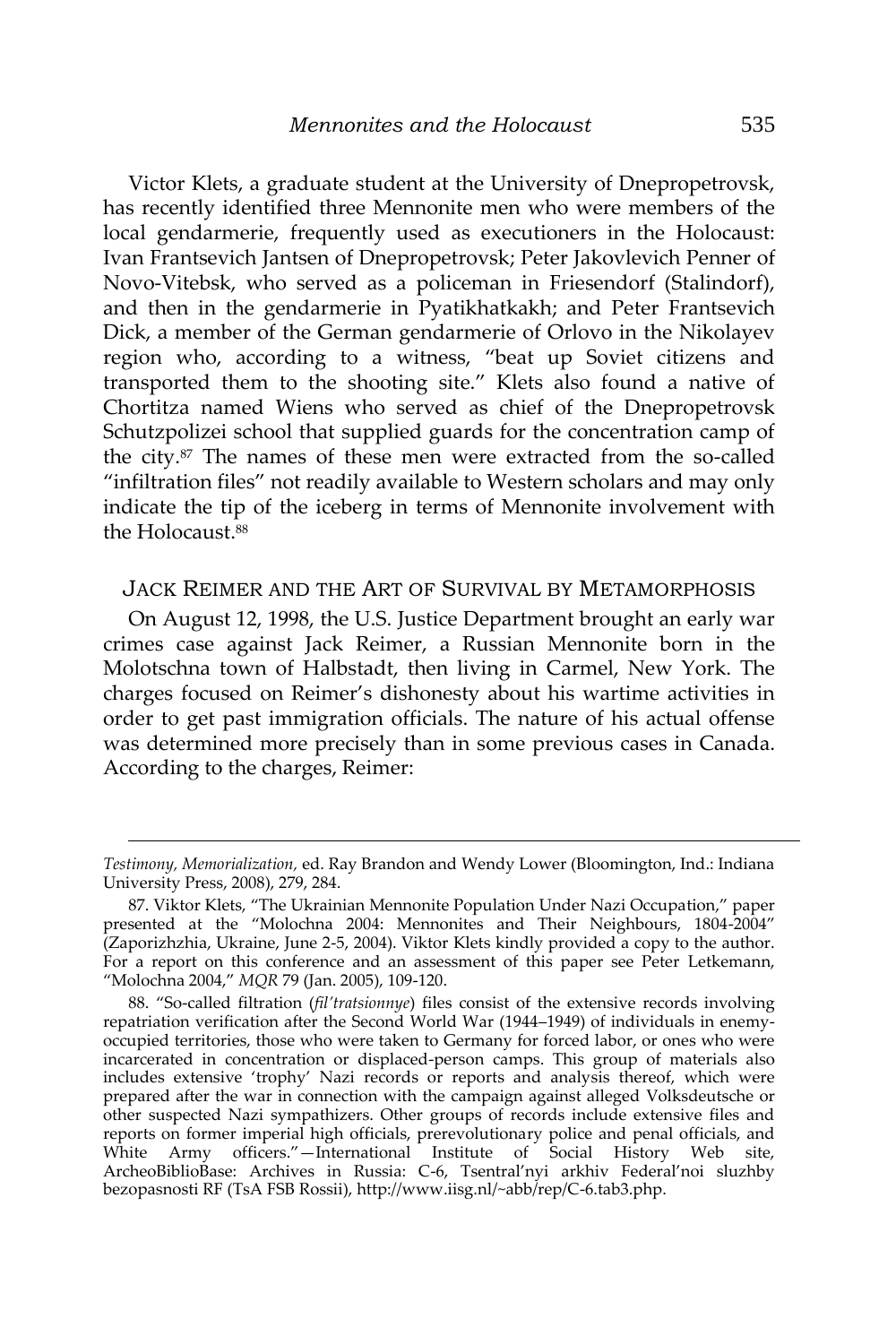Victor Klets, a graduate student at the University of Dnepropetrovsk, has recently identified three Mennonite men who were members of the local gendarmerie, frequently used as executioners in the Holocaust: Ivan Frantsevich Jantsen of Dnepropetrovsk; Peter Jakovlevich Penner of Novo-Vitebsk, who served as a policeman in Friesendorf (Stalindorf), and then in the gendarmerie in Pyatikhatkakh; and Peter Frantsevich Dick, a member of the German gendarmerie of Orlovo in the Nikolayev region who, according to a witness, "beat up Soviet citizens and transported them to the shooting site." Klets also found a native of Chortitza named Wiens who served as chief of the Dnepropetrovsk Schutzpolizei school that supplied guards for the concentration camp of the city.[87] The names of these men were extracted from the so-called "infiltration files" not readily available to Western scholars and may only indicate the tip of the iceberg in terms of Mennonite involvement with the Holocaust.[88]

## JACK REIMER AND THE ART OF SURVIVAL BY METAMORPHOSIS

On August 12, 1998, the U.S. Justice Department brought an early war crimes case against Jack Reimer, a Russian Mennonite born in the Molotschna town of Halbstadt, then living in Carmel, New York. The charges focused on Reimer's dishonesty about his wartime activities in order to get past immigration officials. The nature of his actual offense was determined more precisely than in some previous cases in Canada. According to the charges, Reimer:

---

*Testimony, Memorialization,* ed. Ray Brandon and Wendy Lower (Bloomington, Ind.: Indiana University Press, 2008), 279, 284.

87. Viktor Klets, "The Ukrainian Mennonite Population Under Nazi Occupation," paper presented at the "Molochna 2004: Mennonites and Their Neighbours, 1804-2004" (Zaporizhzhia, Ukraine, June 2-5, 2004). Viktor Klets kindly provided a copy to the author. For a report on this conference and an assessment of this paper see Peter Letkemann, "Molochna 2004," *MQR* 79 (Jan. 2005), 109-120.

88. "So-called filtration (*fil'tratsionnye*) files consist of the extensive records involving repatriation verification after the Second World War (1944–1949) of individuals in enemy-occupied territories, those who were taken to Germany for forced labor, or ones who were incarcerated in concentration or displaced-person camps. This group of materials also includes extensive 'trophy' Nazi records or reports and analysis thereof, which were prepared after the war in connection with the campaign against alleged Volksdeutsche or other suspected Nazi sympathizers. Other groups of records include extensive files and reports on former imperial high officials, prerevolutionary police and penal officials, and White Army officers."—International Institute of Social History Web site, ArcheoBiblioBase: Archives in Russia: C-6, Tsentral'nyi arkhiv Federal'noi sluzhby bezopasnosti RF (TsA FSB Rossii), http://www.iisg.nl/~abb/rep/C-6.tab3.php.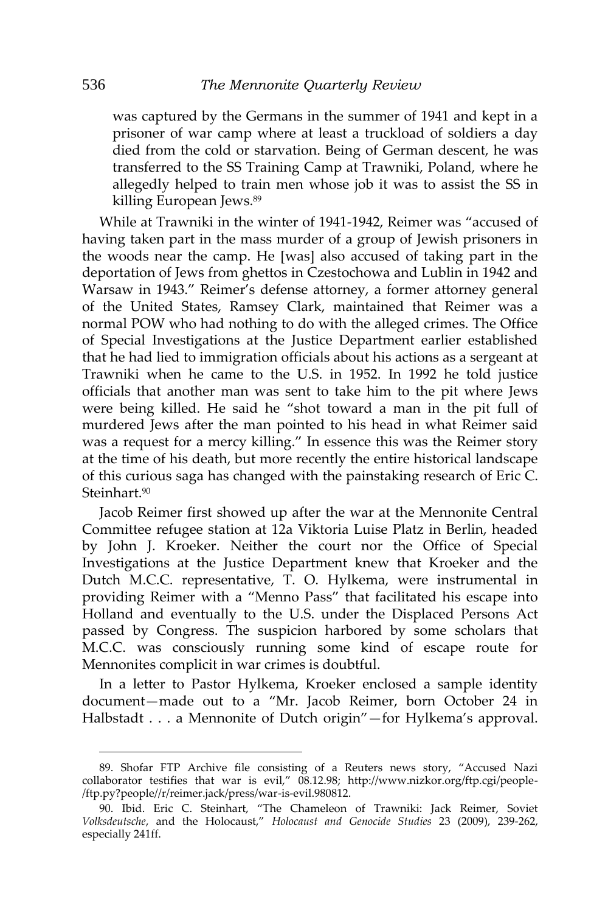was captured by the Germans in the summer of 1941 and kept in a prisoner of war camp where at least a truckload of soldiers a day died from the cold or starvation. Being of German descent, he was transferred to the SS Training Camp at Trawniki, Poland, where he allegedly helped to train men whose job it was to assist the SS in killing European Jews.[89]

While at Trawniki in the winter of 1941-1942, Reimer was "accused of having taken part in the mass murder of a group of Jewish prisoners in the woods near the camp. He [was] also accused of taking part in the deportation of Jews from ghettos in Czestochowa and Lublin in 1942 and Warsaw in 1943." Reimer's defense attorney, a former attorney general of the United States, Ramsey Clark, maintained that Reimer was a normal POW who had nothing to do with the alleged crimes. The Office of Special Investigations at the Justice Department earlier established that he had lied to immigration officials about his actions as a sergeant at Trawniki when he came to the U.S. in 1952. In 1992 he told justice officials that another man was sent to take him to the pit where Jews were being killed. He said he "shot toward a man in the pit full of murdered Jews after the man pointed to his head in what Reimer said was a request for a mercy killing." In essence this was the Reimer story at the time of his death, but more recently the entire historical landscape of this curious saga has changed with the painstaking research of Eric C. Steinhart.[90]

Jacob Reimer first showed up after the war at the Mennonite Central Committee refugee station at 12a Viktoria Luise Platz in Berlin, headed by John J. Kroeker. Neither the court nor the Office of Special Investigations at the Justice Department knew that Kroeker and the Dutch M.C.C. representative, T. O. Hylkema, were instrumental in providing Reimer with a "Menno Pass" that facilitated his escape into Holland and eventually to the U.S. under the Displaced Persons Act passed by Congress. The suspicion harbored by some scholars that M.C.C. was consciously running some kind of escape route for Mennonites complicit in war crimes is doubtful.

In a letter to Pastor Hylkema, Kroeker enclosed a sample identity document—made out to a "Mr. Jacob Reimer, born October 24 in Halbstadt . . . a Mennonite of Dutch origin"—for Hylkema's approval.

---

89. Shofar FTP Archive file consisting of a Reuters news story, "Accused Nazi collaborator testifies that war is evil," 08.12.98; http://www.nizkor.org/ftp.cgi/people-/ftp.py?people//r/reimer.jack/press/war-is-evil.980812.

90. Ibid. Eric C. Steinhart, "The Chameleon of Trawniki: Jack Reimer, Soviet *Volksdeutsche*, and the Holocaust," *Holocaust and Genocide Studies* 23 (2009), 239-262, especially 241ff.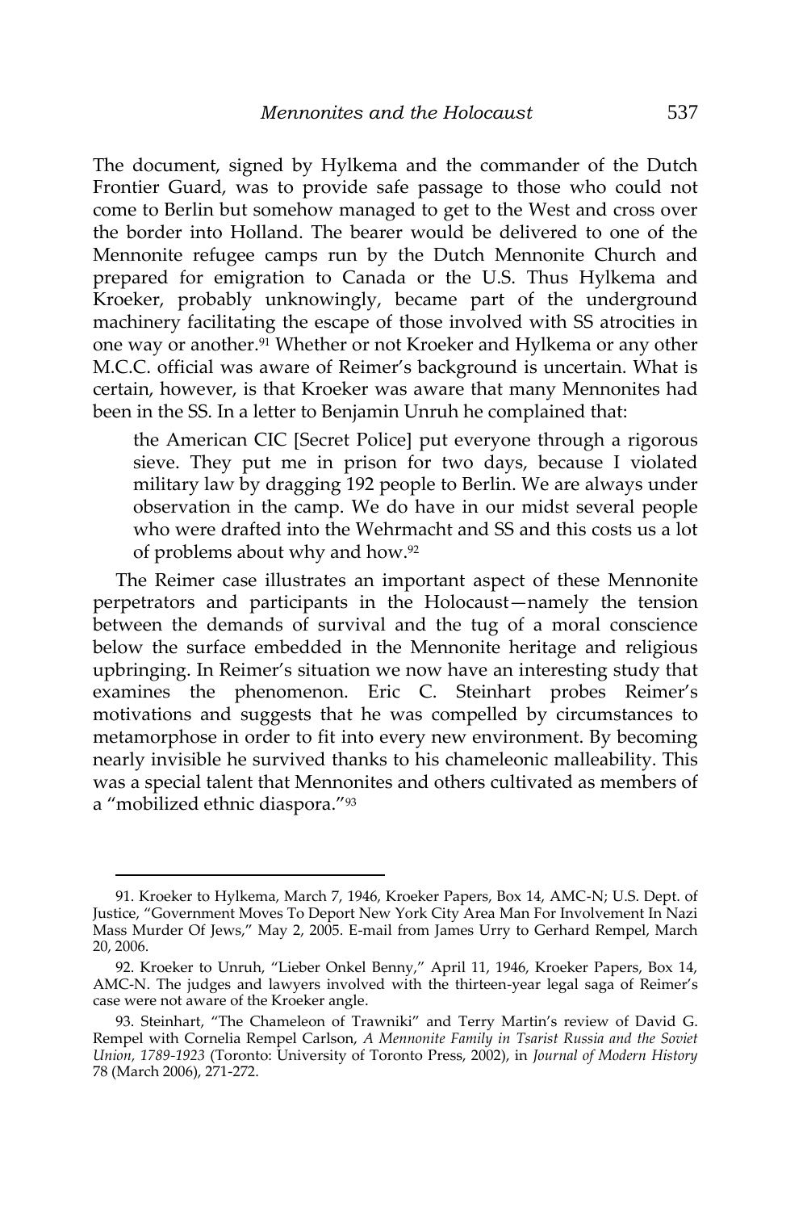The document, signed by Hylkema and the commander of the Dutch Frontier Guard, was to provide safe passage to those who could not come to Berlin but somehow managed to get to the West and cross over the border into Holland. The bearer would be delivered to one of the Mennonite refugee camps run by the Dutch Mennonite Church and prepared for emigration to Canada or the U.S. Thus Hylkema and Kroeker, probably unknowingly, became part of the underground machinery facilitating the escape of those involved with SS atrocities in one way or another.[91] Whether or not Kroeker and Hylkema or any other M.C.C. official was aware of Reimer's background is uncertain. What is certain, however, is that Kroeker was aware that many Mennonites had been in the SS. In a letter to Benjamin Unruh he complained that:

> the American CIC [Secret Police] put everyone through a rigorous sieve. They put me in prison for two days, because I violated military law by dragging 192 people to Berlin. We are always under observation in the camp. We do have in our midst several people who were drafted into the Wehrmacht and SS and this costs us a lot of problems about why and how.[92]

The Reimer case illustrates an important aspect of these Mennonite perpetrators and participants in the Holocaust—namely the tension between the demands of survival and the tug of a moral conscience below the surface embedded in the Mennonite heritage and religious upbringing. In Reimer's situation we now have an interesting study that examines the phenomenon. Eric C. Steinhart probes Reimer's motivations and suggests that he was compelled by circumstances to metamorphose in order to fit into every new environment. By becoming nearly invisible he survived thanks to his chameleonic malleability. This was a special talent that Mennonites and others cultivated as members of a "mobilized ethnic diaspora."[93]

---

91. Kroeker to Hylkema, March 7, 1946, Kroeker Papers, Box 14, AMC-N; U.S. Dept. of Justice, "Government Moves To Deport New York City Area Man For Involvement In Nazi Mass Murder Of Jews," May 2, 2005. E-mail from James Urry to Gerhard Rempel, March 20, 2006.

92. Kroeker to Unruh, "Lieber Onkel Benny," April 11, 1946, Kroeker Papers, Box 14, AMC-N. The judges and lawyers involved with the thirteen-year legal saga of Reimer's case were not aware of the Kroeker angle.

93. Steinhart, "The Chameleon of Trawniki" and Terry Martin's review of David G. Rempel with Cornelia Rempel Carlson, *A Mennonite Family in Tsarist Russia and the Soviet Union, 1789-1923* (Toronto: University of Toronto Press, 2002), in *Journal of Modern History* 78 (March 2006), 271-272.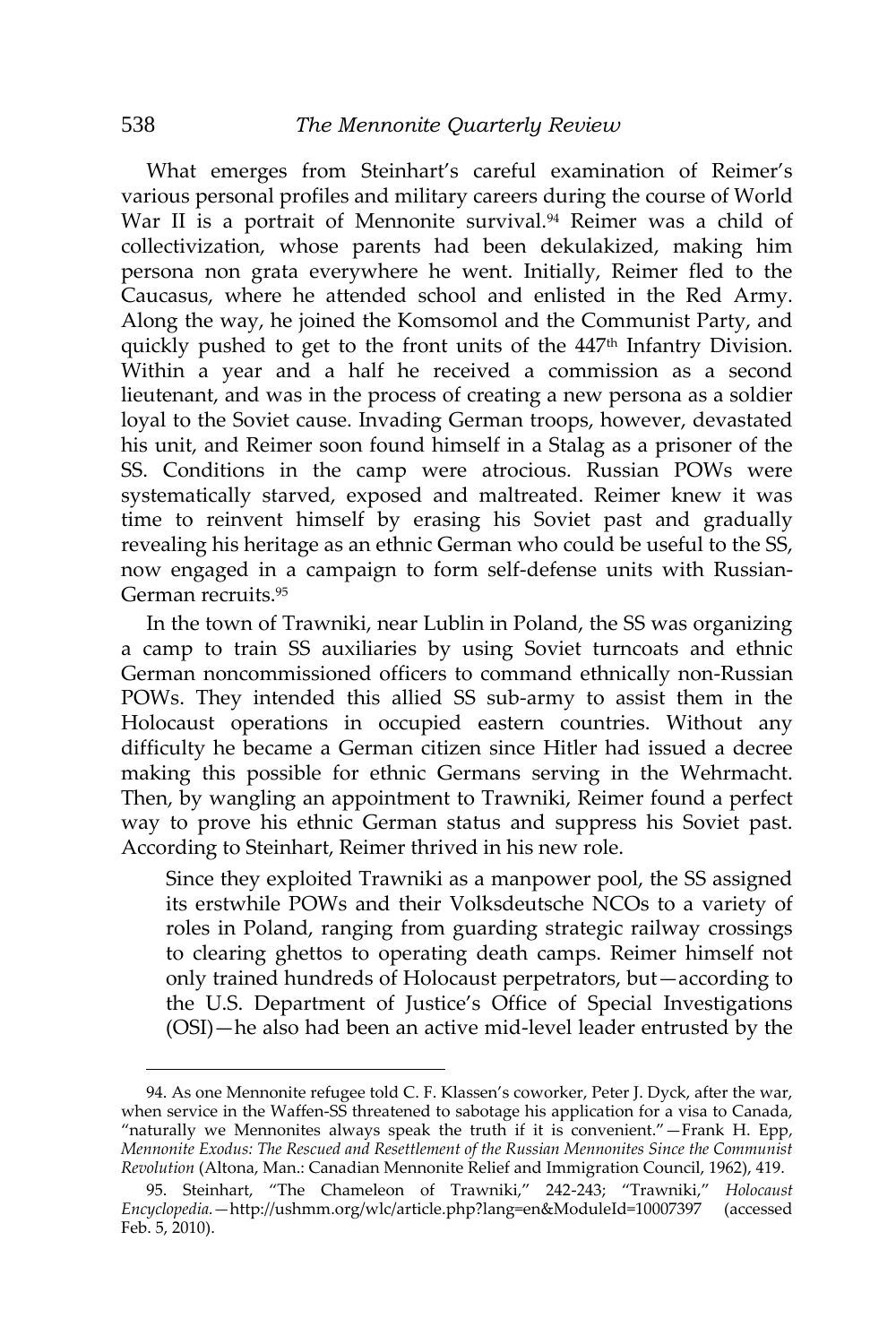What emerges from Steinhart's careful examination of Reimer's various personal profiles and military careers during the course of World War II is a portrait of Mennonite survival.[94] Reimer was a child of collectivization, whose parents had been dekulakized, making him persona non grata everywhere he went. Initially, Reimer fled to the Caucasus, where he attended school and enlisted in the Red Army. Along the way, he joined the Komsomol and the Communist Party, and quickly pushed to get to the front units of the 447th Infantry Division. Within a year and a half he received a commission as a second lieutenant, and was in the process of creating a new persona as a soldier loyal to the Soviet cause. Invading German troops, however, devastated his unit, and Reimer soon found himself in a Stalag as a prisoner of the SS. Conditions in the camp were atrocious. Russian POWs were systematically starved, exposed and maltreated. Reimer knew it was time to reinvent himself by erasing his Soviet past and gradually revealing his heritage as an ethnic German who could be useful to the SS, now engaged in a campaign to form self-defense units with Russian-German recruits.[95]

In the town of Trawniki, near Lublin in Poland, the SS was organizing a camp to train SS auxiliaries by using Soviet turncoats and ethnic German noncommissioned officers to command ethnically non-Russian POWs. They intended this allied SS sub-army to assist them in the Holocaust operations in occupied eastern countries. Without any difficulty he became a German citizen since Hitler had issued a decree making this possible for ethnic Germans serving in the Wehrmacht. Then, by wangling an appointment to Trawniki, Reimer found a perfect way to prove his ethnic German status and suppress his Soviet past. According to Steinhart, Reimer thrived in his new role.

> Since they exploited Trawniki as a manpower pool, the SS assigned its erstwhile POWs and their Volksdeutsche NCOs to a variety of roles in Poland, ranging from guarding strategic railway crossings to clearing ghettos to operating death camps. Reimer himself not only trained hundreds of Holocaust perpetrators, but—according to the U.S. Department of Justice's Office of Special Investigations (OSI)—he also had been an active mid-level leader entrusted by the

---

94. As one Mennonite refugee told C. F. Klassen's coworker, Peter J. Dyck, after the war, when service in the Waffen-SS threatened to sabotage his application for a visa to Canada, "naturally we Mennonites always speak the truth if it is convenient."—Frank H. Epp, *Mennonite Exodus: The Rescued and Resettlement of the Russian Mennonites Since the Communist Revolution* (Altona, Man.: Canadian Mennonite Relief and Immigration Council, 1962), 419.

95. Steinhart, "The Chameleon of Trawniki," 242-243; "Trawniki," *Holocaust Encyclopedia.*—http://ushmm.org/wlc/article.php?lang=en&ModuleId=10007397 (accessed Feb. 5, 2010).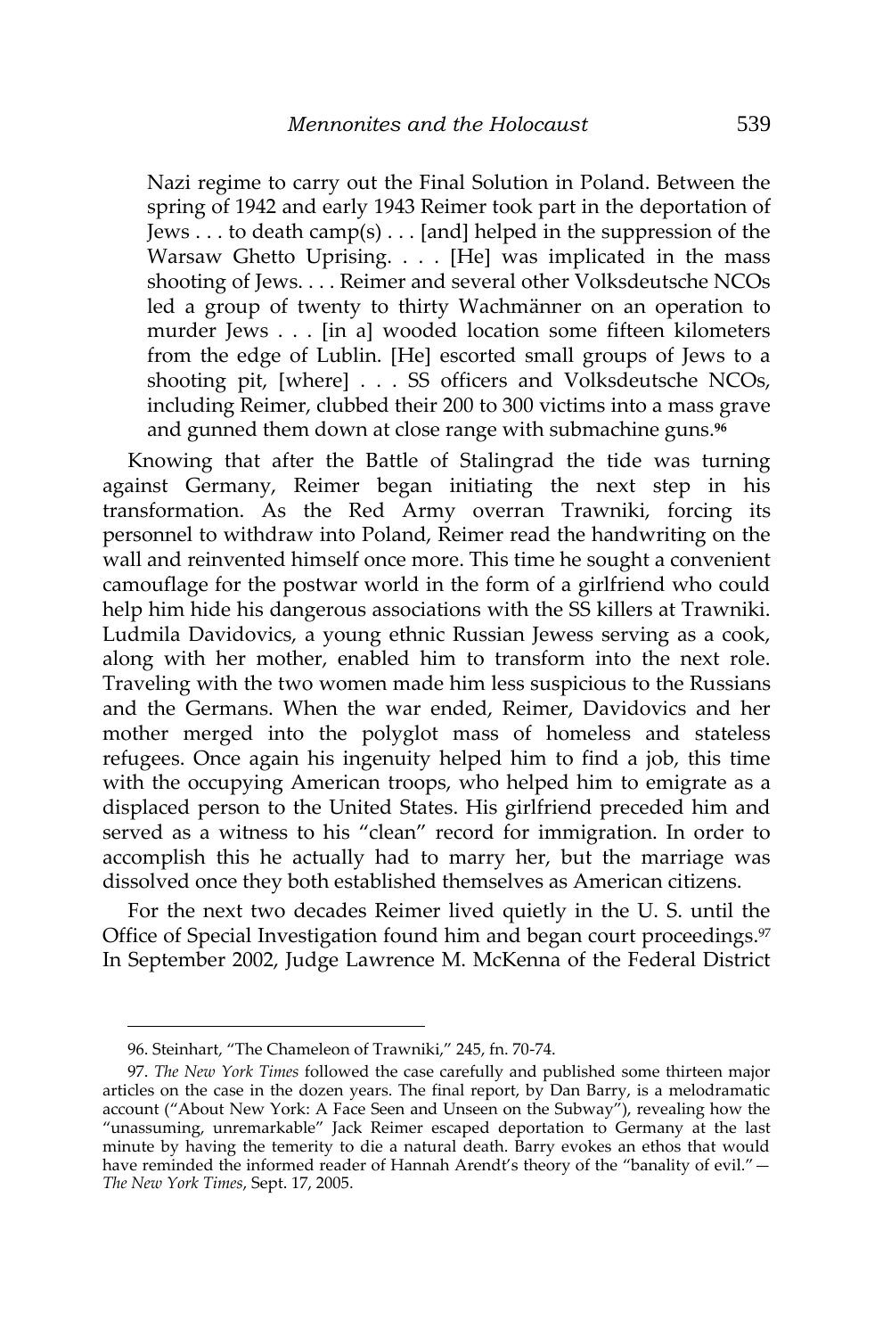> Nazi regime to carry out the Final Solution in Poland. Between the spring of 1942 and early 1943 Reimer took part in the deportation of Jews . . . to death camp(s) . . . [and] helped in the suppression of the Warsaw Ghetto Uprising. . . . [He] was implicated in the mass shooting of Jews. . . . Reimer and several other Volksdeutsche NCOs led a group of twenty to thirty Wachmänner on an operation to murder Jews . . . [in a] wooded location some fifteen kilometers from the edge of Lublin. [He] escorted small groups of Jews to a shooting pit, [where] . . . SS officers and Volksdeutsche NCOs, including Reimer, clubbed their 200 to 300 victims into a mass grave and gunned them down at close range with submachine guns.[96]

Knowing that after the Battle of Stalingrad the tide was turning against Germany, Reimer began initiating the next step in his transformation. As the Red Army overran Trawniki, forcing its personnel to withdraw into Poland, Reimer read the handwriting on the wall and reinvented himself once more. This time he sought a convenient camouflage for the postwar world in the form of a girlfriend who could help him hide his dangerous associations with the SS killers at Trawniki. Ludmila Davidovics, a young ethnic Russian Jewess serving as a cook, along with her mother, enabled him to transform into the next role. Traveling with the two women made him less suspicious to the Russians and the Germans. When the war ended, Reimer, Davidovics and her mother merged into the polyglot mass of homeless and stateless refugees. Once again his ingenuity helped him to find a job, this time with the occupying American troops, who helped him to emigrate as a displaced person to the United States. His girlfriend preceded him and served as a witness to his "clean" record for immigration. In order to accomplish this he actually had to marry her, but the marriage was dissolved once they both established themselves as American citizens.

For the next two decades Reimer lived quietly in the U. S. until the Office of Special Investigation found him and began court proceedings.[97] In September 2002, Judge Lawrence M. McKenna of the Federal District

---

96. Steinhart, "The Chameleon of Trawniki," 245, fn. 70-74.

97. *The New York Times* followed the case carefully and published some thirteen major articles on the case in the dozen years. The final report, by Dan Barry, is a melodramatic account ("About New York: A Face Seen and Unseen on the Subway"), revealing how the "unassuming, unremarkable" Jack Reimer escaped deportation to Germany at the last minute by having the temerity to die a natural death. Barry evokes an ethos that would have reminded the informed reader of Hannah Arendt's theory of the "banality of evil."—*The New York Times*, Sept. 17, 2005.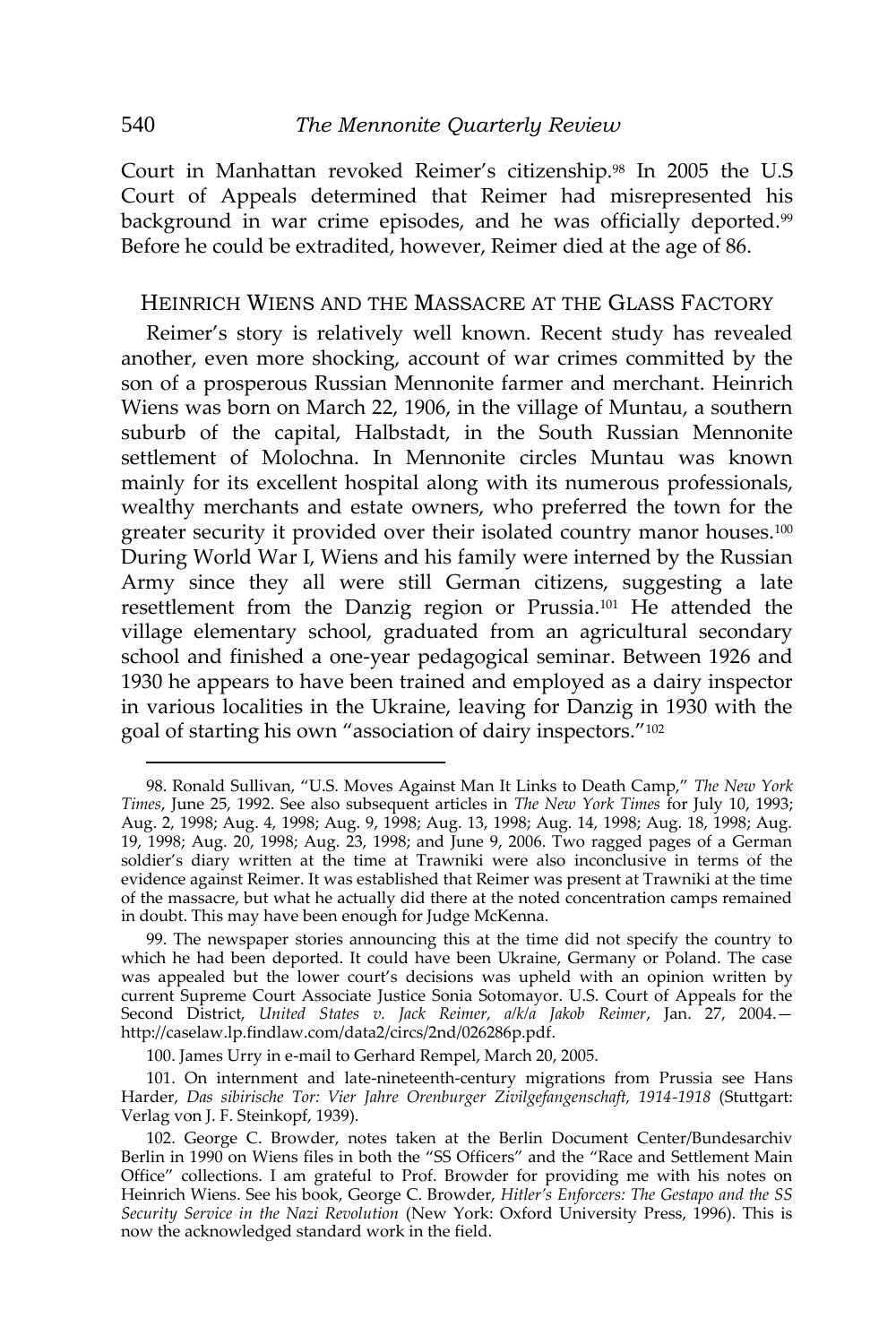Court in Manhattan revoked Reimer's citizenship.[98] In 2005 the U.S Court of Appeals determined that Reimer had misrepresented his background in war crime episodes, and he was officially deported.[99] Before he could be extradited, however, Reimer died at the age of 86.

## HEINRICH WIENS AND THE MASSACRE AT THE GLASS FACTORY

Reimer's story is relatively well known. Recent study has revealed another, even more shocking, account of war crimes committed by the son of a prosperous Russian Mennonite farmer and merchant. Heinrich Wiens was born on March 22, 1906, in the village of Muntau, a southern suburb of the capital, Halbstadt, in the South Russian Mennonite settlement of Molochna. In Mennonite circles Muntau was known mainly for its excellent hospital along with its numerous professionals, wealthy merchants and estate owners, who preferred the town for the greater security it provided over their isolated country manor houses.[100] During World War I, Wiens and his family were interned by the Russian Army since they all were still German citizens, suggesting a late resettlement from the Danzig region or Prussia.[101] He attended the village elementary school, graduated from an agricultural secondary school and finished a one-year pedagogical seminar. Between 1926 and 1930 he appears to have been trained and employed as a dairy inspector in various localities in the Ukraine, leaving for Danzig in 1930 with the goal of starting his own "association of dairy inspectors."[102]

---

98. Ronald Sullivan, "U.S. Moves Against Man It Links to Death Camp," *The New York Times*, June 25, 1992. See also subsequent articles in *The New York Times* for July 10, 1993; Aug. 2, 1998; Aug. 4, 1998; Aug. 9, 1998; Aug. 13, 1998; Aug. 14, 1998; Aug. 18, 1998; Aug. 19, 1998; Aug. 20, 1998; Aug. 23, 1998; and June 9, 2006. Two ragged pages of a German soldier's diary written at the time at Trawniki were also inconclusive in terms of the evidence against Reimer. It was established that Reimer was present at Trawniki at the time of the massacre, but what he actually did there at the noted concentration camps remained in doubt. This may have been enough for Judge McKenna.

99. The newspaper stories announcing this at the time did not specify the country to which he had been deported. It could have been Ukraine, Germany or Poland. The case was appealed but the lower court's decisions was upheld with an opinion written by current Supreme Court Associate Justice Sonia Sotomayor. U.S. Court of Appeals for the Second District, *United States v. Jack Reimer, a/k/a Jakob Reimer*, Jan. 27, 2004.—http://caselaw.lp.findlaw.com/data2/circs/2nd/026286p.pdf.

100. James Urry in e-mail to Gerhard Rempel, March 20, 2005.

101. On internment and late-nineteenth-century migrations from Prussia see Hans Harder, *Das sibirische Tor: Vier Jahre Orenburger Zivilgefangenschaft, 1914-1918* (Stuttgart: Verlag von J. F. Steinkopf, 1939).

102. George C. Browder, notes taken at the Berlin Document Center/Bundesarchiv Berlin in 1990 on Wiens files in both the "SS Officers" and the "Race and Settlement Main Office" collections. I am grateful to Prof. Browder for providing me with his notes on Heinrich Wiens. See his book, George C. Browder, *Hitler's Enforcers: The Gestapo and the SS Security Service in the Nazi Revolution* (New York: Oxford University Press, 1996). This is now the acknowledged standard work in the field.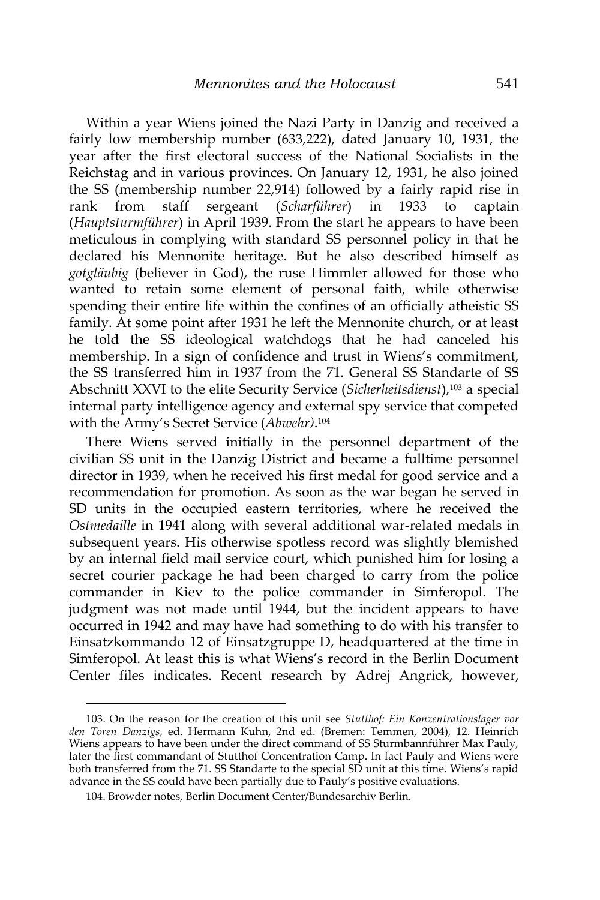Within a year Wiens joined the Nazi Party in Danzig and received a fairly low membership number (633,222), dated January 10, 1931, the year after the first electoral success of the National Socialists in the Reichstag and in various provinces. On January 12, 1931, he also joined the SS (membership number 22,914) followed by a fairly rapid rise in rank from staff sergeant (*Scharführer*) in 1933 to captain (*Hauptsturmführer*) in April 1939. From the start he appears to have been meticulous in complying with standard SS personnel policy in that he declared his Mennonite heritage. But he also described himself as *gotgläubig* (believer in God), the ruse Himmler allowed for those who wanted to retain some element of personal faith, while otherwise spending their entire life within the confines of an officially atheistic SS family. At some point after 1931 he left the Mennonite church, or at least he told the SS ideological watchdogs that he had canceled his membership. In a sign of confidence and trust in Wiens's commitment, the SS transferred him in 1937 from the 71. General SS Standarte of SS Abschnitt XXVI to the elite Security Service (*Sicherheitsdienst*),[103] a special internal party intelligence agency and external spy service that competed with the Army's Secret Service (*Abwehr*).[104]

There Wiens served initially in the personnel department of the civilian SS unit in the Danzig District and became a fulltime personnel director in 1939, when he received his first medal for good service and a recommendation for promotion. As soon as the war began he served in SD units in the occupied eastern territories, where he received the *Ostmedaille* in 1941 along with several additional war-related medals in subsequent years. His otherwise spotless record was slightly blemished by an internal field mail service court, which punished him for losing a secret courier package he had been charged to carry from the police commander in Kiev to the police commander in Simferopol. The judgment was not made until 1944, but the incident appears to have occurred in 1942 and may have had something to do with his transfer to Einsatzkommando 12 of Einsatzgruppe D, headquartered at the time in Simferopol. At least this is what Wiens's record in the Berlin Document Center files indicates. Recent research by Adrej Angrick, however,

---

103. On the reason for the creation of this unit see *Stutthof: Ein Konzentrationslager vor den Toren Danzigs*, ed. Hermann Kuhn, 2nd ed. (Bremen: Temmen, 2004), 12. Heinrich Wiens appears to have been under the direct command of SS Sturmbannführer Max Pauly, later the first commandant of Stutthof Concentration Camp. In fact Pauly and Wiens were both transferred from the 71. SS Standarte to the special SD unit at this time. Wiens's rapid advance in the SS could have been partially due to Pauly's positive evaluations.

104. Browder notes, Berlin Document Center/Bundesarchiv Berlin.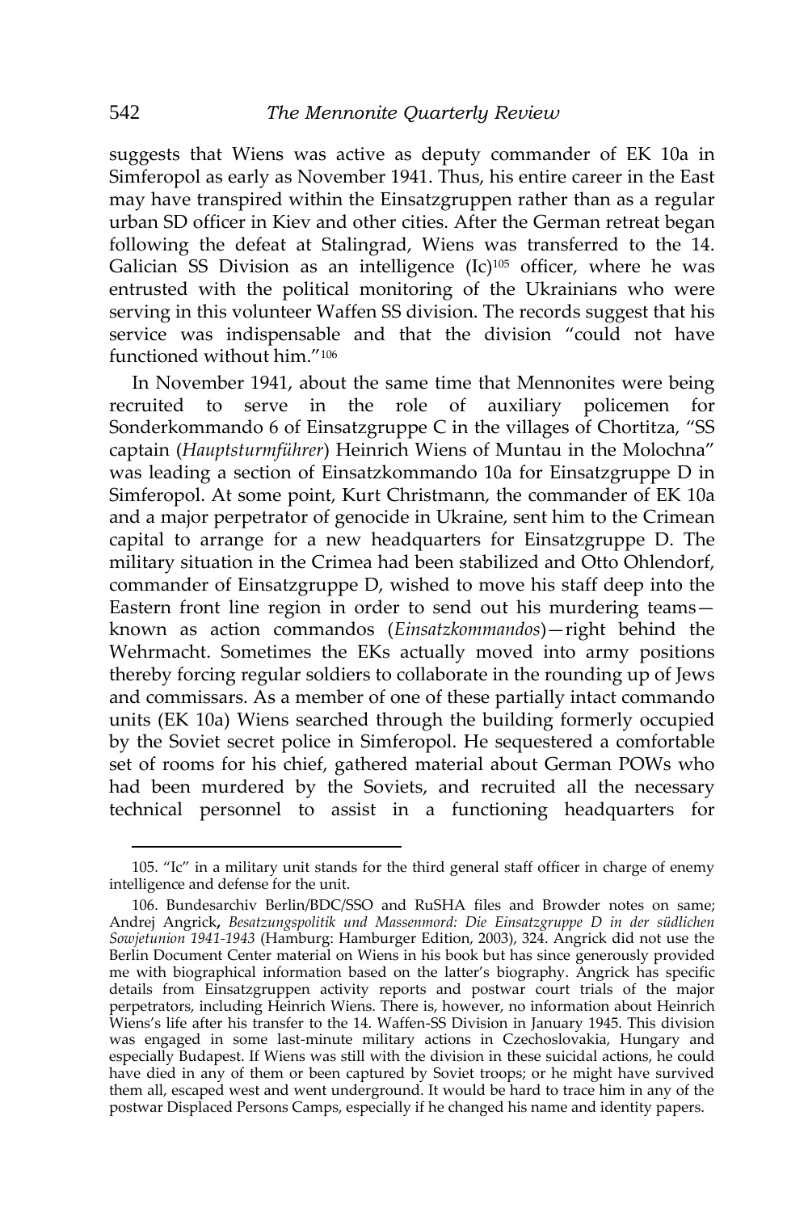suggests that Wiens was active as deputy commander of EK 10a in Simferopol as early as November 1941. Thus, his entire career in the East may have transpired within the Einsatzgruppen rather than as a regular urban SD officer in Kiev and other cities. After the German retreat began following the defeat at Stalingrad, Wiens was transferred to the 14. Galician SS Division as an intelligence (Ic)[105] officer, where he was entrusted with the political monitoring of the Ukrainians who were serving in this volunteer Waffen SS division. The records suggest that his service was indispensable and that the division "could not have functioned without him."[106]

In November 1941, about the same time that Mennonites were being recruited to serve in the role of auxiliary policemen for Sonderkommando 6 of Einsatzgruppe C in the villages of Chortitza, "SS captain (*Hauptsturmführer*) Heinrich Wiens of Muntau in the Molochna" was leading a section of Einsatzkommando 10a for Einsatzgruppe D in Simferopol. At some point, Kurt Christmann, the commander of EK 10a and a major perpetrator of genocide in Ukraine, sent him to the Crimean capital to arrange for a new headquarters for Einsatzgruppe D. The military situation in the Crimea had been stabilized and Otto Ohlendorf, commander of Einsatzgruppe D, wished to move his staff deep into the Eastern front line region in order to send out his murdering teams—known as action commandos (*Einsatzkommandos*)—right behind the Wehrmacht. Sometimes the EKs actually moved into army positions thereby forcing regular soldiers to collaborate in the rounding up of Jews and commissars. As a member of one of these partially intact commando units (EK 10a) Wiens searched through the building formerly occupied by the Soviet secret police in Simferopol. He sequestered a comfortable set of rooms for his chief, gathered material about German POWs who had been murdered by the Soviets, and recruited all the necessary technical personnel to assist in a functioning headquarters for

105. "Ic" in a military unit stands for the third general staff officer in charge of enemy intelligence and defense for the unit.

106. Bundesarchiv Berlin/BDC/SSO and RuSHA files and Browder notes on same; Andrej Angrick**,** *Besatzungspolitik und Massenmord: Die Einsatzgruppe D in der südlichen Sowjetunion 1941-1943* (Hamburg: Hamburger Edition, 2003), 324. Angrick did not use the Berlin Document Center material on Wiens in his book but has since generously provided me with biographical information based on the latter's biography. Angrick has specific details from Einsatzgruppen activity reports and postwar court trials of the major perpetrators, including Heinrich Wiens. There is, however, no information about Heinrich Wiens's life after his transfer to the 14. Waffen-SS Division in January 1945. This division was engaged in some last-minute military actions in Czechoslovakia, Hungary and especially Budapest. If Wiens was still with the division in these suicidal actions, he could have died in any of them or been captured by Soviet troops; or he might have survived them all, escaped west and went underground. It would be hard to trace him in any of the postwar Displaced Persons Camps, especially if he changed his name and identity papers.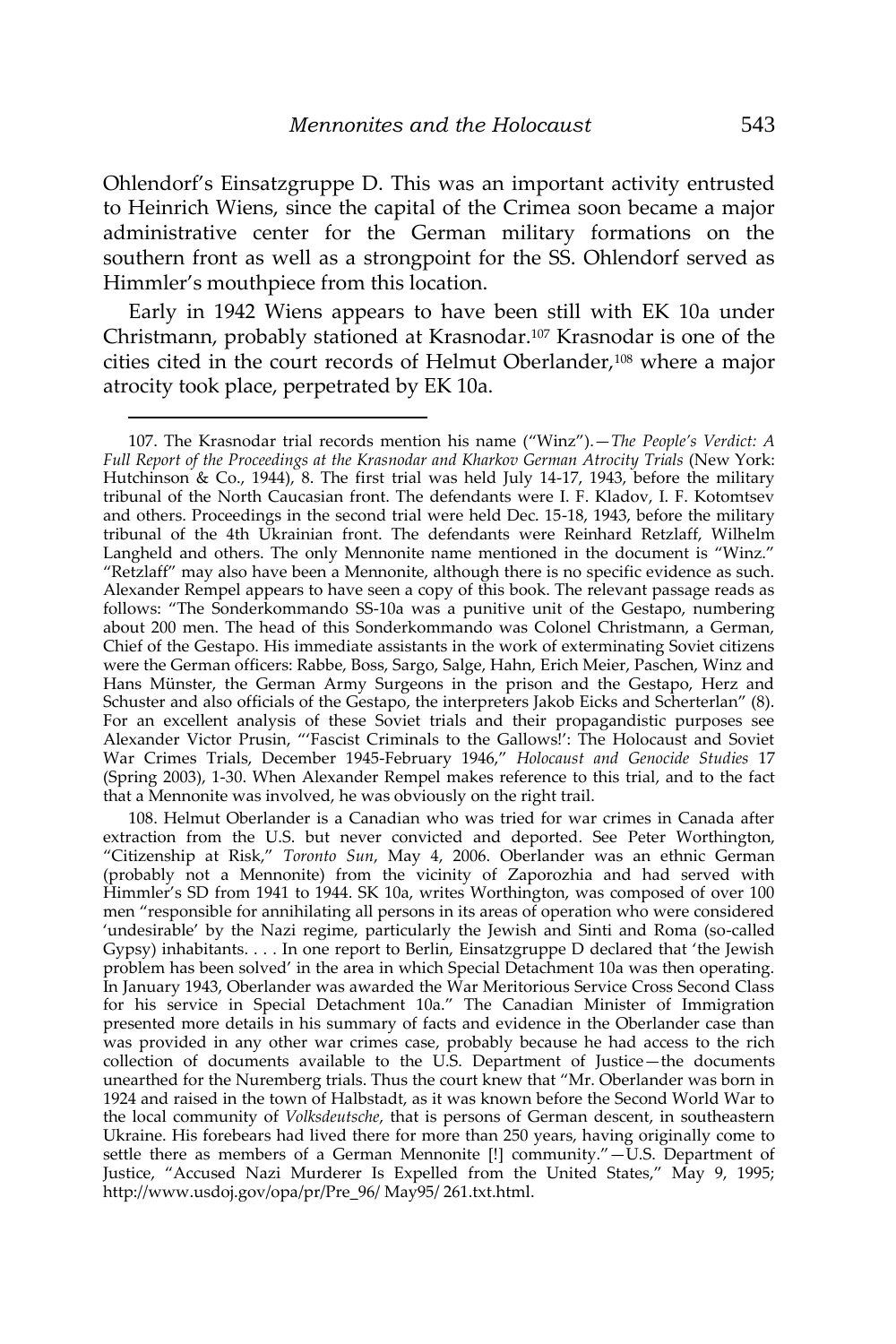Ohlendorf's Einsatzgruppe D. This was an important activity entrusted to Heinrich Wiens, since the capital of the Crimea soon became a major administrative center for the German military formations on the southern front as well as a strongpoint for the SS. Ohlendorf served as Himmler's mouthpiece from this location.

Early in 1942 Wiens appears to have been still with EK 10a under Christmann, probably stationed at Krasnodar.[107] Krasnodar is one of the cities cited in the court records of Helmut Oberlander,[108] where a major atrocity took place, perpetrated by EK 10a.

---

107. The Krasnodar trial records mention his name ("Winz").—*The People's Verdict: A Full Report of the Proceedings at the Krasnodar and Kharkov German Atrocity Trials* (New York: Hutchinson & Co., 1944), 8. The first trial was held July 14-17, 1943, before the military tribunal of the North Caucasian front. The defendants were I. F. Kladov, I. F. Kotomtsev and others. Proceedings in the second trial were held Dec. 15-18, 1943, before the military tribunal of the 4th Ukrainian front. The defendants were Reinhard Retzlaff, Wilhelm Langheld and others. The only Mennonite name mentioned in the document is "Winz." "Retzlaff" may also have been a Mennonite, although there is no specific evidence as such. Alexander Rempel appears to have seen a copy of this book. The relevant passage reads as follows: "The Sonderkommando SS-10a was a punitive unit of the Gestapo, numbering about 200 men. The head of this Sonderkommando was Colonel Christmann, a German, Chief of the Gestapo. His immediate assistants in the work of exterminating Soviet citizens were the German officers: Rabbe, Boss, Sargo, Salge, Hahn, Erich Meier, Paschen, Winz and Hans Münster, the German Army Surgeons in the prison and the Gestapo, Herz and Schuster and also officials of the Gestapo, the interpreters Jakob Eicks and Scherterlan" (8). For an excellent analysis of these Soviet trials and their propagandistic purposes see Alexander Victor Prusin, "'Fascist Criminals to the Gallows!': The Holocaust and Soviet War Crimes Trials, December 1945-February 1946," *Holocaust and Genocide Studies* 17 (Spring 2003), 1-30. When Alexander Rempel makes reference to this trial, and to the fact that a Mennonite was involved, he was obviously on the right trail.

108. Helmut Oberlander is a Canadian who was tried for war crimes in Canada after extraction from the U.S. but never convicted and deported. See Peter Worthington, "Citizenship at Risk," *Toronto Sun*, May 4, 2006. Oberlander was an ethnic German (probably not a Mennonite) from the vicinity of Zaporozhia and had served with Himmler's SD from 1941 to 1944. SK 10a, writes Worthington, was composed of over 100 men "responsible for annihilating all persons in its areas of operation who were considered 'undesirable' by the Nazi regime, particularly the Jewish and Sinti and Roma (so-called Gypsy) inhabitants. . . . In one report to Berlin, Einsatzgruppe D declared that 'the Jewish problem has been solved' in the area in which Special Detachment 10a was then operating. In January 1943, Oberlander was awarded the War Meritorious Service Cross Second Class for his service in Special Detachment 10a." The Canadian Minister of Immigration presented more details in his summary of facts and evidence in the Oberlander case than was provided in any other war crimes case, probably because he had access to the rich collection of documents available to the U.S. Department of Justice—the documents unearthed for the Nuremberg trials. Thus the court knew that "Mr. Oberlander was born in 1924 and raised in the town of Halbstadt, as it was known before the Second World War to the local community of *Volksdeutsche*, that is persons of German descent, in southeastern Ukraine. His forebears had lived there for more than 250 years, having originally come to settle there as members of a German Mennonite [!] community."—U.S. Department of Justice, "Accused Nazi Murderer Is Expelled from the United States," May 9, 1995; http://www.usdoj.gov/opa/pr/Pre_96/ May95/ 261.txt.html.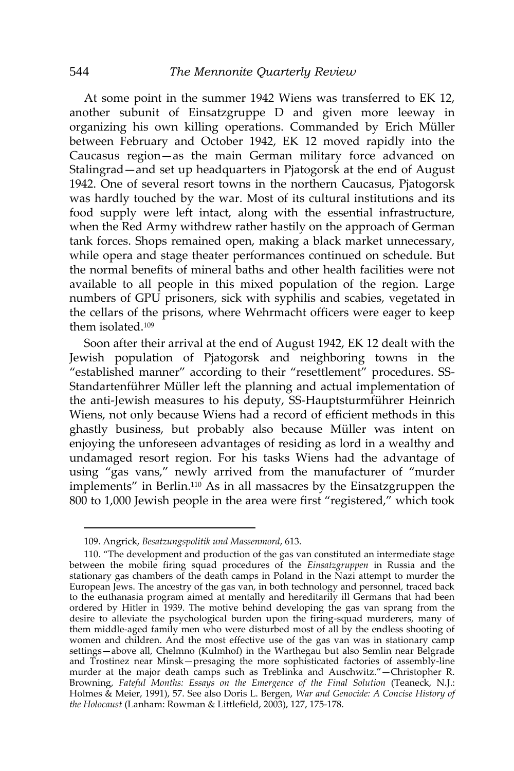At some point in the summer 1942 Wiens was transferred to EK 12, another subunit of Einsatzgruppe D and given more leeway in organizing his own killing operations. Commanded by Erich Müller between February and October 1942, EK 12 moved rapidly into the Caucasus region—as the main German military force advanced on Stalingrad—and set up headquarters in Pjatogorsk at the end of August 1942. One of several resort towns in the northern Caucasus, Pjatogorsk was hardly touched by the war. Most of its cultural institutions and its food supply were left intact, along with the essential infrastructure, when the Red Army withdrew rather hastily on the approach of German tank forces. Shops remained open, making a black market unnecessary, while opera and stage theater performances continued on schedule. But the normal benefits of mineral baths and other health facilities were not available to all people in this mixed population of the region. Large numbers of GPU prisoners, sick with syphilis and scabies, vegetated in the cellars of the prisons, where Wehrmacht officers were eager to keep them isolated.[109]

Soon after their arrival at the end of August 1942, EK 12 dealt with the Jewish population of Pjatogorsk and neighboring towns in the "established manner" according to their "resettlement" procedures. SS-Standartenführer Müller left the planning and actual implementation of the anti-Jewish measures to his deputy, SS-Hauptsturmführer Heinrich Wiens, not only because Wiens had a record of efficient methods in this ghastly business, but probably also because Müller was intent on enjoying the unforeseen advantages of residing as lord in a wealthy and undamaged resort region. For his tasks Wiens had the advantage of using "gas vans," newly arrived from the manufacturer of "murder implements" in Berlin.[110] As in all massacres by the Einsatzgruppen the 800 to 1,000 Jewish people in the area were first "registered," which took

109. Angrick, *Besatzungspolitik und Massenmord*, 613.

110. "The development and production of the gas van constituted an intermediate stage between the mobile firing squad procedures of the *Einsatzgruppen* in Russia and the stationary gas chambers of the death camps in Poland in the Nazi attempt to murder the European Jews. The ancestry of the gas van, in both technology and personnel, traced back to the euthanasia program aimed at mentally and hereditarily ill Germans that had been ordered by Hitler in 1939. The motive behind developing the gas van sprang from the desire to alleviate the psychological burden upon the firing-squad murderers, many of them middle-aged family men who were disturbed most of all by the endless shooting of women and children. And the most effective use of the gas van was in stationary camp settings—above all, Chelmno (Kulmhof) in the Warthegau but also Semlin near Belgrade and Trostinez near Minsk—presaging the more sophisticated factories of assembly-line murder at the major death camps such as Treblinka and Auschwitz."—Christopher R. Browning, *Fateful Months: Essays on the Emergence of the Final Solution* (Teaneck, N.J.: Holmes & Meier, 1991), 57. See also Doris L. Bergen, *War and Genocide: A Concise History of the Holocaust* (Lanham: Rowman & Littlefield, 2003), 127, 175-178.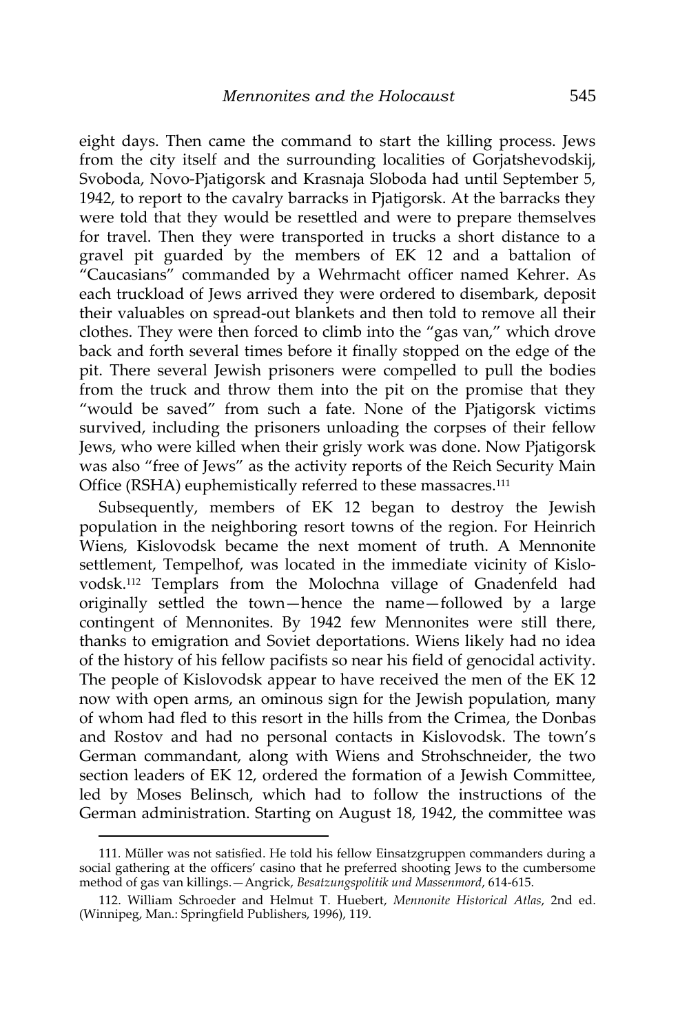eight days. Then came the command to start the killing process. Jews from the city itself and the surrounding localities of Gorjatshevodskij, Svoboda, Novo-Pjatigorsk and Krasnaja Sloboda had until September 5, 1942, to report to the cavalry barracks in Pjatigorsk. At the barracks they were told that they would be resettled and were to prepare themselves for travel. Then they were transported in trucks a short distance to a gravel pit guarded by the members of EK 12 and a battalion of "Caucasians" commanded by a Wehrmacht officer named Kehrer. As each truckload of Jews arrived they were ordered to disembark, deposit their valuables on spread-out blankets and then told to remove all their clothes. They were then forced to climb into the "gas van," which drove back and forth several times before it finally stopped on the edge of the pit. There several Jewish prisoners were compelled to pull the bodies from the truck and throw them into the pit on the promise that they "would be saved" from such a fate. None of the Pjatigorsk victims survived, including the prisoners unloading the corpses of their fellow Jews, who were killed when their grisly work was done. Now Pjatigorsk was also "free of Jews" as the activity reports of the Reich Security Main Office (RSHA) euphemistically referred to these massacres.[111]

Subsequently, members of EK 12 began to destroy the Jewish population in the neighboring resort towns of the region. For Heinrich Wiens, Kislovodsk became the next moment of truth. A Mennonite settlement, Tempelhof, was located in the immediate vicinity of Kislovodsk.[112] Templars from the Molochna village of Gnadenfeld had originally settled the town—hence the name—followed by a large contingent of Mennonites. By 1942 few Mennonites were still there, thanks to emigration and Soviet deportations. Wiens likely had no idea of the history of his fellow pacifists so near his field of genocidal activity. The people of Kislovodsk appear to have received the men of the EK 12 now with open arms, an ominous sign for the Jewish population, many of whom had fled to this resort in the hills from the Crimea, the Donbas and Rostov and had no personal contacts in Kislovodsk. The town's German commandant, along with Wiens and Strohschneider, the two section leaders of EK 12, ordered the formation of a Jewish Committee, led by Moses Belinsch, which had to follow the instructions of the German administration. Starting on August 18, 1942, the committee was

---

111. Müller was not satisfied. He told his fellow Einsatzgruppen commanders during a social gathering at the officers' casino that he preferred shooting Jews to the cumbersome method of gas van killings.—Angrick, *Besatzungspolitik und Massenmord*, 614-615.

112. William Schroeder and Helmut T. Huebert, *Mennonite Historical Atlas*, 2nd ed. (Winnipeg, Man.: Springfield Publishers, 1996), 119.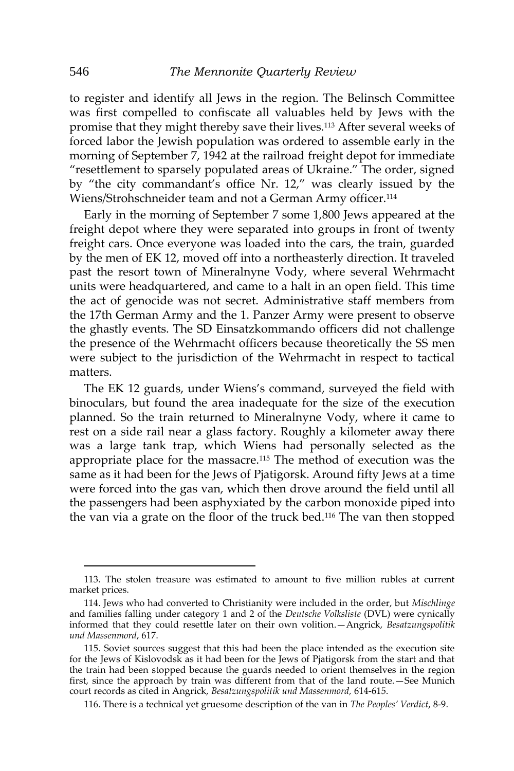to register and identify all Jews in the region. The Belinsch Committee was first compelled to confiscate all valuables held by Jews with the promise that they might thereby save their lives.[113] After several weeks of forced labor the Jewish population was ordered to assemble early in the morning of September 7, 1942 at the railroad freight depot for immediate "resettlement to sparsely populated areas of Ukraine." The order, signed by "the city commandant's office Nr. 12," was clearly issued by the Wiens/Strohschneider team and not a German Army officer.[114]

Early in the morning of September 7 some 1,800 Jews appeared at the freight depot where they were separated into groups in front of twenty freight cars. Once everyone was loaded into the cars, the train, guarded by the men of EK 12, moved off into a northeasterly direction. It traveled past the resort town of Mineralnyne Vody, where several Wehrmacht units were headquartered, and came to a halt in an open field. This time the act of genocide was not secret. Administrative staff members from the 17th German Army and the 1. Panzer Army were present to observe the ghastly events. The SD Einsatzkommando officers did not challenge the presence of the Wehrmacht officers because theoretically the SS men were subject to the jurisdiction of the Wehrmacht in respect to tactical matters.

The EK 12 guards, under Wiens's command, surveyed the field with binoculars, but found the area inadequate for the size of the execution planned. So the train returned to Mineralnyne Vody, where it came to rest on a side rail near a glass factory. Roughly a kilometer away there was a large tank trap, which Wiens had personally selected as the appropriate place for the massacre.[115] The method of execution was the same as it had been for the Jews of Pjatigorsk. Around fifty Jews at a time were forced into the gas van, which then drove around the field until all the passengers had been asphyxiated by the carbon monoxide piped into the van via a grate on the floor of the truck bed.[116] The van then stopped

---

113. The stolen treasure was estimated to amount to five million rubles at current market prices.

114. Jews who had converted to Christianity were included in the order, but *Mischlinge* and families falling under category 1 and 2 of the *Deutsche Volksliste* (DVL) were cynically informed that they could resettle later on their own volition.—Angrick, *Besatzungspolitik und Massenmord*, 617.

115. Soviet sources suggest that this had been the place intended as the execution site for the Jews of Kislovodsk as it had been for the Jews of Pjatigorsk from the start and that the train had been stopped because the guards needed to orient themselves in the region first, since the approach by train was different from that of the land route.—See Munich court records as cited in Angrick, *Besatzungspolitik und Massenmord*, 614-615.

116. There is a technical yet gruesome description of the van in *The Peoples' Verdict*, 8-9.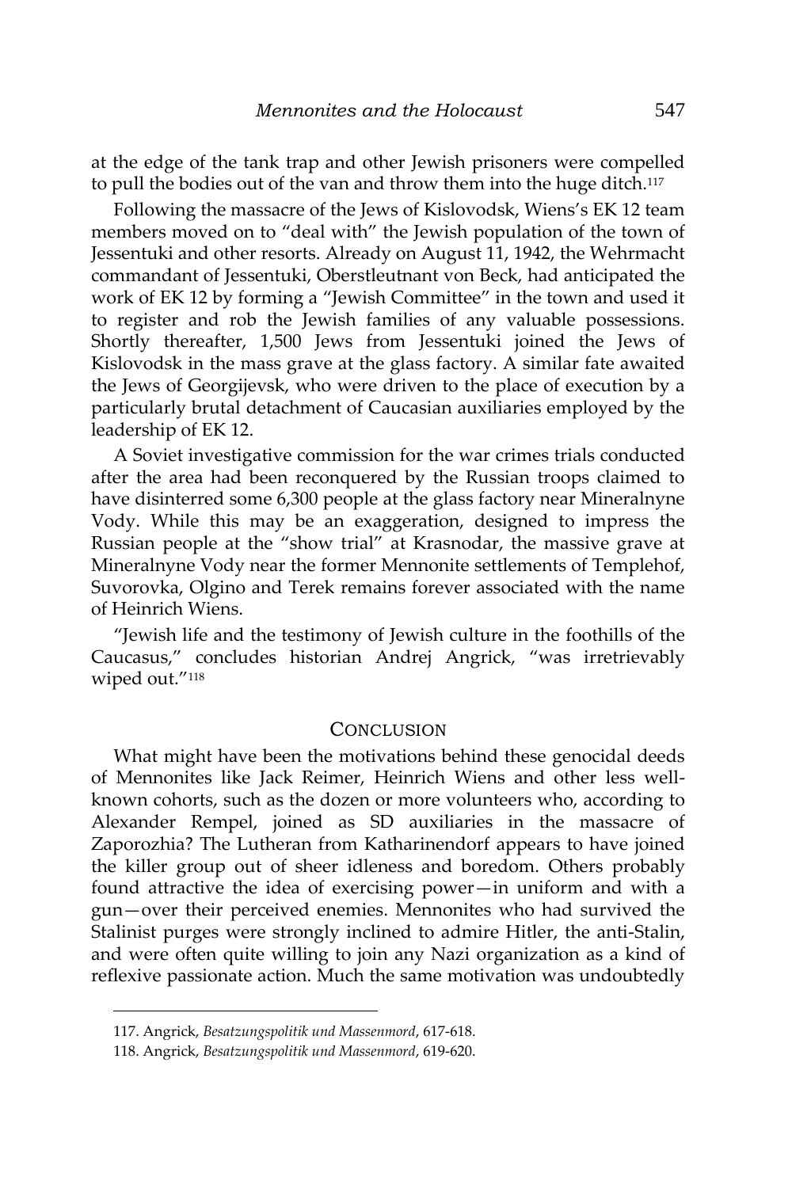at the edge of the tank trap and other Jewish prisoners were compelled to pull the bodies out of the van and throw them into the huge ditch.[117]

Following the massacre of the Jews of Kislovodsk, Wiens's EK 12 team members moved on to "deal with" the Jewish population of the town of Jessentuki and other resorts. Already on August 11, 1942, the Wehrmacht commandant of Jessentuki, Oberstleutnant von Beck, had anticipated the work of EK 12 by forming a "Jewish Committee" in the town and used it to register and rob the Jewish families of any valuable possessions. Shortly thereafter, 1,500 Jews from Jessentuki joined the Jews of Kislovodsk in the mass grave at the glass factory. A similar fate awaited the Jews of Georgijevsk, who were driven to the place of execution by a particularly brutal detachment of Caucasian auxiliaries employed by the leadership of EK 12.

A Soviet investigative commission for the war crimes trials conducted after the area had been reconquered by the Russian troops claimed to have disinterred some 6,300 people at the glass factory near Mineralnyne Vody. While this may be an exaggeration, designed to impress the Russian people at the "show trial" at Krasnodar, the massive grave at Mineralnyne Vody near the former Mennonite settlements of Templehof, Suvorovka, Olgino and Terek remains forever associated with the name of Heinrich Wiens.

"Jewish life and the testimony of Jewish culture in the foothills of the Caucasus," concludes historian Andrej Angrick, "was irretrievably wiped out."[118]

## Conclusion

What might have been the motivations behind these genocidal deeds of Mennonites like Jack Reimer, Heinrich Wiens and other less well-known cohorts, such as the dozen or more volunteers who, according to Alexander Rempel, joined as SD auxiliaries in the massacre of Zaporozhia? The Lutheran from Katharinendorf appears to have joined the killer group out of sheer idleness and boredom. Others probably found attractive the idea of exercising power—in uniform and with a gun—over their perceived enemies. Mennonites who had survived the Stalinist purges were strongly inclined to admire Hitler, the anti-Stalin, and were often quite willing to join any Nazi organization as a kind of reflexive passionate action. Much the same motivation was undoubtedly

117. Angrick, *Besatzungspolitik und Massenmord*, 617-618.

118. Angrick, *Besatzungspolitik und Massenmord*, 619-620.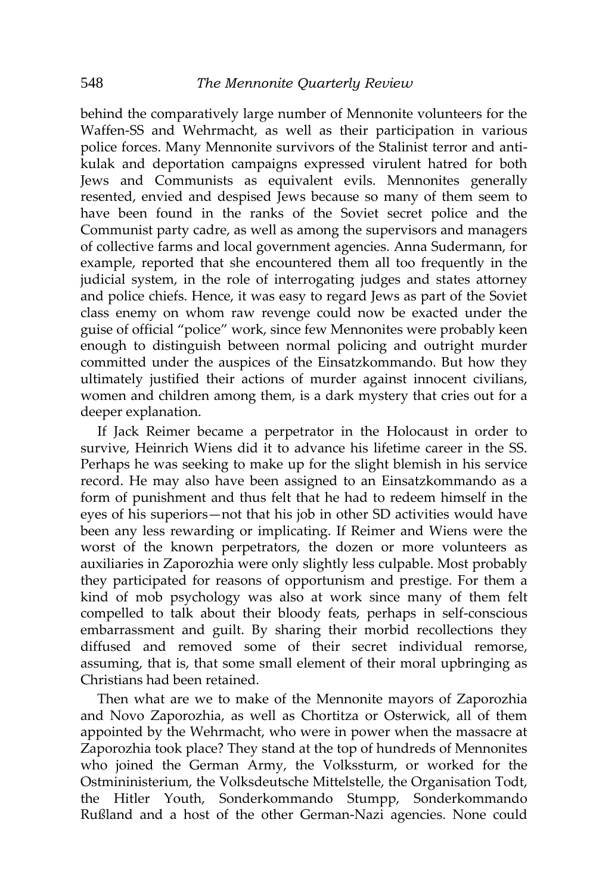behind the comparatively large number of Mennonite volunteers for the Waffen-SS and Wehrmacht, as well as their participation in various police forces. Many Mennonite survivors of the Stalinist terror and anti-kulak and deportation campaigns expressed virulent hatred for both Jews and Communists as equivalent evils. Mennonites generally resented, envied and despised Jews because so many of them seem to have been found in the ranks of the Soviet secret police and the Communist party cadre, as well as among the supervisors and managers of collective farms and local government agencies. Anna Sudermann, for example, reported that she encountered them all too frequently in the judicial system, in the role of interrogating judges and states attorney and police chiefs. Hence, it was easy to regard Jews as part of the Soviet class enemy on whom raw revenge could now be exacted under the guise of official "police" work, since few Mennonites were probably keen enough to distinguish between normal policing and outright murder committed under the auspices of the Einsatzkommando. But how they ultimately justified their actions of murder against innocent civilians, women and children among them, is a dark mystery that cries out for a deeper explanation.

If Jack Reimer became a perpetrator in the Holocaust in order to survive, Heinrich Wiens did it to advance his lifetime career in the SS. Perhaps he was seeking to make up for the slight blemish in his service record. He may also have been assigned to an Einsatzkommando as a form of punishment and thus felt that he had to redeem himself in the eyes of his superiors—not that his job in other SD activities would have been any less rewarding or implicating. If Reimer and Wiens were the worst of the known perpetrators, the dozen or more volunteers as auxiliaries in Zaporozhia were only slightly less culpable. Most probably they participated for reasons of opportunism and prestige. For them a kind of mob psychology was also at work since many of them felt compelled to talk about their bloody feats, perhaps in self-conscious embarrassment and guilt. By sharing their morbid recollections they diffused and removed some of their secret individual remorse, assuming, that is, that some small element of their moral upbringing as Christians had been retained.

Then what are we to make of the Mennonite mayors of Zaporozhia and Novo Zaporozhia, as well as Chortitza or Osterwick, all of them appointed by the Wehrmacht, who were in power when the massacre at Zaporozhia took place? They stand at the top of hundreds of Mennonites who joined the German Army, the Volkssturm, or worked for the Ostmininisterium, the Volksdeutsche Mittelstelle, the Organisation Todt, the Hitler Youth, Sonderkommando Stumpp, Sonderkommando Rußland and a host of the other German-Nazi agencies. None could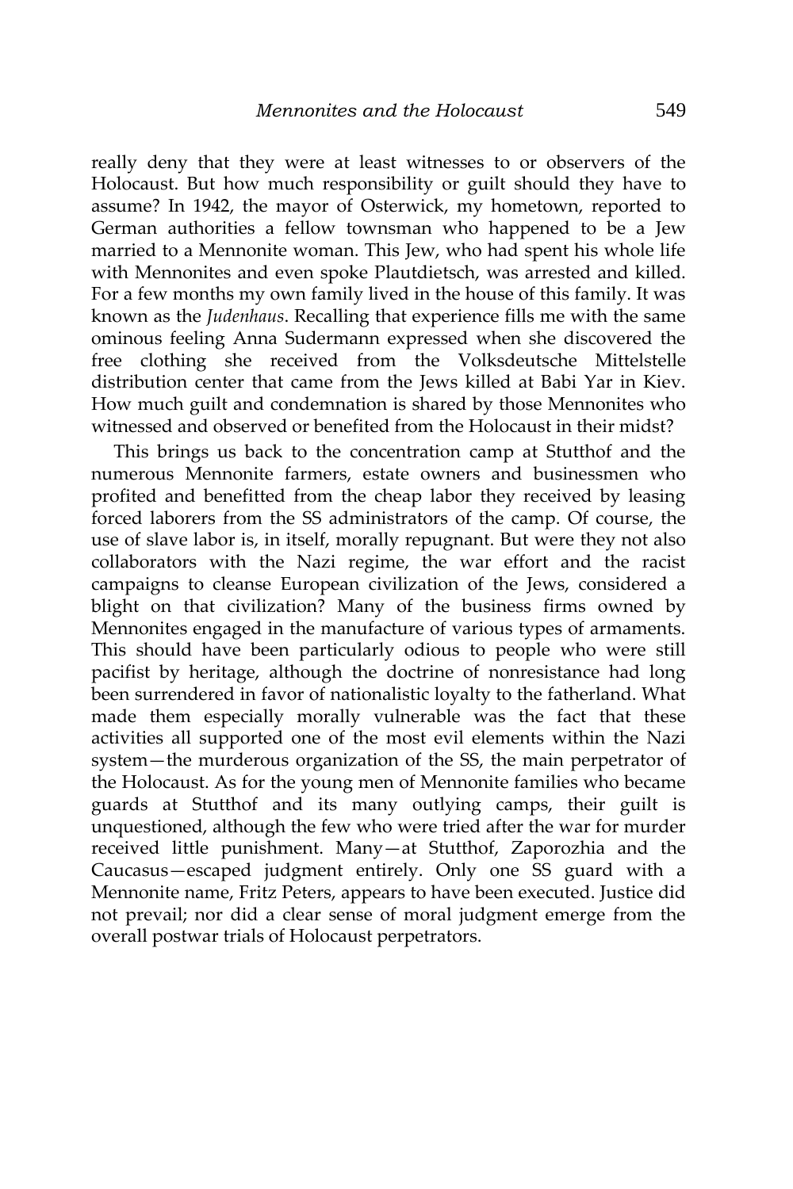really deny that they were at least witnesses to or observers of the Holocaust. But how much responsibility or guilt should they have to assume? In 1942, the mayor of Osterwick, my hometown, reported to German authorities a fellow townsman who happened to be a Jew married to a Mennonite woman. This Jew, who had spent his whole life with Mennonites and even spoke Plautdietsch, was arrested and killed. For a few months my own family lived in the house of this family. It was known as the *Judenhaus*. Recalling that experience fills me with the same ominous feeling Anna Sudermann expressed when she discovered the free clothing she received from the Volksdeutsche Mittelstelle distribution center that came from the Jews killed at Babi Yar in Kiev. How much guilt and condemnation is shared by those Mennonites who witnessed and observed or benefited from the Holocaust in their midst?

This brings us back to the concentration camp at Stutthof and the numerous Mennonite farmers, estate owners and businessmen who profited and benefitted from the cheap labor they received by leasing forced laborers from the SS administrators of the camp. Of course, the use of slave labor is, in itself, morally repugnant. But were they not also collaborators with the Nazi regime, the war effort and the racist campaigns to cleanse European civilization of the Jews, considered a blight on that civilization? Many of the business firms owned by Mennonites engaged in the manufacture of various types of armaments. This should have been particularly odious to people who were still pacifist by heritage, although the doctrine of nonresistance had long been surrendered in favor of nationalistic loyalty to the fatherland. What made them especially morally vulnerable was the fact that these activities all supported one of the most evil elements within the Nazi system—the murderous organization of the SS, the main perpetrator of the Holocaust. As for the young men of Mennonite families who became guards at Stutthof and its many outlying camps, their guilt is unquestioned, although the few who were tried after the war for murder received little punishment. Many—at Stutthof, Zaporozhia and the Caucasus—escaped judgment entirely. Only one SS guard with a Mennonite name, Fritz Peters, appears to have been executed. Justice did not prevail; nor did a clear sense of moral judgment emerge from the overall postwar trials of Holocaust perpetrators.